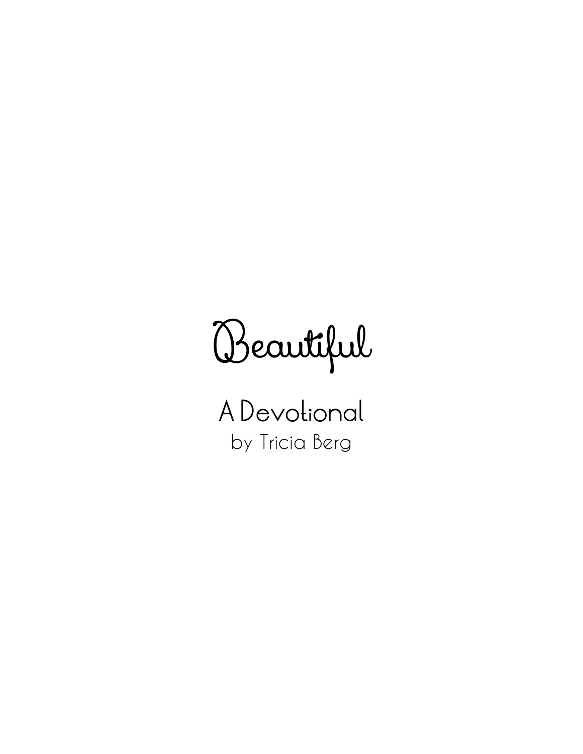# Beautiful

## A Devotional

by Tricia Berg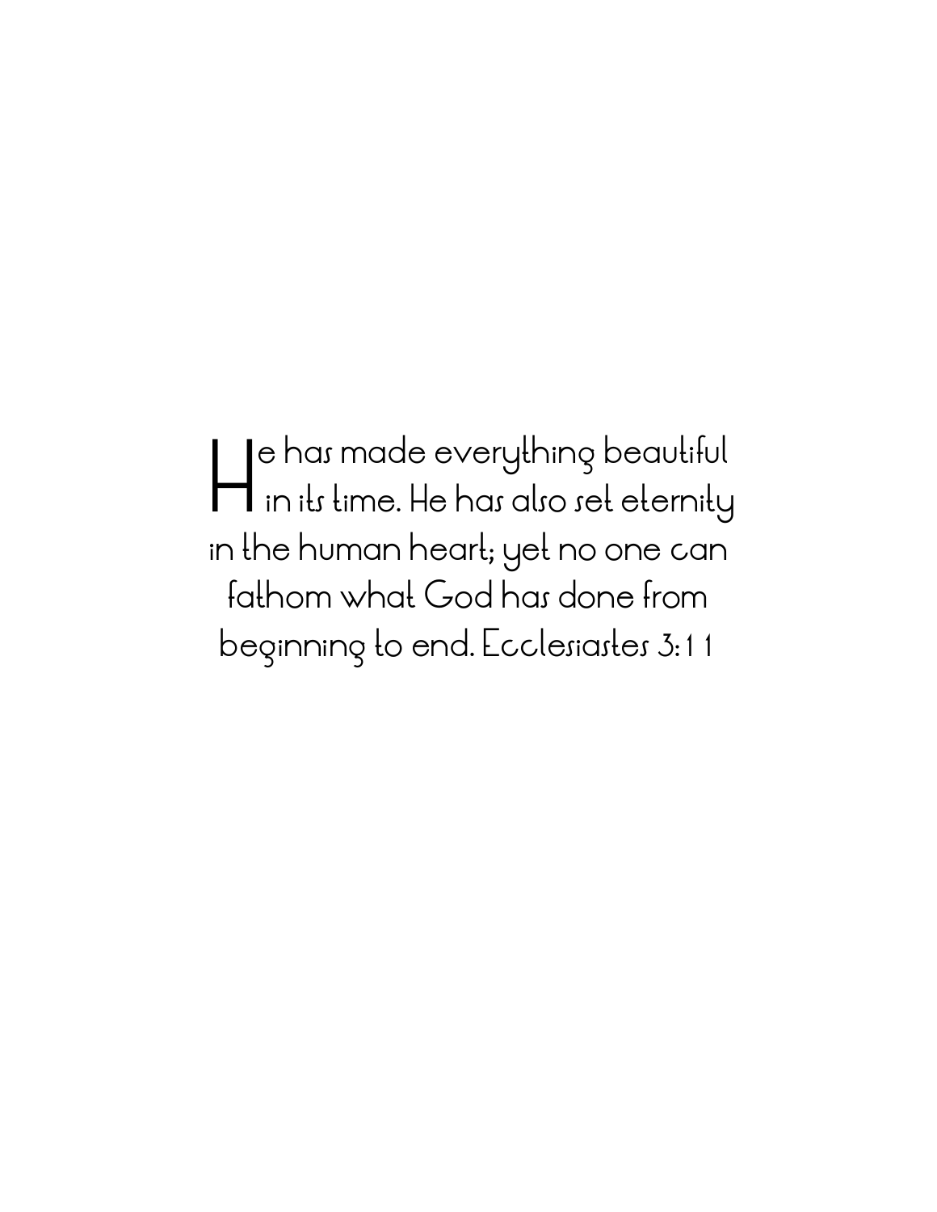He has made everything beautiful in its time. He has also set eternity in the human heart; yet no one can fathom what God has done from beginning to end. Ecclesiastes 3:11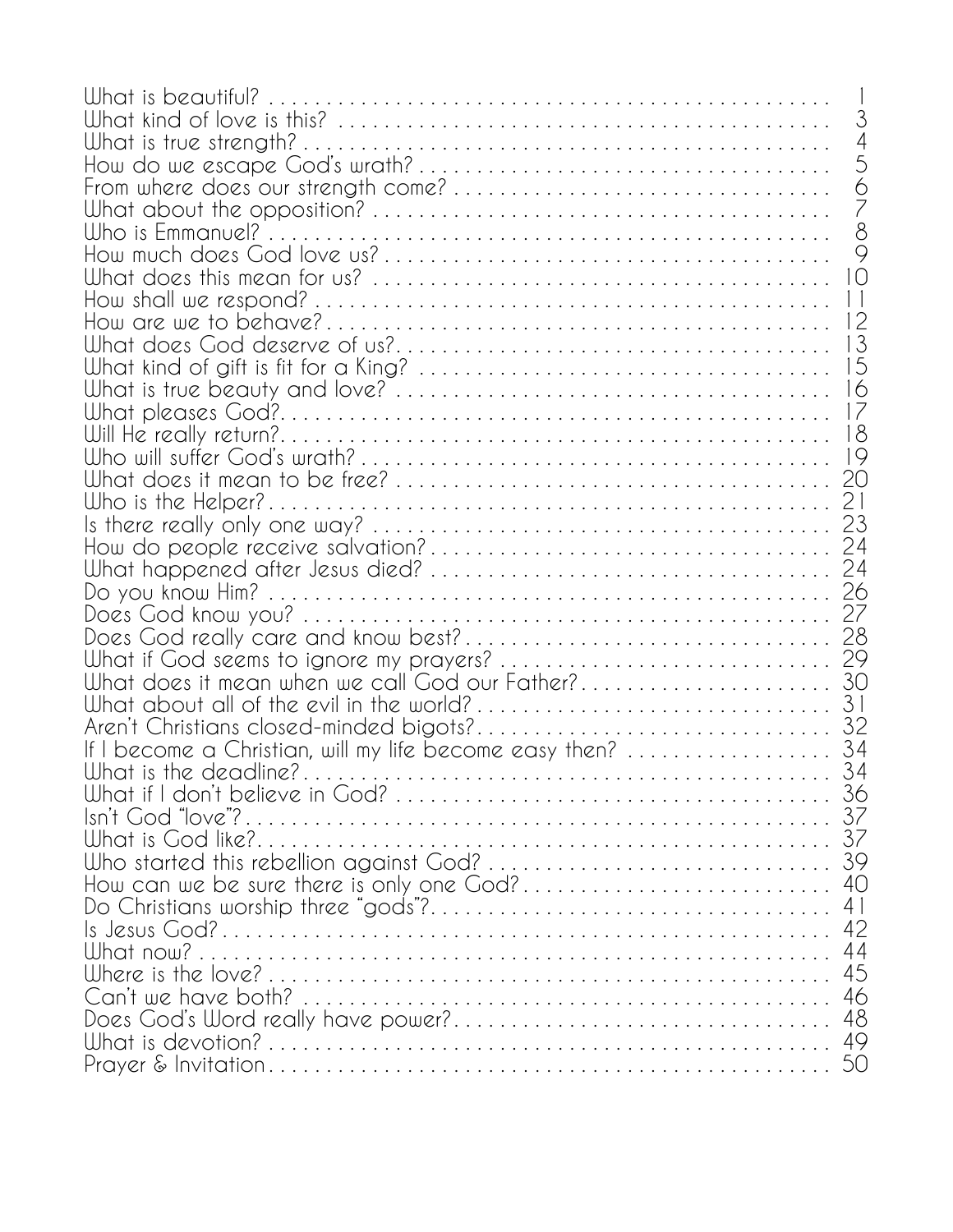What is beautiful? . . . . . . . . . . . . . . . . . . . . . . . . . . . . . . . . . . . . . . . . . . . . . . . . . 1
What kind of love is this? . . . . . . . . . . . . . . . . . . . . . . . . . . . . . . . . . . . . . . . . . . . . 3
What is true strength? . . . . . . . . . . . . . . . . . . . . . . . . . . . . . . . . . . . . . . . . . . . . . . . 4
How do we escape God's wrath? . . . . . . . . . . . . . . . . . . . . . . . . . . . . . . . . . . . . . . . 5
From where does our strength come? . . . . . . . . . . . . . . . . . . . . . . . . . . . . . . . . . . . 6
What about the opposition? . . . . . . . . . . . . . . . . . . . . . . . . . . . . . . . . . . . . . . . . . . . 7
Who is Emmanuel? . . . . . . . . . . . . . . . . . . . . . . . . . . . . . . . . . . . . . . . . . . . . . . . . . . 8
How much does God love us? . . . . . . . . . . . . . . . . . . . . . . . . . . . . . . . . . . . . . . . . . . 9
What does this mean for us? . . . . . . . . . . . . . . . . . . . . . . . . . . . . . . . . . . . . . . . . . . 10
How shall we respond? . . . . . . . . . . . . . . . . . . . . . . . . . . . . . . . . . . . . . . . . . . . . . . 11
How are we to behave? . . . . . . . . . . . . . . . . . . . . . . . . . . . . . . . . . . . . . . . . . . . . . . 12
What does God deserve of us? . . . . . . . . . . . . . . . . . . . . . . . . . . . . . . . . . . . . . . . . 13
What kind of gift is fit for a King? . . . . . . . . . . . . . . . . . . . . . . . . . . . . . . . . . . . . . 15
What is true beauty and love? . . . . . . . . . . . . . . . . . . . . . . . . . . . . . . . . . . . . . . . . 16
What pleases God? . . . . . . . . . . . . . . . . . . . . . . . . . . . . . . . . . . . . . . . . . . . . . . . . . 17
Will He really return? . . . . . . . . . . . . . . . . . . . . . . . . . . . . . . . . . . . . . . . . . . . . . . . 18
Who will suffer God's wrath? . . . . . . . . . . . . . . . . . . . . . . . . . . . . . . . . . . . . . . . . . 19
What does it mean to be free? . . . . . . . . . . . . . . . . . . . . . . . . . . . . . . . . . . . . . . . . 20
Who is the Helper? . . . . . . . . . . . . . . . . . . . . . . . . . . . . . . . . . . . . . . . . . . . . . . . . . 21
Is there really only one way? . . . . . . . . . . . . . . . . . . . . . . . . . . . . . . . . . . . . . . . . . 23
How do people receive salvation? . . . . . . . . . . . . . . . . . . . . . . . . . . . . . . . . . . . . . 24
What happened after Jesus died? . . . . . . . . . . . . . . . . . . . . . . . . . . . . . . . . . . . . . 24
Do you know Him? . . . . . . . . . . . . . . . . . . . . . . . . . . . . . . . . . . . . . . . . . . . . . . . . . 26
Does God know you? . . . . . . . . . . . . . . . . . . . . . . . . . . . . . . . . . . . . . . . . . . . . . . . 27
Does God really care and know best? . . . . . . . . . . . . . . . . . . . . . . . . . . . . . . . . . . 28
What if God seems to ignore my prayers? . . . . . . . . . . . . . . . . . . . . . . . . . . . . . . 29
What does it mean when we call God our Father? . . . . . . . . . . . . . . . . . . . . . . . 30
What about all of the evil in the world? . . . . . . . . . . . . . . . . . . . . . . . . . . . . . . . . 31
Aren't Christians closed-minded bigots? . . . . . . . . . . . . . . . . . . . . . . . . . . . . . . . . 32
If I become a Christian, will my life become easy then? . . . . . . . . . . . . . . . . . . 34
What is the deadline? . . . . . . . . . . . . . . . . . . . . . . . . . . . . . . . . . . . . . . . . . . . . . . . 34
What if I don't believe in God? . . . . . . . . . . . . . . . . . . . . . . . . . . . . . . . . . . . . . . . 36
Isn't God "love"? . . . . . . . . . . . . . . . . . . . . . . . . . . . . . . . . . . . . . . . . . . . . . . . . . . 37
What is God like? . . . . . . . . . . . . . . . . . . . . . . . . . . . . . . . . . . . . . . . . . . . . . . . . . . 37
Who started this rebellion against God? . . . . . . . . . . . . . . . . . . . . . . . . . . . . . . . 39
How can we be sure there is only one God? . . . . . . . . . . . . . . . . . . . . . . . . . . . . 40
Do Christians worship three "gods"? . . . . . . . . . . . . . . . . . . . . . . . . . . . . . . . . . . . 41
Is Jesus God? . . . . . . . . . . . . . . . . . . . . . . . . . . . . . . . . . . . . . . . . . . . . . . . . . . . . . . 42
What now? . . . . . . . . . . . . . . . . . . . . . . . . . . . . . . . . . . . . . . . . . . . . . . . . . . . . . . . 44
Where is the love? . . . . . . . . . . . . . . . . . . . . . . . . . . . . . . . . . . . . . . . . . . . . . . . . . . 45
Can't we have both? . . . . . . . . . . . . . . . . . . . . . . . . . . . . . . . . . . . . . . . . . . . . . . . . 46
Does God's Word really have power? . . . . . . . . . . . . . . . . . . . . . . . . . . . . . . . . . . 48
What is devotion? . . . . . . . . . . . . . . . . . . . . . . . . . . . . . . . . . . . . . . . . . . . . . . . . . . 49
Prayer & Invitation . . . . . . . . . . . . . . . . . . . . . . . . . . . . . . . . . . . . . . . . . . . . . . . . . 50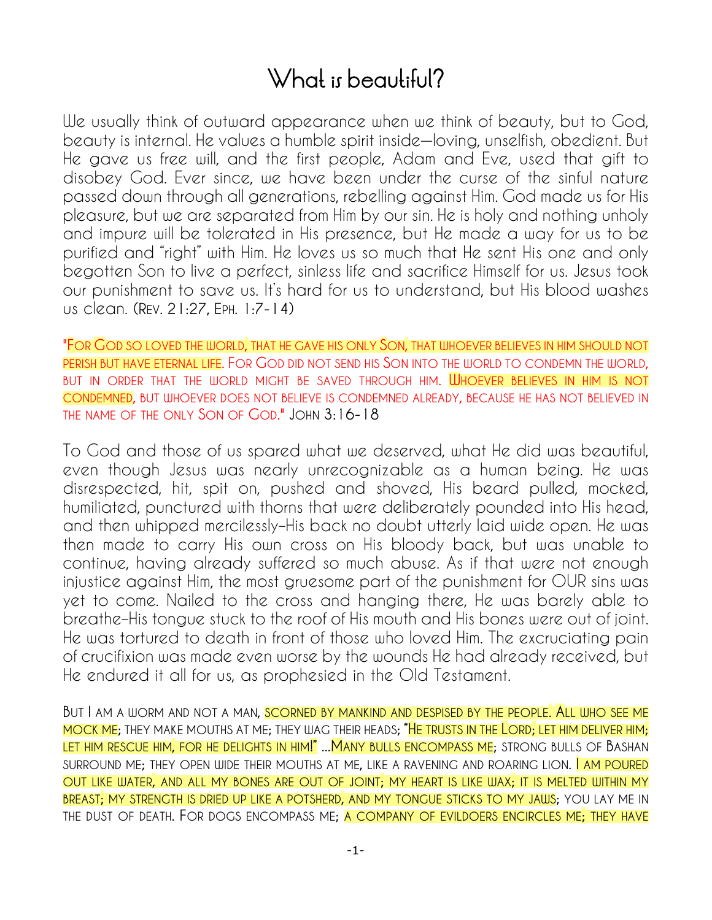# What is beautiful?

We usually think of outward appearance when we think of beauty, but to God, beauty is internal. He values a humble spirit inside—loving, unselfish, obedient. But He gave us free will, and the first people, Adam and Eve, used that gift to disobey God. Ever since, we have been under the curse of the sinful nature passed down through all generations, rebelling against Him. God made us for His pleasure, but we are separated from Him by our sin. He is holy and nothing unholy and impure will be tolerated in His presence, but He made a way for us to be purified and "right" with Him. He loves us so much that He sent His one and only begotten Son to live a perfect, sinless life and sacrifice Himself for us. Jesus took our punishment to save us. It's hard for us to understand, but His blood washes us clean. (Rev. 21:27, Eph. 1:7-14)

"For God so loved the world, that he gave his only Son, that whoever believes in him should not perish but have eternal life. For God did not send his Son into the world to condemn the world, but in order that the world might be saved through him. Whoever believes in him is not condemned, but whoever does not believe is condemned already, because he has not believed in the name of the only Son of God." John 3:16-18

To God and those of us spared what we deserved, what He did was beautiful, even though Jesus was nearly unrecognizable as a human being. He was disrespected, hit, spit on, pushed and shoved, His beard pulled, mocked, humiliated, punctured with thorns that were deliberately pounded into His head, and then whipped mercilessly–His back no doubt utterly laid wide open. He was then made to carry His own cross on His bloody back, but was unable to continue, having already suffered so much abuse. As if that were not enough injustice against Him, the most gruesome part of the punishment for OUR sins was yet to come. Nailed to the cross and hanging there, He was barely able to breathe–His tongue stuck to the roof of His mouth and His bones were out of joint. He was tortured to death in front of those who loved Him. The excruciating pain of crucifixion was made even worse by the wounds He had already received, but He endured it all for us, as prophesied in the Old Testament.

But I am a worm and not a man, scorned by mankind and despised by the people. All who see me mock me; they make mouths at me; they wag their heads; "He trusts in the Lord; let him deliver him; let him rescue him, for he delights in him!" ...Many bulls encompass me; strong bulls of Bashan surround me; they open wide their mouths at me, like a ravening and roaring lion. I am poured out like water, and all my bones are out of joint; my heart is like wax; it is melted within my breast; my strength is dried up like a potsherd, and my tongue sticks to my jaws; you lay me in the dust of death. For dogs encompass me; a company of evildoers encircles me; they have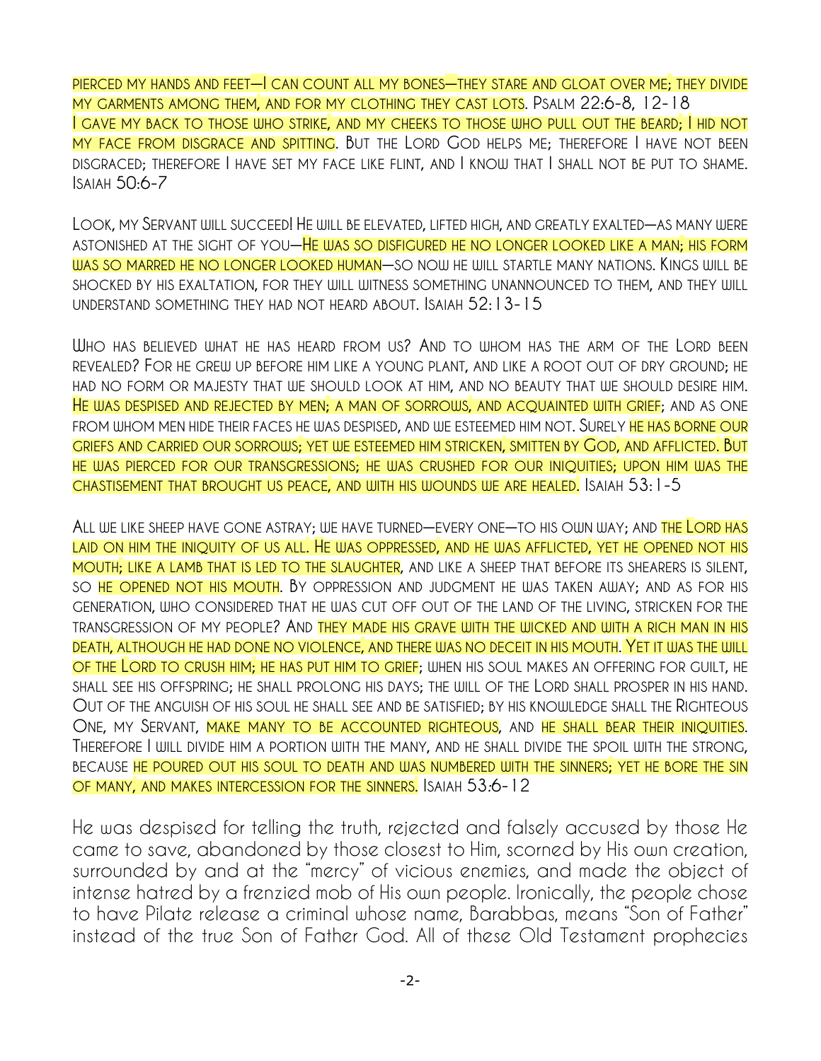pierced my hands and feet—I can count all my bones—they stare and gloat over me; they divide my garments among them, and for my clothing they cast lots. Psalm 22:6-8, 12-18

I gave my back to those who strike, and my cheeks to those who pull out the beard; I hid not my face from disgrace and spitting. But the Lord God helps me; therefore I have not been disgraced; therefore I have set my face like flint, and I know that I shall not be put to shame. Isaiah 50:6-7

Look, my Servant will succeed! He will be elevated, lifted high, and greatly exalted—as many were astonished at the sight of you—He was so disfigured he no longer looked like a man; his form was so marred he no longer looked human—so now he will startle many nations. Kings will be shocked by his exaltation, for they will witness something unannounced to them, and they will understand something they had not heard about. Isaiah 52:13-15

Who has believed what he has heard from us? And to whom has the arm of the Lord been revealed? For he grew up before him like a young plant, and like a root out of dry ground; he had no form or majesty that we should look at him, and no beauty that we should desire him. He was despised and rejected by men; a man of sorrows, and acquainted with grief; and as one from whom men hide their faces he was despised, and we esteemed him not. Surely he has borne our griefs and carried our sorrows; yet we esteemed him stricken, smitten by God, and afflicted. But he was pierced for our transgressions; he was crushed for our iniquities; upon him was the chastisement that brought us peace, and with his wounds we are healed. Isaiah 53:1-5

All we like sheep have gone astray; we have turned—every one—to his own way; and the Lord has laid on him the iniquity of us all. He was oppressed, and he was afflicted, yet he opened not his mouth; like a lamb that is led to the slaughter, and like a sheep that before its shearers is silent, so he opened not his mouth. By oppression and judgment he was taken away; and as for his generation, who considered that he was cut off out of the land of the living, stricken for the transgression of my people? And they made his grave with the wicked and with a rich man in his death, although he had done no violence, and there was no deceit in his mouth. Yet it was the will of the Lord to crush him; he has put him to grief; when his soul makes an offering for guilt, he shall see his offspring; he shall prolong his days; the will of the Lord shall prosper in his hand. Out of the anguish of his soul he shall see and be satisfied; by his knowledge shall the Righteous One, my Servant, make many to be accounted righteous, and he shall bear their iniquities. Therefore I will divide him a portion with the many, and he shall divide the spoil with the strong, because he poured out his soul to death and was numbered with the sinners; yet he bore the sin of many, and makes intercession for the sinners. Isaiah 53:6-12

He was despised for telling the truth, rejected and falsely accused by those He came to save, abandoned by those closest to Him, scorned by His own creation, surrounded by and at the "mercy" of vicious enemies, and made the object of intense hatred by a frenzied mob of His own people. Ironically, the people chose to have Pilate release a criminal whose name, Barabbas, means "Son of Father" instead of the true Son of Father God. All of these Old Testament prophecies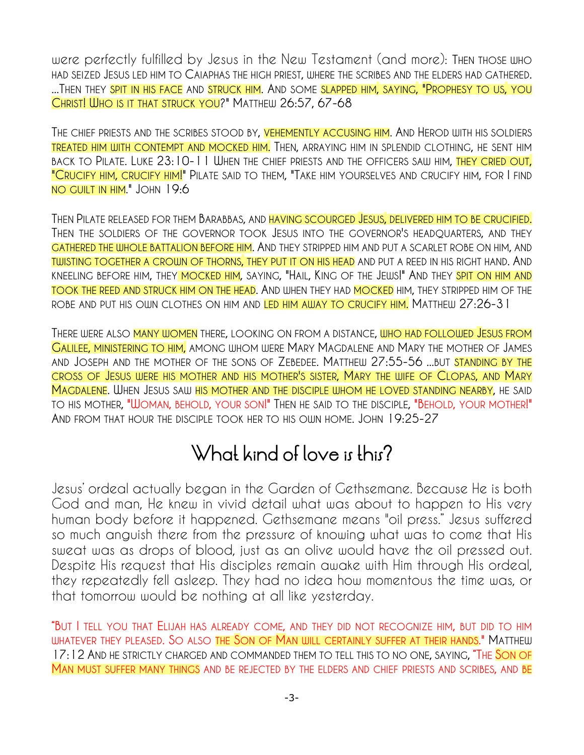were perfectly fulfilled by Jesus in the New Testament (and more): Then those who had seized Jesus led him to Caiaphas the high priest, where the scribes and the elders had gathered. ...Then they spit in his face and struck him. And some slapped him, saying, "Prophesy to us, you Christ! Who is it that struck you?" Matthew 26:57, 67-68

The chief priests and the scribes stood by, vehemently accusing him. And Herod with his soldiers treated him with contempt and mocked him. Then, arraying him in splendid clothing, he sent him back to Pilate. Luke 23:10-11 When the chief priests and the officers saw him, they cried out, "Crucify him, crucify him!" Pilate said to them, "Take him yourselves and crucify him, for I find no guilt in him." John 19:6

Then Pilate released for them Barabbas, and having scourged Jesus, delivered him to be crucified. Then the soldiers of the governor took Jesus into the governor's headquarters, and they gathered the whole battalion before him. And they stripped him and put a scarlet robe on him, and twisting together a crown of thorns, they put it on his head and put a reed in his right hand. And kneeling before him, they mocked him, saying, "Hail, King of the Jews!" And they spit on him and took the reed and struck him on the head. And when they had mocked him, they stripped him of the robe and put his own clothes on him and led him away to crucify him. Matthew 27:26-31

There were also many women there, looking on from a distance, who had followed Jesus from Galilee, ministering to him, among whom were Mary Magdalene and Mary the mother of James and Joseph and the mother of the sons of Zebedee. Matthew 27:55-56 ...but standing by the cross of Jesus were his mother and his mother's sister, Mary the wife of Clopas, and Mary Magdalene. When Jesus saw his mother and the disciple whom he loved standing nearby, he said to his mother, "Woman, behold, your son!" Then he said to the disciple, "Behold, your mother!" And from that hour the disciple took her to his own home. John 19:25-27

## What kind of love is this?

Jesus' ordeal actually began in the Garden of Gethsemane. Because He is both God and man, He knew in vivid detail what was about to happen to His very human body before it happened. Gethsemane means "oil press." Jesus suffered so much anguish there from the pressure of knowing what was to come that His sweat was as drops of blood, just as an olive would have the oil pressed out. Despite His request that His disciples remain awake with Him through His ordeal, they repeatedly fell asleep. They had no idea how momentous the time was, or that tomorrow would be nothing at all like yesterday.

"But I tell you that Elijah has already come, and they did not recognize him, but did to him whatever they pleased. So also the Son of Man will certainly suffer at their hands." Matthew 17:12 And he strictly charged and commanded them to tell this to no one, saying, "The Son of Man must suffer many things and be rejected by the elders and chief priests and scribes, and be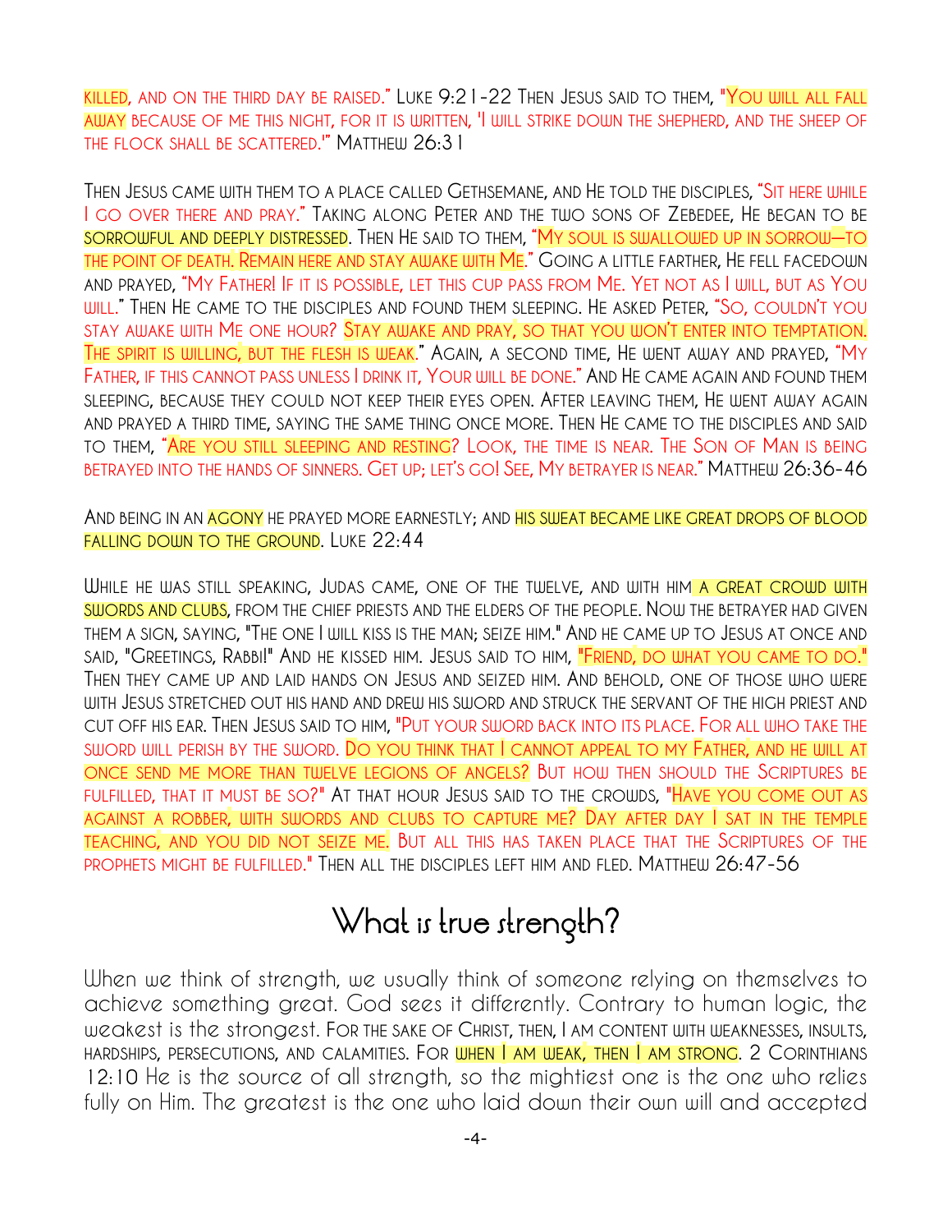killed, and on the third day be raised." Luke 9:21-22 Then Jesus said to them, "You will all fall away because of me this night, for it is written, 'I will strike down the shepherd, and the sheep of the flock shall be scattered.'" Matthew 26:31

Then Jesus came with them to a place called Gethsemane, and He told the disciples, "Sit here while I go over there and pray." Taking along Peter and the two sons of Zebedee, He began to be sorrowful and deeply distressed. Then He said to them, "My soul is swallowed up in sorrow—to the point of death. Remain here and stay awake with Me." Going a little farther, He fell facedown and prayed, "My Father! If it is possible, let this cup pass from Me. Yet not as I will, but as You will." Then He came to the disciples and found them sleeping. He asked Peter, "So, couldn't you stay awake with Me one hour? Stay awake and pray, so that you won't enter into temptation. The spirit is willing, but the flesh is weak." Again, a second time, He went away and prayed, "My Father, if this cannot pass unless I drink it, Your will be done." And He came again and found them sleeping, because they could not keep their eyes open. After leaving them, He went away again and prayed a third time, saying the same thing once more. Then He came to the disciples and said to them, "Are you still sleeping and resting? Look, the time is near. The Son of Man is being betrayed into the hands of sinners. Get up; let's go! See, My betrayer is near." Matthew 26:36-46

And being in an agony he prayed more earnestly; and his sweat became like great drops of blood falling down to the ground. Luke 22:44

While he was still speaking, Judas came, one of the twelve, and with him a great crowd with swords and clubs, from the chief priests and the elders of the people. Now the betrayer had given them a sign, saying, "The one I will kiss is the man; seize him." And he came up to Jesus at once and said, "Greetings, Rabbi!" And he kissed him. Jesus said to him, "Friend, do what you came to do." Then they came up and laid hands on Jesus and seized him. And behold, one of those who were with Jesus stretched out his hand and drew his sword and struck the servant of the high priest and cut off his ear. Then Jesus said to him, "Put your sword back into its place. For all who take the sword will perish by the sword. Do you think that I cannot appeal to my Father, and he will at once send me more than twelve legions of angels? But how then should the Scriptures be fulfilled, that it must be so?" At that hour Jesus said to the crowds, "Have you come out as against a robber, with swords and clubs to capture me? Day after day I sat in the temple teaching, and you did not seize me. But all this has taken place that the Scriptures of the prophets might be fulfilled." Then all the disciples left him and fled. Matthew 26:47-56

# What is true strength?

When we think of strength, we usually think of someone relying on themselves to achieve something great. God sees it differently. Contrary to human logic, the weakest is the strongest. For the sake of Christ, then, I am content with weaknesses, insults, hardships, persecutions, and calamities. For when I am weak, then I am strong. 2 Corinthians 12:10 He is the source of all strength, so the mightiest one is the one who relies fully on Him. The greatest is the one who laid down their own will and accepted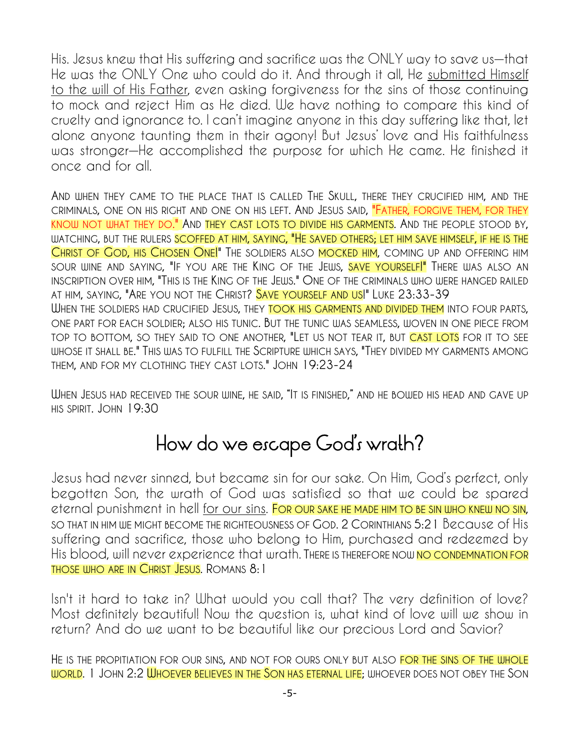His. Jesus knew that His suffering and sacrifice was the ONLY way to save us—that He was the ONLY One who could do it. And through it all, He submitted Himself to the will of His Father, even asking forgiveness for the sins of those continuing to mock and reject Him as He died. We have nothing to compare this kind of cruelty and ignorance to. I can't imagine anyone in this day suffering like that, let alone anyone taunting them in their agony! But Jesus' love and His faithfulness was stronger—He accomplished the purpose for which He came. He finished it once and for all.

AND WHEN THEY CAME TO THE PLACE THAT IS CALLED THE SKULL, THERE THEY CRUCIFIED HIM, AND THE CRIMINALS, ONE ON HIS RIGHT AND ONE ON HIS LEFT. AND JESUS SAID, "FATHER, FORGIVE THEM, FOR THEY KNOW NOT WHAT THEY DO." AND THEY CAST LOTS TO DIVIDE HIS GARMENTS. AND THE PEOPLE STOOD BY, WATCHING, BUT THE RULERS SCOFFED AT HIM, SAYING, "HE SAVED OTHERS; LET HIM SAVE HIMSELF, IF HE IS THE CHRIST OF GOD, HIS CHOSEN ONE!" THE SOLDIERS ALSO MOCKED HIM, COMING UP AND OFFERING HIM SOUR WINE AND SAYING, "IF YOU ARE THE KING OF THE JEWS, SAVE YOURSELF!" THERE WAS ALSO AN INSCRIPTION OVER HIM, "THIS IS THE KING OF THE JEWS." ONE OF THE CRIMINALS WHO WERE HANGED RAILED AT HIM, SAYING, "ARE YOU NOT THE CHRIST? SAVE YOURSELF AND US!" LUKE 23:33-39
WHEN THE SOLDIERS HAD CRUCIFIED JESUS, THEY TOOK HIS GARMENTS AND DIVIDED THEM INTO FOUR PARTS, ONE PART FOR EACH SOLDIER; ALSO HIS TUNIC. BUT THE TUNIC WAS SEAMLESS, WOVEN IN ONE PIECE FROM TOP TO BOTTOM, SO THEY SAID TO ONE ANOTHER, "LET US NOT TEAR IT, BUT CAST LOTS FOR IT TO SEE WHOSE IT SHALL BE." THIS WAS TO FULFILL THE SCRIPTURE WHICH SAYS, "THEY DIVIDED MY GARMENTS AMONG THEM, AND FOR MY CLOTHING THEY CAST LOTS." JOHN 19:23-24

WHEN JESUS HAD RECEIVED THE SOUR WINE, HE SAID, "IT IS FINISHED," AND HE BOWED HIS HEAD AND GAVE UP HIS SPIRIT. JOHN 19:30

# How do we escape God's wrath?

Jesus had never sinned, but became sin for our sake. On Him, God's perfect, only begotten Son, the wrath of God was satisfied so that we could be spared eternal punishment in hell for our sins. FOR OUR SAKE HE MADE HIM TO BE SIN WHO KNEW NO SIN, SO THAT IN HIM WE MIGHT BECOME THE RIGHTEOUSNESS OF GOD. 2 CORINTHIANS 5:21 Because of His suffering and sacrifice, those who belong to Him, purchased and redeemed by His blood, will never experience that wrath. THERE IS THEREFORE NOW NO CONDEMNATION FOR THOSE WHO ARE IN CHRIST JESUS. ROMANS 8:1

Isn't it hard to take in? What would you call that? The very definition of love? Most definitely beautiful! Now the question is, what kind of love will we show in return? And do we want to be beautiful like our precious Lord and Savior?

HE IS THE PROPITIATION FOR OUR SINS, AND NOT FOR OURS ONLY BUT ALSO FOR THE SINS OF THE WHOLE WORLD. 1 JOHN 2:2 WHOEVER BELIEVES IN THE SON HAS ETERNAL LIFE; WHOEVER DOES NOT OBEY THE SON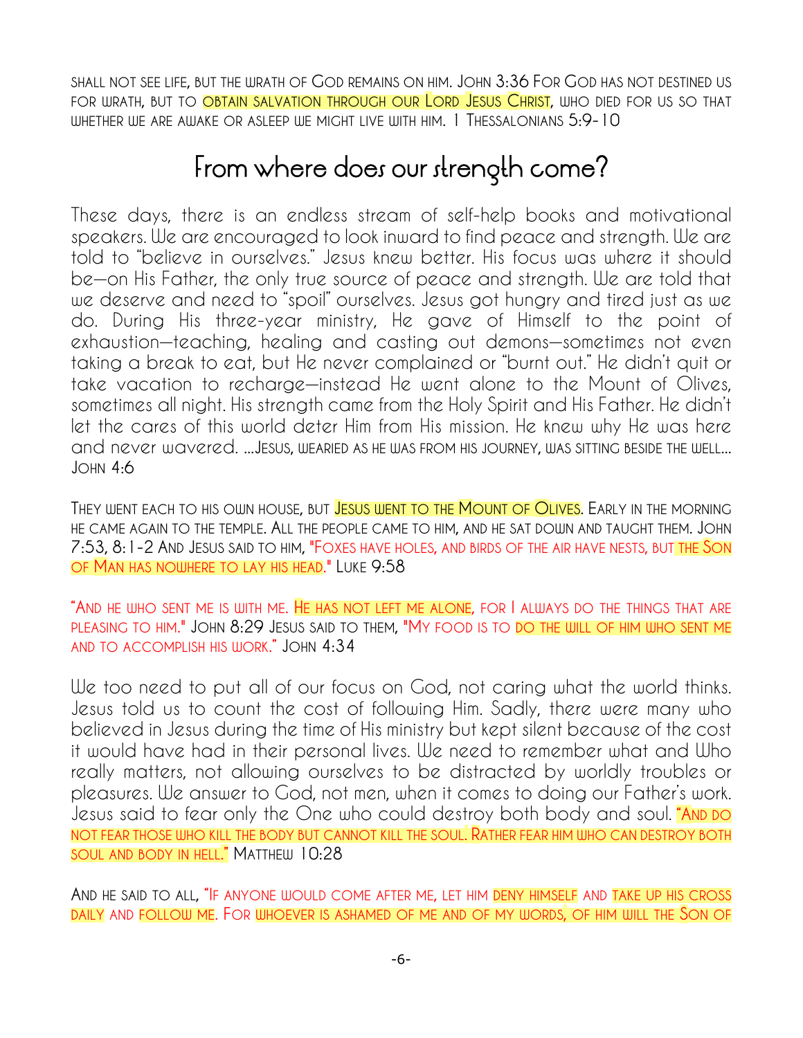SHALL NOT SEE LIFE, BUT THE WRATH OF GOD REMAINS ON HIM. JOHN 3:36 FOR GOD HAS NOT DESTINED US FOR WRATH, BUT TO OBTAIN SALVATION THROUGH OUR LORD JESUS CHRIST, WHO DIED FOR US SO THAT WHETHER WE ARE AWAKE OR ASLEEP WE MIGHT LIVE WITH HIM. 1 THESSALONIANS 5:9-10

## From where does our strength come?

These days, there is an endless stream of self-help books and motivational speakers. We are encouraged to look inward to find peace and strength. We are told to "believe in ourselves." Jesus knew better. His focus was where it should be—on His Father, the only true source of peace and strength. We are told that we deserve and need to "spoil" ourselves. Jesus got hungry and tired just as we do. During His three-year ministry, He gave of Himself to the point of exhaustion—teaching, healing and casting out demons—sometimes not even taking a break to eat, but He never complained or "burnt out." He didn't quit or take vacation to recharge—instead He went alone to the Mount of Olives, sometimes all night. His strength came from the Holy Spirit and His Father. He didn't let the cares of this world deter Him from His mission. He knew why He was here and never wavered. ...JESUS, WEARIED AS HE WAS FROM HIS JOURNEY, WAS SITTING BESIDE THE WELL... JOHN 4:6

THEY WENT EACH TO HIS OWN HOUSE, BUT JESUS WENT TO THE MOUNT OF OLIVES. EARLY IN THE MORNING HE CAME AGAIN TO THE TEMPLE. ALL THE PEOPLE CAME TO HIM, AND HE SAT DOWN AND TAUGHT THEM. JOHN 7:53, 8:1-2 AND JESUS SAID TO HIM, "FOXES HAVE HOLES, AND BIRDS OF THE AIR HAVE NESTS, BUT THE SON OF MAN HAS NOWHERE TO LAY HIS HEAD." LUKE 9:58

"AND HE WHO SENT ME IS WITH ME. HE HAS NOT LEFT ME ALONE, FOR I ALWAYS DO THE THINGS THAT ARE PLEASING TO HIM." JOHN 8:29 JESUS SAID TO THEM, "MY FOOD IS TO DO THE WILL OF HIM WHO SENT ME AND TO ACCOMPLISH HIS WORK." JOHN 4:34

We too need to put all of our focus on God, not caring what the world thinks. Jesus told us to count the cost of following Him. Sadly, there were many who believed in Jesus during the time of His ministry but kept silent because of the cost it would have had in their personal lives. We need to remember what and Who really matters, not allowing ourselves to be distracted by worldly troubles or pleasures. We answer to God, not men, when it comes to doing our Father's work. Jesus said to fear only the One who could destroy both body and soul. "AND DO NOT FEAR THOSE WHO KILL THE BODY BUT CANNOT KILL THE SOUL. RATHER FEAR HIM WHO CAN DESTROY BOTH SOUL AND BODY IN HELL." MATTHEW 10:28

AND HE SAID TO ALL, "IF ANYONE WOULD COME AFTER ME, LET HIM DENY HIMSELF AND TAKE UP HIS CROSS DAILY AND FOLLOW ME. FOR WHOEVER IS ASHAMED OF ME AND OF MY WORDS, OF HIM WILL THE SON OF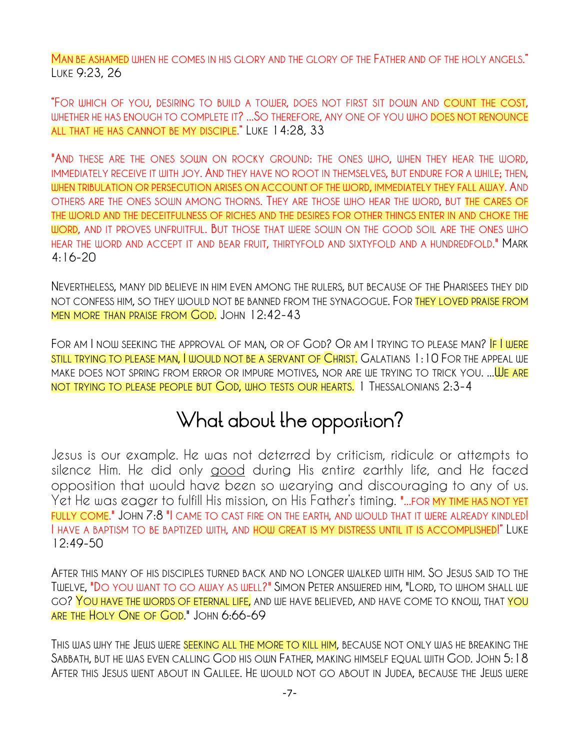Man be ashamed when he comes in his glory and the glory of the Father and of the holy angels." Luke 9:23, 26

"For which of you, desiring to build a tower, does not first sit down and count the cost, whether he has enough to complete it? ...So therefore, any one of you who does not renounce all that he has cannot be my disciple." Luke 14:28, 33

"And these are the ones sown on rocky ground: the ones who, when they hear the word, immediately receive it with joy. And they have no root in themselves, but endure for a while; then, when tribulation or persecution arises on account of the word, immediately they fall away. And others are the ones sown among thorns. They are those who hear the word, but the cares of the world and the deceitfulness of riches and the desires for other things enter in and choke the word, and it proves unfruitful. But those that were sown on the good soil are the ones who hear the word and accept it and bear fruit, thirtyfold and sixtyfold and a hundredfold." Mark 4:16-20

Nevertheless, many did believe in him even among the rulers, but because of the Pharisees they did not confess him, so they would not be banned from the synagogue. For they loved praise from men more than praise from God. John 12:42-43

For am I now seeking the approval of man, or of God? Or am I trying to please man? If I were still trying to please man, I would not be a servant of Christ. Galatians 1:10 For the appeal we make does not spring from error or impure motives, nor are we trying to trick you. ...We are not trying to please people but God, who tests our hearts. 1 Thessalonians 2:3-4

## What about the opposition?

Jesus is our example. He was not deterred by criticism, ridicule or attempts to silence Him. He did only good during His entire earthly life, and He faced opposition that would have been so wearying and discouraging to any of us. Yet He was eager to fulfill His mission, on His Father's timing. "...for my time has not yet fully come." John 7:8 "I came to cast fire on the earth, and would that it were already kindled! I have a baptism to be baptized with, and how great is my distress until it is accomplished!" Luke 12:49-50

After this many of his disciples turned back and no longer walked with him. So Jesus said to the Twelve, "Do you want to go away as well?" Simon Peter answered him, "Lord, to whom shall we go? You have the words of eternal life, and we have believed, and have come to know, that you are the Holy One of God." John 6:66-69

This was why the Jews were seeking all the more to kill him, because not only was he breaking the Sabbath, but he was even calling God his own Father, making himself equal with God. John 5:18 After this Jesus went about in Galilee. He would not go about in Judea, because the Jews were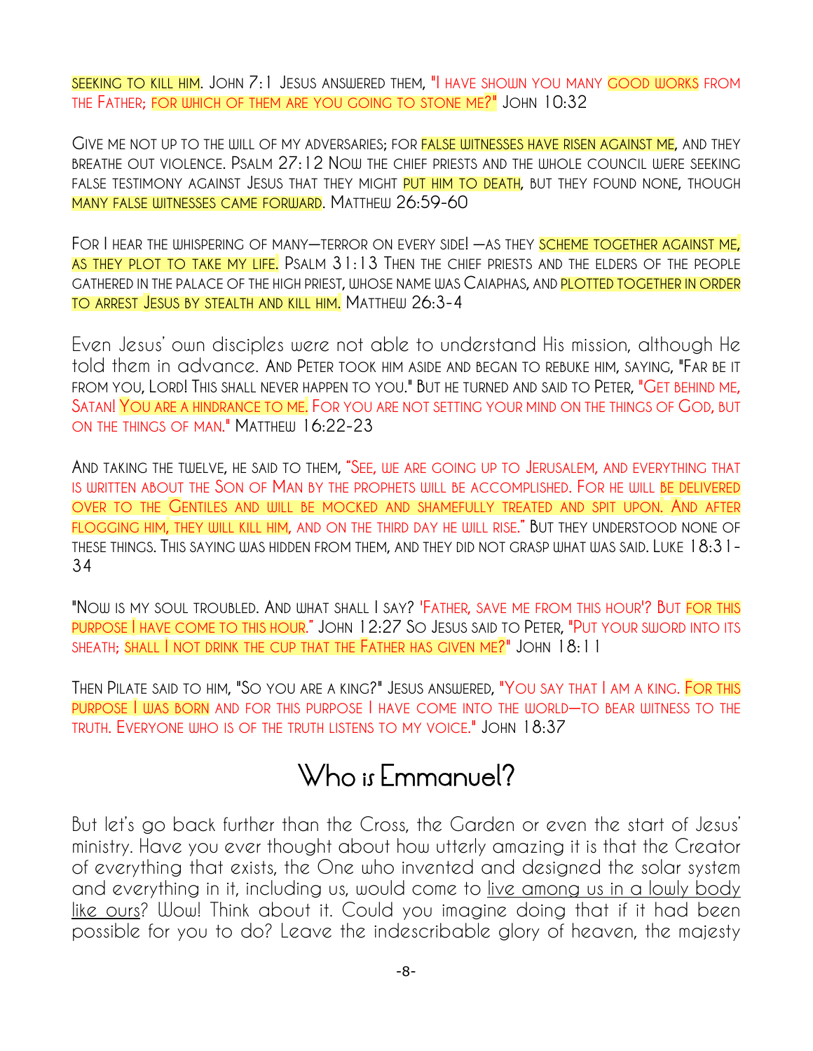seeking to kill him. John 7:1 Jesus answered them, "I have shown you many good works from the Father; for which of them are you going to stone me?" John 10:32

Give me not up to the will of my adversaries; for false witnesses have risen against me, and they breathe out violence. Psalm 27:12 Now the chief priests and the whole council were seeking false testimony against Jesus that they might put him to death, but they found none, though many false witnesses came forward. Matthew 26:59-60

For I hear the whispering of many—terror on every side! —as they scheme together against me, as they plot to take my life. Psalm 31:13 Then the chief priests and the elders of the people gathered in the palace of the high priest, whose name was Caiaphas, and plotted together in order to arrest Jesus by stealth and kill him. Matthew 26:3-4

Even Jesus' own disciples were not able to understand His mission, although He told them in advance. And Peter took him aside and began to rebuke him, saying, "Far be it from you, Lord! This shall never happen to you." But he turned and said to Peter, "Get behind me, Satan! You are a hindrance to me. For you are not setting your mind on the things of God, but on the things of man." Matthew 16:22-23

And taking the twelve, he said to them, "See, we are going up to Jerusalem, and everything that is written about the Son of Man by the prophets will be accomplished. For he will be delivered over to the Gentiles and will be mocked and shamefully treated and spit upon. And after flogging him, they will kill him, and on the third day he will rise." But they understood none of these things. This saying was hidden from them, and they did not grasp what was said. Luke 18:31-34

"Now is my soul troubled. And what shall I say? 'Father, save me from this hour'? But for this purpose I have come to this hour." John 12:27 So Jesus said to Peter, "Put your sword into its sheath; shall I not drink the cup that the Father has given me?" John 18:11

Then Pilate said to him, "So you are a king?" Jesus answered, "You say that I am a king. For this purpose I was born and for this purpose I have come into the world—to bear witness to the truth. Everyone who is of the truth listens to my voice." John 18:37

## Who is Emmanuel?

But let's go back further than the Cross, the Garden or even the start of Jesus' ministry. Have you ever thought about how utterly amazing it is that the Creator of everything that exists, the One who invented and designed the solar system and everything in it, including us, would come to live among us in a lowly body like ours? Wow! Think about it. Could you imagine doing that if it had been possible for you to do? Leave the indescribable glory of heaven, the majesty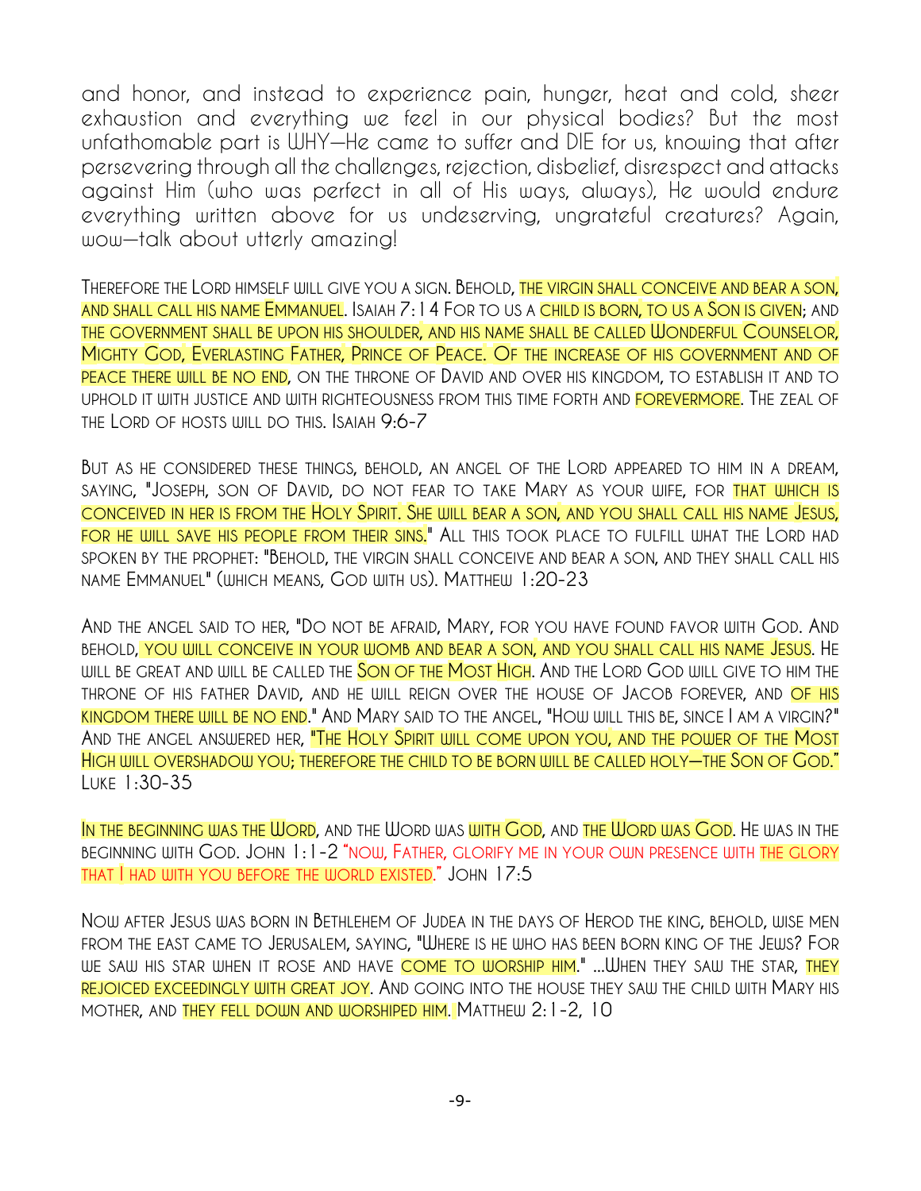and honor, and instead to experience pain, hunger, heat and cold, sheer exhaustion and everything we feel in our physical bodies? But the most unfathomable part is WHY—He came to suffer and DIE for us, knowing that after persevering through all the challenges, rejection, disbelief, disrespect and attacks against Him (who was perfect in all of His ways, always), He would endure everything written above for us undeserving, ungrateful creatures? Again, wow—talk about utterly amazing!

Therefore the Lord himself will give you a sign. Behold, the virgin shall conceive and bear a son, and shall call his name Emmanuel. Isaiah 7:14 For to us a child is born, to us a Son is given; and the government shall be upon his shoulder, and his name shall be called Wonderful Counselor, Mighty God, Everlasting Father, Prince of Peace. Of the increase of his government and of peace there will be no end, on the throne of David and over his kingdom, to establish it and to uphold it with justice and with righteousness from this time forth and forevermore. The zeal of the Lord of hosts will do this. Isaiah 9:6-7

But as he considered these things, behold, an angel of the Lord appeared to him in a dream, saying, "Joseph, son of David, do not fear to take Mary as your wife, for that which is conceived in her is from the Holy Spirit. She will bear a son, and you shall call his name Jesus, for he will save his people from their sins." All this took place to fulfill what the Lord had spoken by the prophet: "Behold, the virgin shall conceive and bear a son, and they shall call his name Emmanuel" (which means, God with us). Matthew 1:20-23

And the angel said to her, "Do not be afraid, Mary, for you have found favor with God. And behold, you will conceive in your womb and bear a son, and you shall call his name Jesus. He will be great and will be called the Son of the Most High. And the Lord God will give to him the throne of his father David, and he will reign over the house of Jacob forever, and of his kingdom there will be no end." And Mary said to the angel, "How will this be, since I am a virgin?" And the angel answered her, "The Holy Spirit will come upon you, and the power of the Most High will overshadow you; therefore the child to be born will be called holy—the Son of God." Luke 1:30-35

In the beginning was the Word, and the Word was with God, and the Word was God. He was in the beginning with God. John 1:1-2 "Now, Father, glorify me in your own presence with the glory that I had with you before the world existed." John 17:5

Now after Jesus was born in Bethlehem of Judea in the days of Herod the king, behold, wise men from the east came to Jerusalem, saying, "Where is he who has been born king of the Jews? For we saw his star when it rose and have come to worship him." ...When they saw the star, they rejoiced exceedingly with great joy. And going into the house they saw the child with Mary his mother, and they fell down and worshiped him. Matthew 2:1-2, 10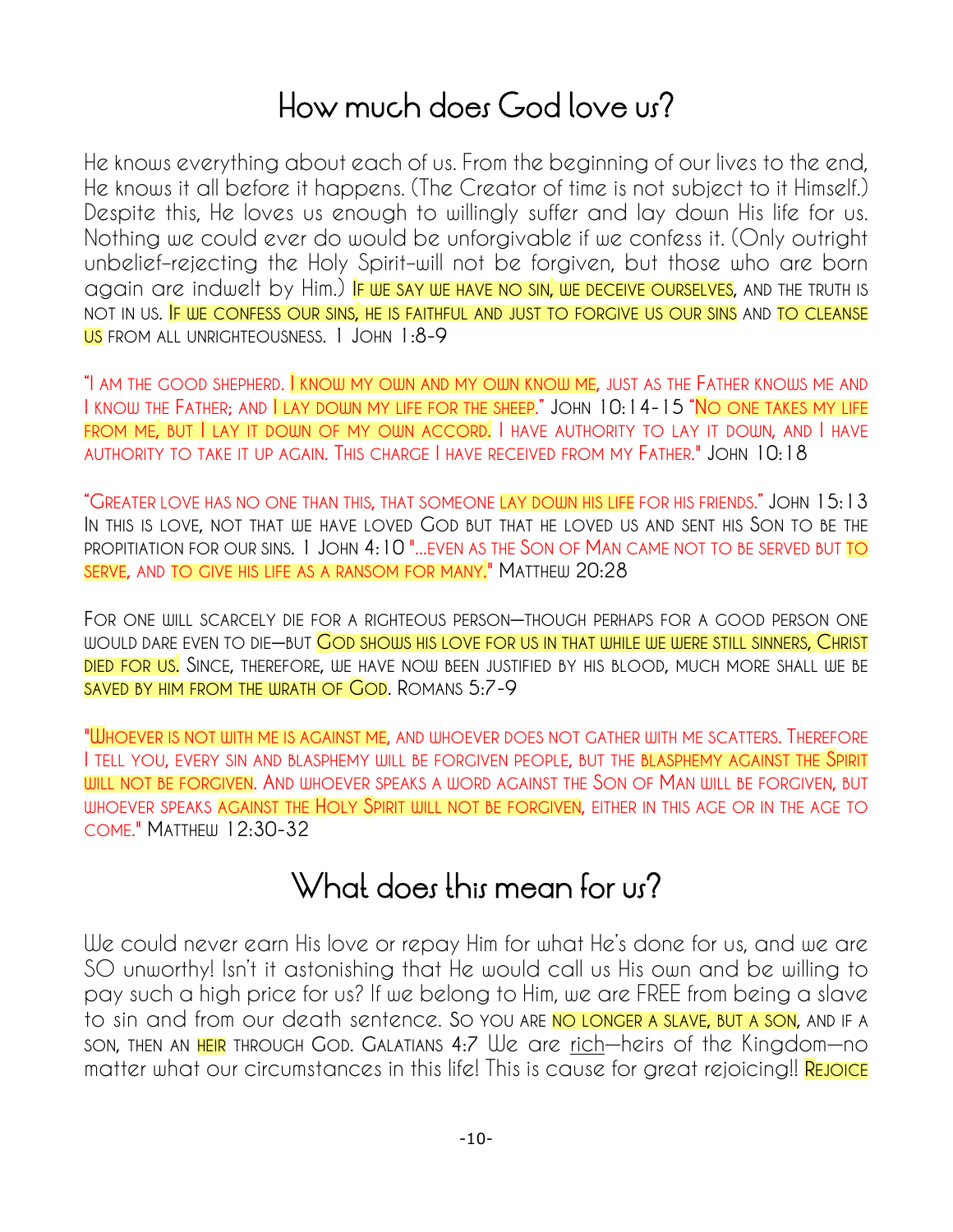# How much does God love us?

He knows everything about each of us. From the beginning of our lives to the end, He knows it all before it happens. (The Creator of time is not subject to it Himself.) Despite this, He loves us enough to willingly suffer and lay down His life for us. Nothing we could ever do would be unforgivable if we confess it. (Only outright unbelief–rejecting the Holy Spirit–will not be forgiven, but those who are born again are indwelt by Him.) IF WE SAY WE HAVE NO SIN, WE DECEIVE OURSELVES, AND THE TRUTH IS NOT IN US. IF WE CONFESS OUR SINS, HE IS FAITHFUL AND JUST TO FORGIVE US OUR SINS AND TO CLEANSE US FROM ALL UNRIGHTEOUSNESS. 1 JOHN 1:8-9

"I AM THE GOOD SHEPHERD. I KNOW MY OWN AND MY OWN KNOW ME, JUST AS THE FATHER KNOWS ME AND I KNOW THE FATHER; AND I LAY DOWN MY LIFE FOR THE SHEEP." JOHN 10:14-15 "NO ONE TAKES MY LIFE FROM ME, BUT I LAY IT DOWN OF MY OWN ACCORD. I HAVE AUTHORITY TO LAY IT DOWN, AND I HAVE AUTHORITY TO TAKE IT UP AGAIN. THIS CHARGE I HAVE RECEIVED FROM MY FATHER." JOHN 10:18

"GREATER LOVE HAS NO ONE THAN THIS, THAT SOMEONE LAY DOWN HIS LIFE FOR HIS FRIENDS." JOHN 15:13 IN THIS IS LOVE, NOT THAT WE HAVE LOVED GOD BUT THAT HE LOVED US AND SENT HIS SON TO BE THE PROPITIATION FOR OUR SINS. 1 JOHN 4:10 "...EVEN AS THE SON OF MAN CAME NOT TO BE SERVED BUT TO SERVE, AND TO GIVE HIS LIFE AS A RANSOM FOR MANY." MATTHEW 20:28

FOR ONE WILL SCARCELY DIE FOR A RIGHTEOUS PERSON—THOUGH PERHAPS FOR A GOOD PERSON ONE WOULD DARE EVEN TO DIE—BUT GOD SHOWS HIS LOVE FOR US IN THAT WHILE WE WERE STILL SINNERS, CHRIST DIED FOR US. SINCE, THEREFORE, WE HAVE NOW BEEN JUSTIFIED BY HIS BLOOD, MUCH MORE SHALL WE BE SAVED BY HIM FROM THE WRATH OF GOD. ROMANS 5:7-9

"WHOEVER IS NOT WITH ME IS AGAINST ME, AND WHOEVER DOES NOT GATHER WITH ME SCATTERS. THEREFORE I TELL YOU, EVERY SIN AND BLASPHEMY WILL BE FORGIVEN PEOPLE, BUT THE BLASPHEMY AGAINST THE SPIRIT WILL NOT BE FORGIVEN. AND WHOEVER SPEAKS A WORD AGAINST THE SON OF MAN WILL BE FORGIVEN, BUT WHOEVER SPEAKS AGAINST THE HOLY SPIRIT WILL NOT BE FORGIVEN, EITHER IN THIS AGE OR IN THE AGE TO COME." MATTHEW 12:30-32

# What does this mean for us?

We could never earn His love or repay Him for what He's done for us, and we are SO unworthy! Isn't it astonishing that He would call us His own and be willing to pay such a high price for us? If we belong to Him, we are FREE from being a slave to sin and from our death sentence. SO YOU ARE NO LONGER A SLAVE, BUT A SON, AND IF A SON, THEN AN HEIR THROUGH GOD. GALATIANS 4:7 We are rich—heirs of the Kingdom—no matter what our circumstances in this life! This is cause for great rejoicing!! REJOICE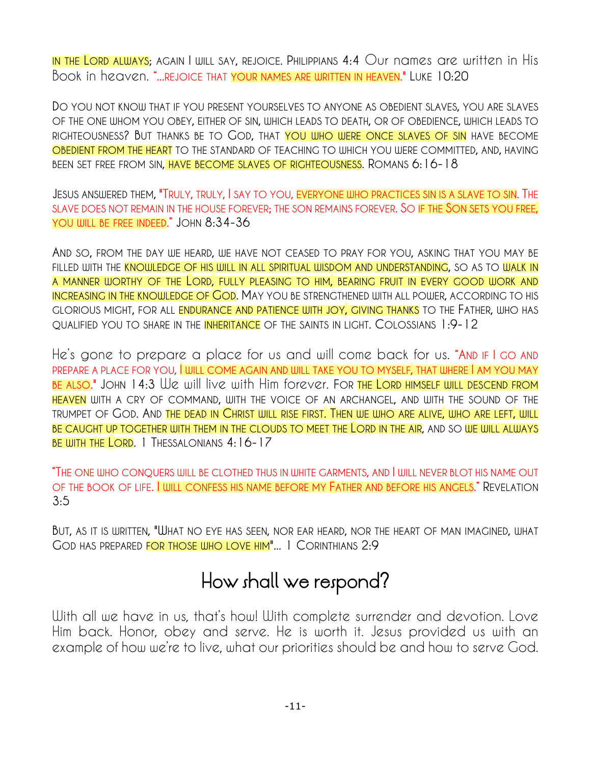in the Lord always; again I will say, rejoice. Philippians 4:4 Our names are written in His Book in heaven. "...rejoice that your names are written in heaven." Luke 10:20

Do you not know that if you present yourselves to anyone as obedient slaves, you are slaves of the one whom you obey, either of sin, which leads to death, or of obedience, which leads to righteousness? But thanks be to God, that you who were once slaves of sin have become obedient from the heart to the standard of teaching to which you were committed, and, having been set free from sin, have become slaves of righteousness. Romans 6:16-18

Jesus answered them, "Truly, truly, I say to you, everyone who practices sin is a slave to sin. The slave does not remain in the house forever; the Son remains forever. So if the Son sets you free, you will be free indeed." John 8:34-36

And so, from the day we heard, we have not ceased to pray for you, asking that you may be filled with the knowledge of his will in all spiritual wisdom and understanding, so as to walk in a manner worthy of the Lord, fully pleasing to him, bearing fruit in every good work and increasing in the knowledge of God. May you be strengthened with all power, according to his glorious might, for all endurance and patience with joy, giving thanks to the Father, who has qualified you to share in the inheritance of the saints in light. Colossians 1:9-12

He's gone to prepare a place for us and will come back for us. "And if I go and prepare a place for you, I will come again and will take you to myself, that where I am you may be also." John 14:3 We will live with Him forever. For the Lord himself will descend from heaven with a cry of command, with the voice of an archangel, and with the sound of the trumpet of God. And the dead in Christ will rise first. Then we who are alive, who are left, will be caught up together with them in the clouds to meet the Lord in the air, and so we will always be with the Lord. 1 Thessalonians 4:16-17

"The one who conquers will be clothed thus in white garments, and I will never blot his name out of the book of life. I will confess his name before my Father and before his angels." Revelation 3:5

But, as it is written, "What no eye has seen, nor ear heard, nor the heart of man imagined, what God has prepared for those who love him"... 1 Corinthians 2:9

## How shall we respond?

With all we have in us, that's how! With complete surrender and devotion. Love Him back. Honor, obey and serve. He is worth it. Jesus provided us with an example of how we're to live, what our priorities should be and how to serve God.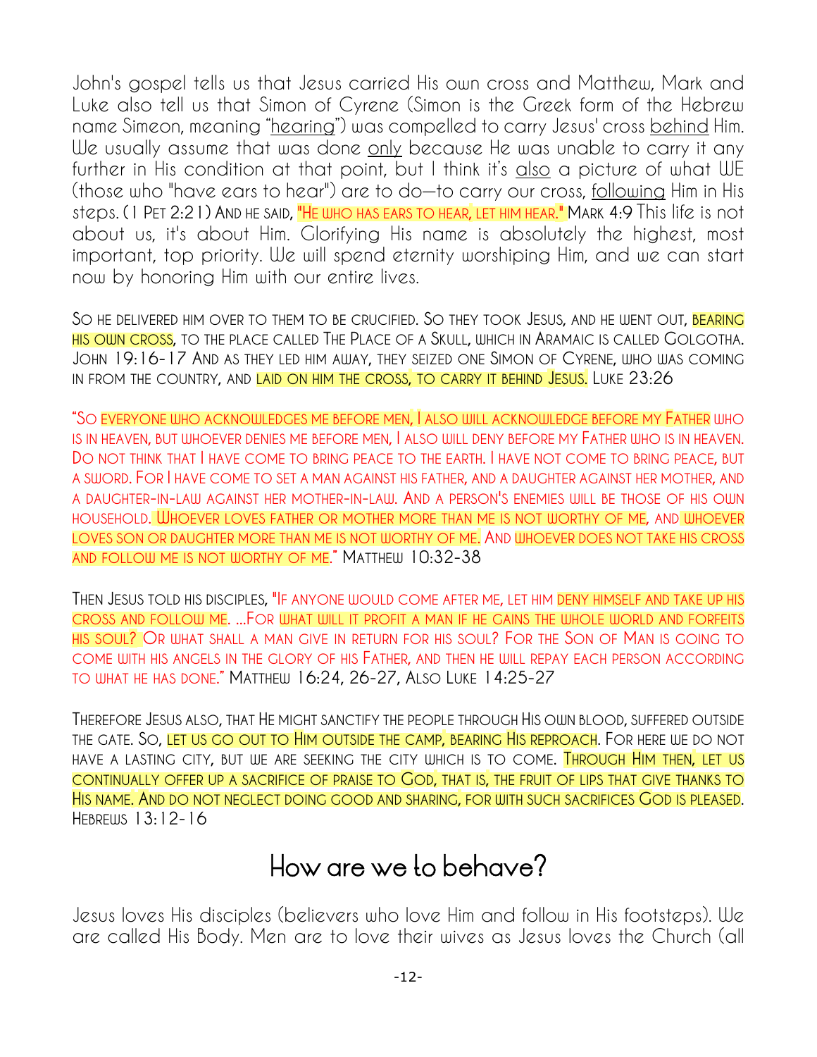John's gospel tells us that Jesus carried His own cross and Matthew, Mark and Luke also tell us that Simon of Cyrene (Simon is the Greek form of the Hebrew name Simeon, meaning "hearing") was compelled to carry Jesus' cross behind Him. We usually assume that was done only because He was unable to carry it any further in His condition at that point, but I think it's also a picture of what WE (those who "have ears to hear") are to do—to carry our cross, following Him in His steps. (1 Pet 2:21) And he said, "He who has ears to hear, let him hear." Mark 4:9 This life is not about us, it's about Him. Glorifying His name is absolutely the highest, most important, top priority. We will spend eternity worshiping Him, and we can start now by honoring Him with our entire lives.

So he delivered him over to them to be crucified. So they took Jesus, and he went out, bearing his own cross, to the place called The Place of a Skull, which in Aramaic is called Golgotha. John 19:16-17 And as they led him away, they seized one Simon of Cyrene, who was coming in from the country, and laid on him the cross, to carry it behind Jesus. Luke 23:26

"So everyone who acknowledges me before men, I also will acknowledge before my Father who is in heaven, but whoever denies me before men, I also will deny before my Father who is in heaven. Do not think that I have come to bring peace to the earth. I have not come to bring peace, but a sword. For I have come to set a man against his father, and a daughter against her mother, and a daughter-in-law against her mother-in-law. And a person's enemies will be those of his own household. Whoever loves father or mother more than me is not worthy of me, and whoever loves son or daughter more than me is not worthy of me. And whoever does not take his cross and follow me is not worthy of me." Matthew 10:32-38

Then Jesus told his disciples, "If anyone would come after me, let him deny himself and take up his cross and follow me. ...For what will it profit a man if he gains the whole world and forfeits his soul? Or what shall a man give in return for his soul? For the Son of Man is going to come with his angels in the glory of his Father, and then he will repay each person according to what he has done." Matthew 16:24, 26-27, Also Luke 14:25-27

Therefore Jesus also, that He might sanctify the people through His own blood, suffered outside the gate. So, let us go out to Him outside the camp, bearing His reproach. For here we do not have a lasting city, but we are seeking the city which is to come. Through Him then, let us continually offer up a sacrifice of praise to God, that is, the fruit of lips that give thanks to His name. And do not neglect doing good and sharing, for with such sacrifices God is pleased. Hebrews 13:12-16

## How are we to behave?

Jesus loves His disciples (believers who love Him and follow in His footsteps). We are called His Body. Men are to love their wives as Jesus loves the Church (all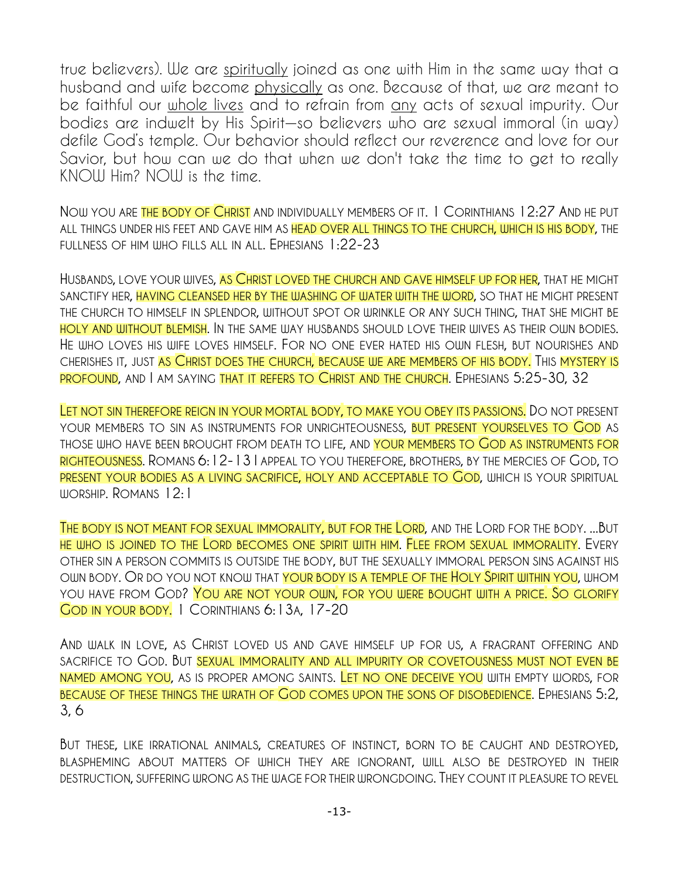true believers). We are spiritually joined as one with Him in the same way that a husband and wife become physically as one. Because of that, we are meant to be faithful our whole lives and to refrain from any acts of sexual impurity. Our bodies are indwelt by His Spirit—so believers who are sexual immoral (in way) defile God's temple. Our behavior should reflect our reverence and love for our Savior, but how can we do that when we don't take the time to get to really KNOW Him? NOW is the time.

NOW YOU ARE THE BODY OF CHRIST AND INDIVIDUALLY MEMBERS OF IT. 1 CORINTHIANS 12:27 AND HE PUT ALL THINGS UNDER HIS FEET AND GAVE HIM AS HEAD OVER ALL THINGS TO THE CHURCH, WHICH IS HIS BODY, THE FULLNESS OF HIM WHO FILLS ALL IN ALL. EPHESIANS 1:22-23

HUSBANDS, LOVE YOUR WIVES, AS CHRIST LOVED THE CHURCH AND GAVE HIMSELF UP FOR HER, THAT HE MIGHT SANCTIFY HER, HAVING CLEANSED HER BY THE WASHING OF WATER WITH THE WORD, SO THAT HE MIGHT PRESENT THE CHURCH TO HIMSELF IN SPLENDOR, WITHOUT SPOT OR WRINKLE OR ANY SUCH THING, THAT SHE MIGHT BE HOLY AND WITHOUT BLEMISH. IN THE SAME WAY HUSBANDS SHOULD LOVE THEIR WIVES AS THEIR OWN BODIES. HE WHO LOVES HIS WIFE LOVES HIMSELF. FOR NO ONE EVER HATED HIS OWN FLESH, BUT NOURISHES AND CHERISHES IT, JUST AS CHRIST DOES THE CHURCH, BECAUSE WE ARE MEMBERS OF HIS BODY. THIS MYSTERY IS PROFOUND, AND I AM SAYING THAT IT REFERS TO CHRIST AND THE CHURCH. EPHESIANS 5:25-30, 32

LET NOT SIN THEREFORE REIGN IN YOUR MORTAL BODY, TO MAKE YOU OBEY ITS PASSIONS. DO NOT PRESENT YOUR MEMBERS TO SIN AS INSTRUMENTS FOR UNRIGHTEOUSNESS, BUT PRESENT YOURSELVES TO GOD AS THOSE WHO HAVE BEEN BROUGHT FROM DEATH TO LIFE, AND YOUR MEMBERS TO GOD AS INSTRUMENTS FOR RIGHTEOUSNESS. ROMANS 6:12-13 I APPEAL TO YOU THEREFORE, BROTHERS, BY THE MERCIES OF GOD, TO PRESENT YOUR BODIES AS A LIVING SACRIFICE, HOLY AND ACCEPTABLE TO GOD, WHICH IS YOUR SPIRITUAL WORSHIP. ROMANS 12:1

THE BODY IS NOT MEANT FOR SEXUAL IMMORALITY, BUT FOR THE LORD, AND THE LORD FOR THE BODY. ...BUT HE WHO IS JOINED TO THE LORD BECOMES ONE SPIRIT WITH HIM. FLEE FROM SEXUAL IMMORALITY. EVERY OTHER SIN A PERSON COMMITS IS OUTSIDE THE BODY, BUT THE SEXUALLY IMMORAL PERSON SINS AGAINST HIS OWN BODY. OR DO YOU NOT KNOW THAT YOUR BODY IS A TEMPLE OF THE HOLY SPIRIT WITHIN YOU, WHOM YOU HAVE FROM GOD? YOU ARE NOT YOUR OWN, FOR YOU WERE BOUGHT WITH A PRICE. SO GLORIFY GOD IN YOUR BODY. 1 CORINTHIANS 6:13A, 17-20

AND WALK IN LOVE, AS CHRIST LOVED US AND GAVE HIMSELF UP FOR US, A FRAGRANT OFFERING AND SACRIFICE TO GOD. BUT SEXUAL IMMORALITY AND ALL IMPURITY OR COVETOUSNESS MUST NOT EVEN BE NAMED AMONG YOU, AS IS PROPER AMONG SAINTS. LET NO ONE DECEIVE YOU WITH EMPTY WORDS, FOR BECAUSE OF THESE THINGS THE WRATH OF GOD COMES UPON THE SONS OF DISOBEDIENCE. EPHESIANS 5:2, 3, 6

BUT THESE, LIKE IRRATIONAL ANIMALS, CREATURES OF INSTINCT, BORN TO BE CAUGHT AND DESTROYED, BLASPHEMING ABOUT MATTERS OF WHICH THEY ARE IGNORANT, WILL ALSO BE DESTROYED IN THEIR DESTRUCTION, SUFFERING WRONG AS THE WAGE FOR THEIR WRONGDOING. THEY COUNT IT PLEASURE TO REVEL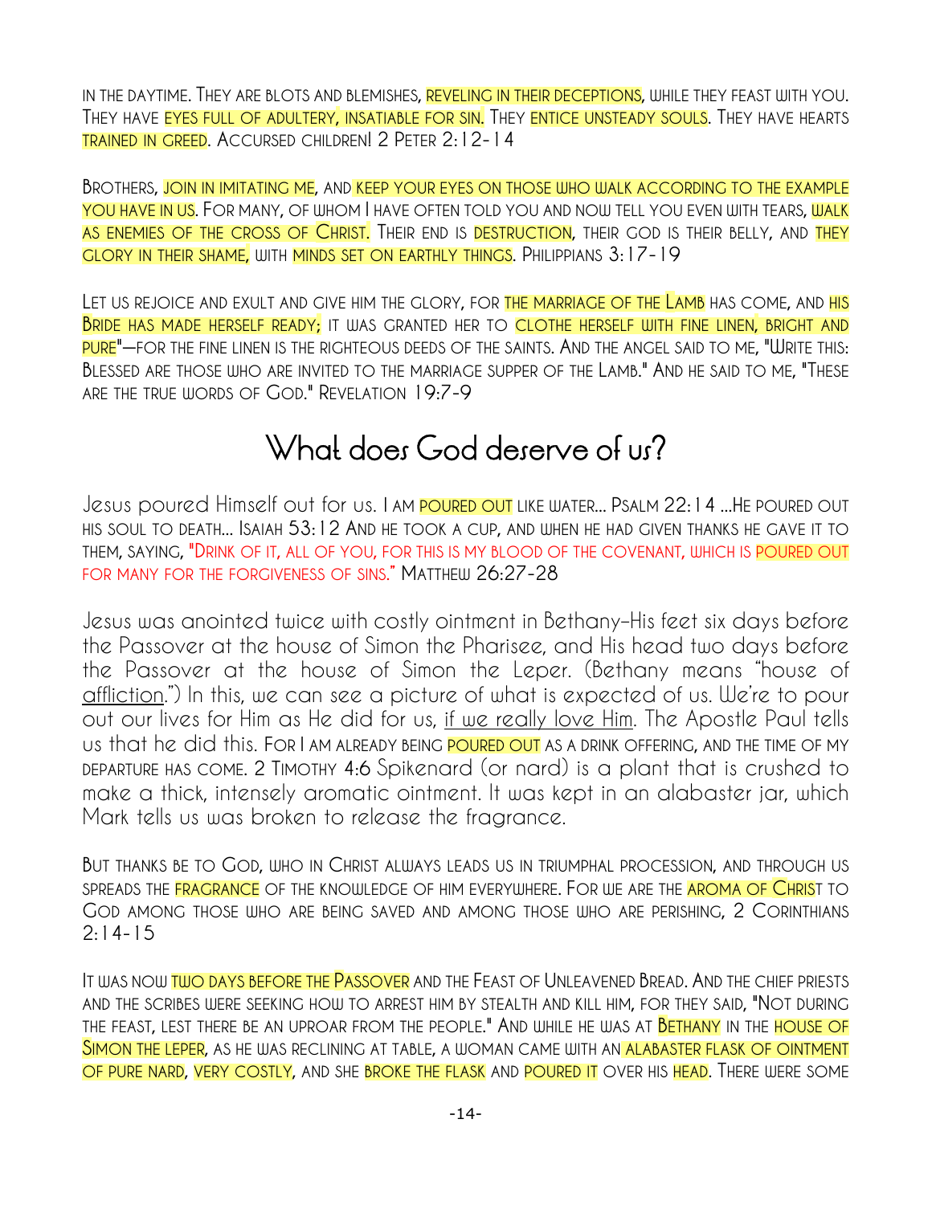in the daytime. They are blots and blemishes, reveling in their deceptions, while they feast with you. They have eyes full of adultery, insatiable for sin. They entice unsteady souls. They have hearts trained in greed. Accursed children! 2 Peter 2:12-14

Brothers, join in imitating me, and keep your eyes on those who walk according to the example you have in us. For many, of whom I have often told you and now tell you even with tears, walk as enemies of the cross of Christ. Their end is destruction, their god is their belly, and they glory in their shame, with minds set on earthly things. Philippians 3:17-19

Let us rejoice and exult and give him the glory, for the marriage of the Lamb has come, and his Bride has made herself ready; it was granted her to clothe herself with fine linen, bright and pure"—for the fine linen is the righteous deeds of the saints. And the angel said to me, "Write this: Blessed are those who are invited to the marriage supper of the Lamb." And he said to me, "These are the true words of God." Revelation 19:7-9

# What does God deserve of us?

Jesus poured Himself out for us. I am poured out like water... Psalm 22:14 ...He poured out his soul to death... Isaiah 53:12 And he took a cup, and when he had given thanks he gave it to them, saying, "Drink of it, all of you, for this is my blood of the covenant, which is poured out for many for the forgiveness of sins." Matthew 26:27-28

Jesus was anointed twice with costly ointment in Bethany–His feet six days before the Passover at the house of Simon the Pharisee, and His head two days before the Passover at the house of Simon the Leper. (Bethany means "house of affliction.") In this, we can see a picture of what is expected of us. We're to pour out our lives for Him as He did for us, if we really love Him. The Apostle Paul tells us that he did this. For I am already being poured out as a drink offering, and the time of my departure has come. 2 Timothy 4:6 Spikenard (or nard) is a plant that is crushed to make a thick, intensely aromatic ointment. It was kept in an alabaster jar, which Mark tells us was broken to release the fragrance.

But thanks be to God, who in Christ always leads us in triumphal procession, and through us spreads the fragrance of the knowledge of him everywhere. For we are the aroma of Christ to God among those who are being saved and among those who are perishing, 2 Corinthians 2:14-15

It was now two days before the Passover and the Feast of Unleavened Bread. And the chief priests and the scribes were seeking how to arrest him by stealth and kill him, for they said, "Not during the feast, lest there be an uproar from the people." And while he was at Bethany in the house of Simon the leper, as he was reclining at table, a woman came with an alabaster flask of ointment of pure nard, very costly, and she broke the flask and poured it over his head. There were some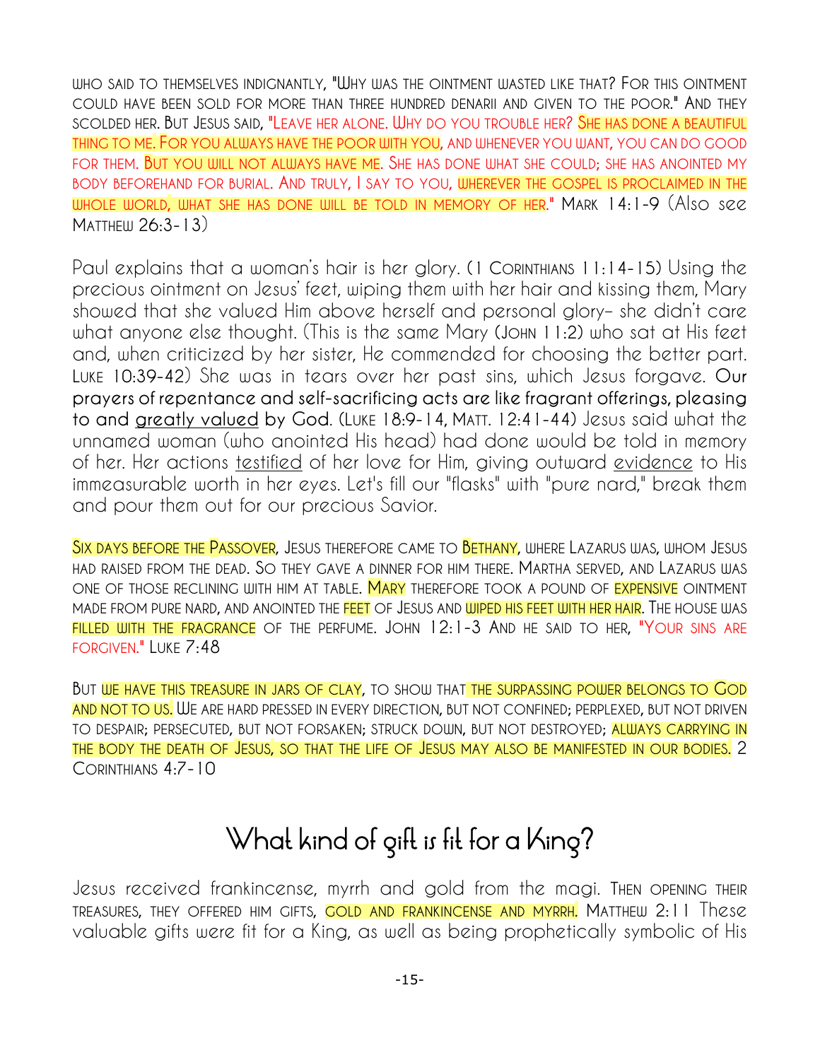who said to themselves indignantly, "Why was the ointment wasted like that? For this ointment could have been sold for more than three hundred denarii and given to the poor." And they scolded her. But Jesus said, "Leave her alone. Why do you trouble her? She has done a beautiful thing to me. For you always have the poor with you, and whenever you want, you can do good for them. But you will not always have me. She has done what she could; she has anointed my body beforehand for burial. And truly, I say to you, wherever the gospel is proclaimed in the whole world, what she has done will be told in memory of her." Mark 14:1-9 (Also see Matthew 26:3-13)

Paul explains that a woman's hair is her glory. (1 Corinthians 11:14-15) Using the precious ointment on Jesus' feet, wiping them with her hair and kissing them, Mary showed that she valued Him above herself and personal glory– she didn't care what anyone else thought. (This is the same Mary (John 11:2) who sat at His feet and, when criticized by her sister, He commended for choosing the better part. Luke 10:39-42) She was in tears over her past sins, which Jesus forgave. **Our prayers of repentance and self-sacrificing acts are like fragrant offerings, pleasing to and greatly valued by God.** (Luke 18:9-14, Matt. 12:41-44) Jesus said what the unnamed woman (who anointed His head) had done would be told in memory of her. Her actions testified of her love for Him, giving outward evidence to His immeasurable worth in her eyes. Let's fill our "flasks" with "pure nard," break them and pour them out for our precious Savior.

Six days before the Passover, Jesus therefore came to Bethany, where Lazarus was, whom Jesus had raised from the dead. So they gave a dinner for him there. Martha served, and Lazarus was one of those reclining with him at table. Mary therefore took a pound of expensive ointment made from pure nard, and anointed the feet of Jesus and wiped his feet with her hair. The house was filled with the fragrance of the perfume. John 12:1-3 And he said to her, "Your sins are forgiven." Luke 7:48

But we have this treasure in jars of clay, to show that the surpassing power belongs to God and not to us. We are hard pressed in every direction, but not confined; perplexed, but not driven to despair; persecuted, but not forsaken; struck down, but not destroyed; always carrying in the body the death of Jesus, so that the life of Jesus may also be manifested in our bodies. 2 Corinthians 4:7-10

# What kind of gift is fit for a King?

Jesus received frankincense, myrrh and gold from the magi. Then opening their treasures, they offered him gifts, gold and frankincense and myrrh. Matthew 2:11 These valuable gifts were fit for a King, as well as being prophetically symbolic of His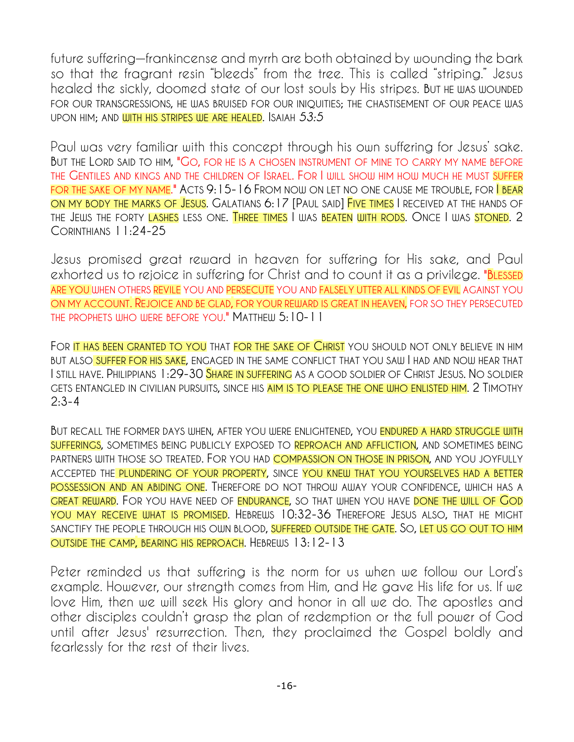future suffering—frankincense and myrrh are both obtained by wounding the bark so that the fragrant resin "bleeds" from the tree. This is called "striping." Jesus healed the sickly, doomed state of our lost souls by His stripes. BUT HE WAS WOUNDED FOR OUR TRANSGRESSIONS, HE WAS BRUISED FOR OUR INIQUITIES; THE CHASTISEMENT OF OUR PEACE WAS UPON HIM; AND WITH HIS STRIPES WE ARE HEALED. ISAIAH 53:5

Paul was very familiar with this concept through his own suffering for Jesus' sake. BUT THE LORD SAID TO HIM, "GO, FOR HE IS A CHOSEN INSTRUMENT OF MINE TO CARRY MY NAME BEFORE THE GENTILES AND KINGS AND THE CHILDREN OF ISRAEL. FOR I WILL SHOW HIM HOW MUCH HE MUST SUFFER FOR THE SAKE OF MY NAME." ACTS 9:15-16 FROM NOW ON LET NO ONE CAUSE ME TROUBLE, FOR I BEAR ON MY BODY THE MARKS OF JESUS. GALATIANS 6:17 [PAUL SAID] FIVE TIMES I RECEIVED AT THE HANDS OF THE JEWS THE FORTY LASHES LESS ONE. THREE TIMES I WAS BEATEN WITH RODS. ONCE I WAS STONED. 2 CORINTHIANS 11:24-25

Jesus promised great reward in heaven for suffering for His sake, and Paul exhorted us to rejoice in suffering for Christ and to count it as a privilege. "BLESSED ARE YOU WHEN OTHERS REVILE YOU AND PERSECUTE YOU AND FALSELY UTTER ALL KINDS OF EVIL AGAINST YOU ON MY ACCOUNT. REJOICE AND BE GLAD, FOR YOUR REWARD IS GREAT IN HEAVEN, FOR SO THEY PERSECUTED THE PROPHETS WHO WERE BEFORE YOU." MATTHEW 5:10-11

FOR IT HAS BEEN GRANTED TO YOU THAT FOR THE SAKE OF CHRIST YOU SHOULD NOT ONLY BELIEVE IN HIM BUT ALSO SUFFER FOR HIS SAKE, ENGAGED IN THE SAME CONFLICT THAT YOU SAW I HAD AND NOW HEAR THAT I STILL HAVE. PHILIPPIANS 1:29-30 SHARE IN SUFFERING AS A GOOD SOLDIER OF CHRIST JESUS. NO SOLDIER GETS ENTANGLED IN CIVILIAN PURSUITS, SINCE HIS AIM IS TO PLEASE THE ONE WHO ENLISTED HIM. 2 TIMOTHY 2:3-4

BUT RECALL THE FORMER DAYS WHEN, AFTER YOU WERE ENLIGHTENED, YOU ENDURED A HARD STRUGGLE WITH SUFFERINGS, SOMETIMES BEING PUBLICLY EXPOSED TO REPROACH AND AFFLICTION, AND SOMETIMES BEING PARTNERS WITH THOSE SO TREATED. FOR YOU HAD COMPASSION ON THOSE IN PRISON, AND YOU JOYFULLY ACCEPTED THE PLUNDERING OF YOUR PROPERTY, SINCE YOU KNEW THAT YOU YOURSELVES HAD A BETTER POSSESSION AND AN ABIDING ONE. THEREFORE DO NOT THROW AWAY YOUR CONFIDENCE, WHICH HAS A GREAT REWARD. FOR YOU HAVE NEED OF ENDURANCE, SO THAT WHEN YOU HAVE DONE THE WILL OF GOD YOU MAY RECEIVE WHAT IS PROMISED. HEBREWS 10:32-36 THEREFORE JESUS ALSO, THAT HE MIGHT SANCTIFY THE PEOPLE THROUGH HIS OWN BLOOD, SUFFERED OUTSIDE THE GATE. SO, LET US GO OUT TO HIM OUTSIDE THE CAMP, BEARING HIS REPROACH. HEBREWS 13:12-13

Peter reminded us that suffering is the norm for us when we follow our Lord's example. However, our strength comes from Him, and He gave His life for us. If we love Him, then we will seek His glory and honor in all we do. The apostles and other disciples couldn't grasp the plan of redemption or the full power of God until after Jesus' resurrection. Then, they proclaimed the Gospel boldly and fearlessly for the rest of their lives.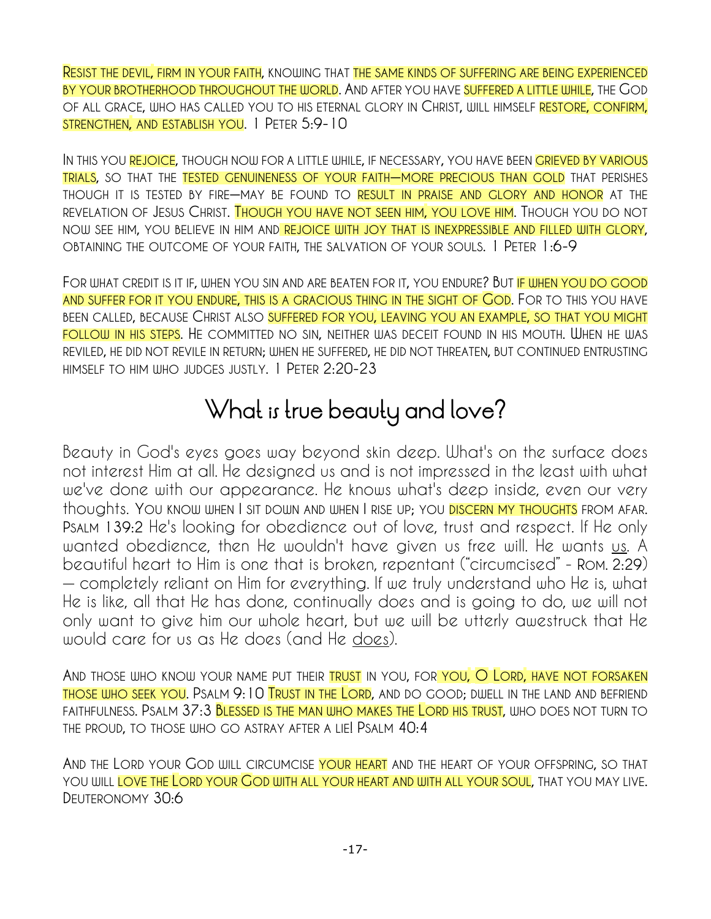Resist the devil, firm in your faith, knowing that the same kinds of suffering are being experienced by your brotherhood throughout the world. And after you have suffered a little while, the God of all grace, who has called you to his eternal glory in Christ, will himself restore, confirm, strengthen, and establish you. 1 Peter 5:9-10

In this you rejoice, though now for a little while, if necessary, you have been grieved by various trials, so that the tested genuineness of your faith—more precious than gold that perishes though it is tested by fire—may be found to result in praise and glory and honor at the revelation of Jesus Christ. Though you have not seen him, you love him. Though you do not now see him, you believe in him and rejoice with joy that is inexpressible and filled with glory, obtaining the outcome of your faith, the salvation of your souls. 1 Peter 1:6-9

For what credit is it if, when you sin and are beaten for it, you endure? But if when you do good and suffer for it you endure, this is a gracious thing in the sight of God. For to this you have been called, because Christ also suffered for you, leaving you an example, so that you might follow in his steps. He committed no sin, neither was deceit found in his mouth. When he was reviled, he did not revile in return; when he suffered, he did not threaten, but continued entrusting himself to him who judges justly. 1 Peter 2:20-23

# What is true beauty and love?

Beauty in God's eyes goes way beyond skin deep. What's on the surface does not interest Him at all. He designed us and is not impressed in the least with what we've done with our appearance. He knows what's deep inside, even our very thoughts. You know when I sit down and when I rise up; you discern my thoughts from afar. Psalm 139:2 He's looking for obedience out of love, trust and respect. If He only wanted obedience, then He wouldn't have given us free will. He wants us. A beautiful heart to Him is one that is broken, repentant ("circumcised" - Rom. 2:29) — completely reliant on Him for everything. If we truly understand who He is, what He is like, all that He has done, continually does and is going to do, we will not only want to give him our whole heart, but we will be utterly awestruck that He would care for us as He does (and He does).

And those who know your name put their trust in you, for you, O Lord, have not forsaken those who seek you. Psalm 9:10 Trust in the Lord, and do good; dwell in the land and befriend faithfulness. Psalm 37:3 Blessed is the man who makes the Lord his trust, who does not turn to the proud, to those who go astray after a lie! Psalm 40:4

And the Lord your God will circumcise your heart and the heart of your offspring, so that you will love the Lord your God with all your heart and with all your soul, that you may live. Deuteronomy 30:6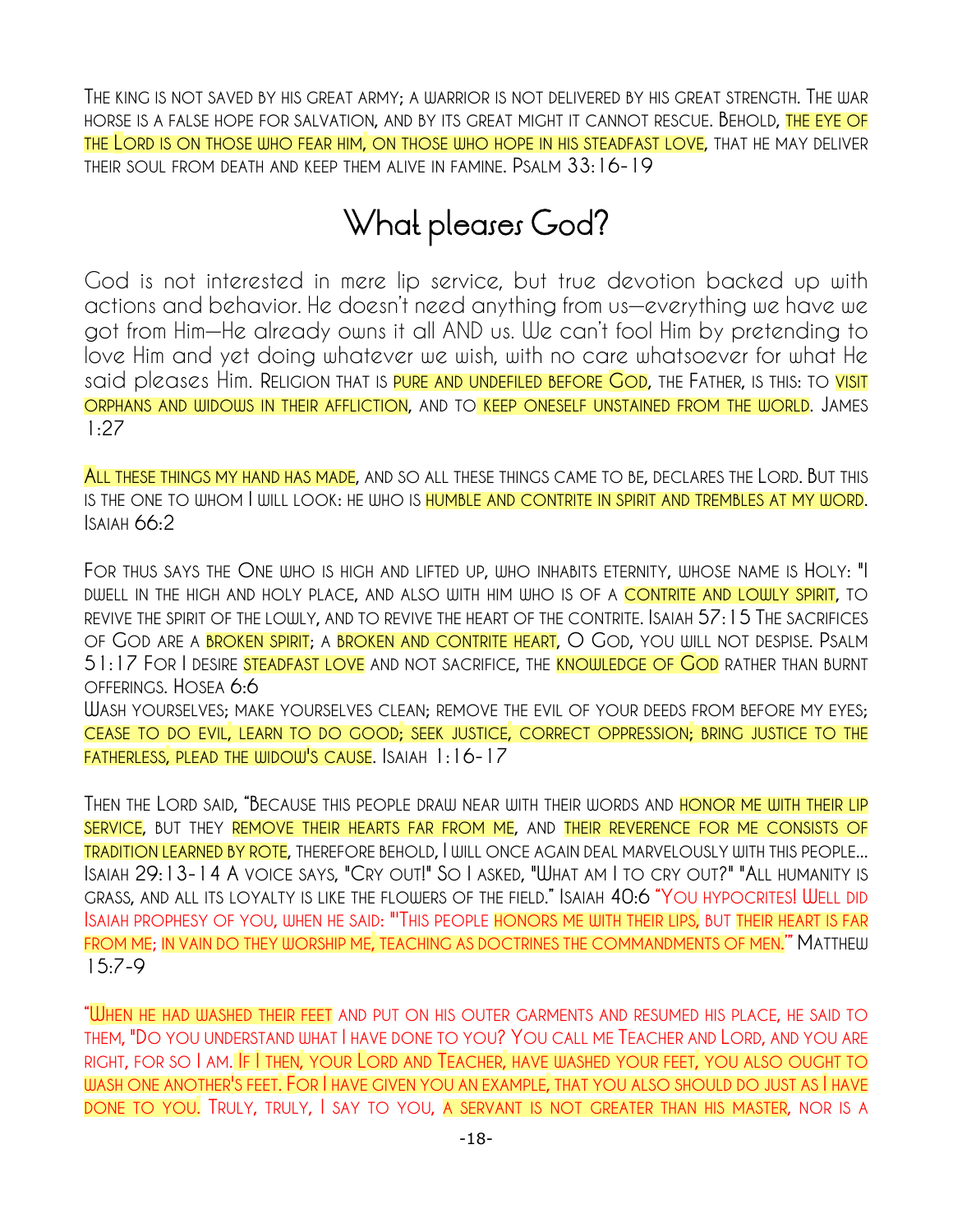The king is not saved by his great army; a warrior is not delivered by his great strength. The war horse is a false hope for salvation, and by its great might it cannot rescue. Behold, the eye of the Lord is on those who fear him, on those who hope in his steadfast love, that he may deliver their soul from death and keep them alive in famine. Psalm 33:16-19

# What pleases God?

God is not interested in mere lip service, but true devotion backed up with actions and behavior. He doesn't need anything from us—everything we have we got from Him—He already owns it all AND us. We can't fool Him by pretending to love Him and yet doing whatever we wish, with no care whatsoever for what He said pleases Him. Religion that is pure and undefiled before God, the Father, is this: to visit orphans and widows in their affliction, and to keep oneself unstained from the world. James 1:27

All these things my hand has made, and so all these things came to be, declares the Lord. But this is the one to whom I will look: he who is humble and contrite in spirit and trembles at my word. Isaiah 66:2

For thus says the One who is high and lifted up, who inhabits eternity, whose name is Holy: "I dwell in the high and holy place, and also with him who is of a contrite and lowly spirit, to revive the spirit of the lowly, and to revive the heart of the contrite. Isaiah 57:15 The sacrifices of God are a broken spirit; a broken and contrite heart, O God, you will not despise. Psalm 51:17 For I desire steadfast love and not sacrifice, the knowledge of God rather than burnt offerings. Hosea 6:6
Wash yourselves; make yourselves clean; remove the evil of your deeds from before my eyes; cease to do evil, learn to do good; seek justice, correct oppression; bring justice to the fatherless, plead the widow's cause. Isaiah 1:16-17

Then the Lord said, "Because this people draw near with their words and honor me with their lip service, but they remove their hearts far from me, and their reverence for me consists of tradition learned by rote, therefore behold, I will once again deal marvelously with this people... Isaiah 29:13-14 A voice says, "Cry out!" So I asked, "What am I to cry out?" "All humanity is grass, and all its loyalty is like the flowers of the field." Isaiah 40:6 "You hypocrites! Well did Isaiah prophesy of you, when he said: "'This people honors me with their lips, but their heart is far from me; in vain do they worship me, teaching as doctrines the commandments of men.'" Matthew 15:7-9

"When he had washed their feet and put on his outer garments and resumed his place, he said to them, "Do you understand what I have done to you? You call me Teacher and Lord, and you are right, for so I am. If I then, your Lord and Teacher, have washed your feet, you also ought to wash one another's feet. For I have given you an example, that you also should do just as I have done to you. Truly, truly, I say to you, a servant is not greater than his master, nor is a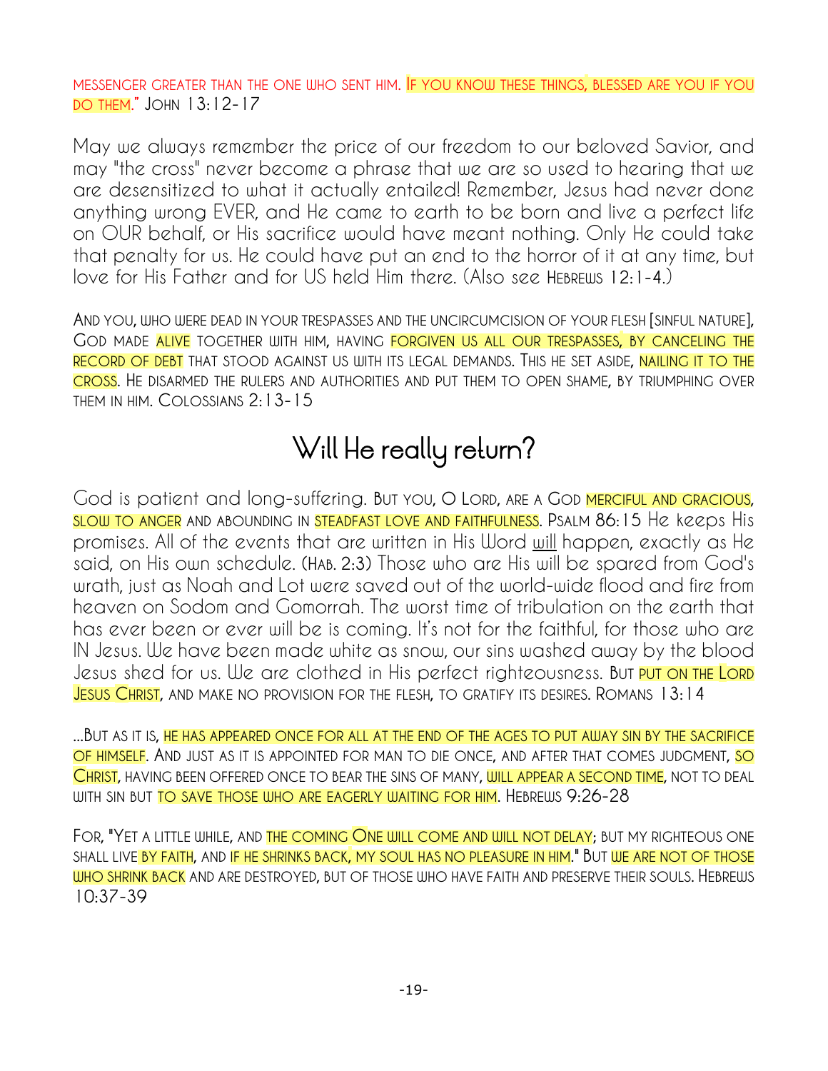MESSENGER GREATER THAN THE ONE WHO SENT HIM. IF YOU KNOW THESE THINGS, BLESSED ARE YOU IF YOU DO THEM." JOHN 13:12-17

May we always remember the price of our freedom to our beloved Savior, and may "the cross" never become a phrase that we are so used to hearing that we are desensitized to what it actually entailed! Remember, Jesus had never done anything wrong EVER, and He came to earth to be born and live a perfect life on OUR behalf, or His sacrifice would have meant nothing. Only He could take that penalty for us. He could have put an end to the horror of it at any time, but love for His Father and for US held Him there. (Also see HEBREWS 12:1-4.)

AND YOU, WHO WERE DEAD IN YOUR TRESPASSES AND THE UNCIRCUMCISION OF YOUR FLESH [SINFUL NATURE], GOD MADE ALIVE TOGETHER WITH HIM, HAVING FORGIVEN US ALL OUR TRESPASSES, BY CANCELING THE RECORD OF DEBT THAT STOOD AGAINST US WITH ITS LEGAL DEMANDS. THIS HE SET ASIDE, NAILING IT TO THE CROSS. HE DISARMED THE RULERS AND AUTHORITIES AND PUT THEM TO OPEN SHAME, BY TRIUMPHING OVER THEM IN HIM. COLOSSIANS 2:13-15

# Will He really return?

God is patient and long-suffering. BUT YOU, O LORD, ARE A GOD MERCIFUL AND GRACIOUS, SLOW TO ANGER AND ABOUNDING IN STEADFAST LOVE AND FAITHFULNESS. PSALM 86:15 He keeps His promises. All of the events that are written in His Word <u>will</u> happen, exactly as He said, on His own schedule. (HAB. 2:3) Those who are His will be spared from God's wrath, just as Noah and Lot were saved out of the world-wide flood and fire from heaven on Sodom and Gomorrah. The worst time of tribulation on the earth that has ever been or ever will be is coming. It's not for the faithful, for those who are IN Jesus. We have been made white as snow, our sins washed away by the blood Jesus shed for us. We are clothed in His perfect righteousness. BUT PUT ON THE LORD JESUS CHRIST, AND MAKE NO PROVISION FOR THE FLESH, TO GRATIFY ITS DESIRES. ROMANS 13:14

...BUT AS IT IS, HE HAS APPEARED ONCE FOR ALL AT THE END OF THE AGES TO PUT AWAY SIN BY THE SACRIFICE OF HIMSELF. AND JUST AS IT IS APPOINTED FOR MAN TO DIE ONCE, AND AFTER THAT COMES JUDGMENT, SO CHRIST, HAVING BEEN OFFERED ONCE TO BEAR THE SINS OF MANY, WILL APPEAR A SECOND TIME, NOT TO DEAL WITH SIN BUT TO SAVE THOSE WHO ARE EAGERLY WAITING FOR HIM. HEBREWS 9:26-28

FOR, "YET A LITTLE WHILE, AND THE COMING ONE WILL COME AND WILL NOT DELAY; BUT MY RIGHTEOUS ONE SHALL LIVE BY FAITH, AND IF HE SHRINKS BACK, MY SOUL HAS NO PLEASURE IN HIM." BUT WE ARE NOT OF THOSE WHO SHRINK BACK AND ARE DESTROYED, BUT OF THOSE WHO HAVE FAITH AND PRESERVE THEIR SOULS. HEBREWS 10:37-39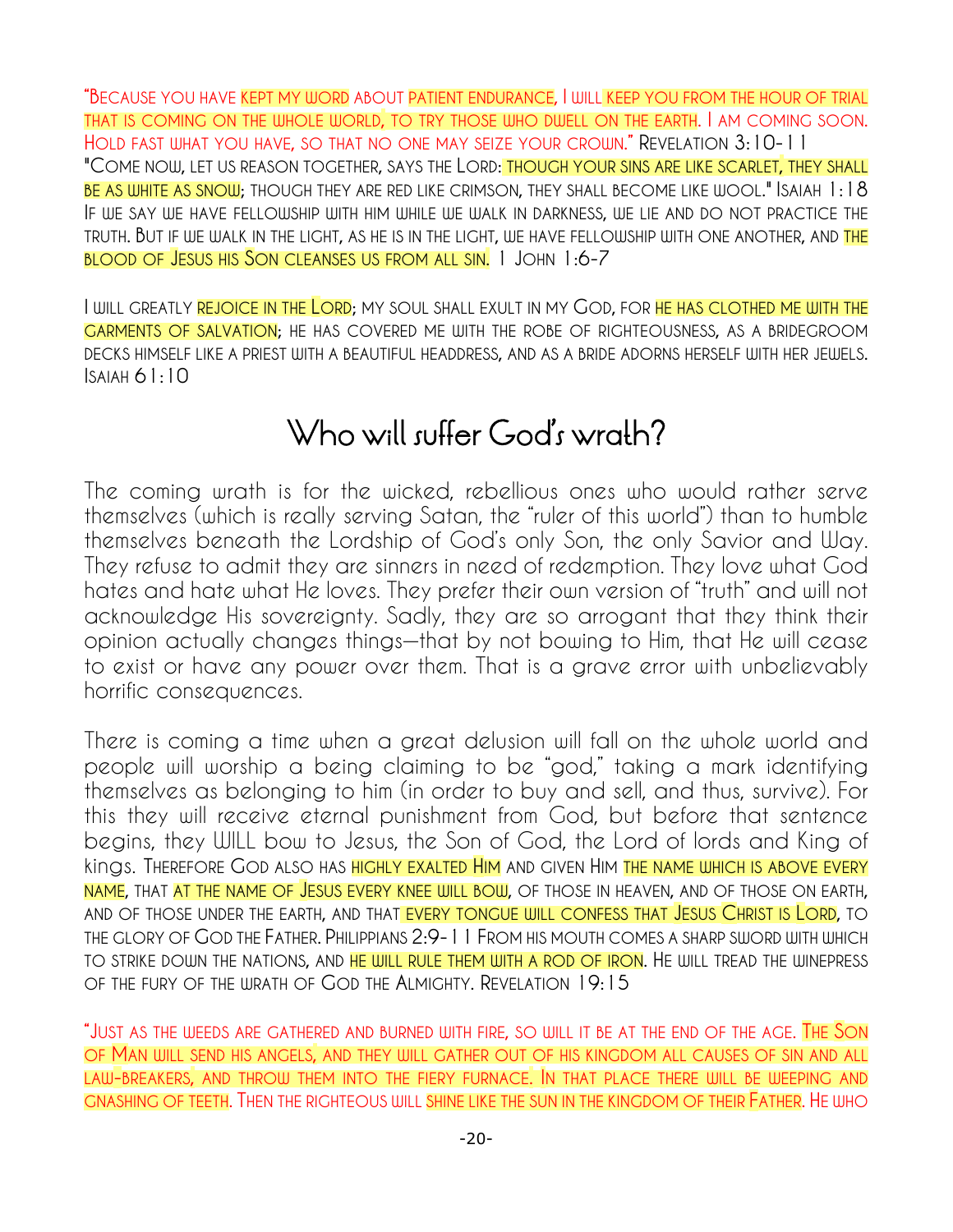"Because you have kept my word about patient endurance, I will keep you from the hour of trial that is coming on the whole world, to try those who dwell on the earth. I am coming soon. Hold fast what you have, so that no one may seize your crown." Revelation 3:10-11

"Come now, let us reason together, says the Lord: though your sins are like scarlet, they shall be as white as snow; though they are red like crimson, they shall become like wool." Isaiah 1:18

If we say we have fellowship with him while we walk in darkness, we lie and do not practice the truth. But if we walk in the light, as he is in the light, we have fellowship with one another, and the blood of Jesus his Son cleanses us from all sin. 1 John 1:6-7

I will greatly rejoice in the Lord; my soul shall exult in my God, for he has clothed me with the garments of salvation; he has covered me with the robe of righteousness, as a bridegroom decks himself like a priest with a beautiful headdress, and as a bride adorns herself with her jewels. Isaiah 61:10

# Who will suffer God's wrath?

The coming wrath is for the wicked, rebellious ones who would rather serve themselves (which is really serving Satan, the "ruler of this world") than to humble themselves beneath the Lordship of God's only Son, the only Savior and Way. They refuse to admit they are sinners in need of redemption. They love what God hates and hate what He loves. They prefer their own version of "truth" and will not acknowledge His sovereignty. Sadly, they are so arrogant that they think their opinion actually changes things—that by not bowing to Him, that He will cease to exist or have any power over them. That is a grave error with unbelievably horrific consequences.

There is coming a time when a great delusion will fall on the whole world and people will worship a being claiming to be "god," taking a mark identifying themselves as belonging to him (in order to buy and sell, and thus, survive). For this they will receive eternal punishment from God, but before that sentence begins, they WILL bow to Jesus, the Son of God, the Lord of lords and King of kings. Therefore God also has highly exalted Him and given Him the name which is above every name, that at the name of Jesus every knee will bow, of those in heaven, and of those on earth, and of those under the earth, and that every tongue will confess that Jesus Christ is Lord, to the glory of God the Father. Philippians 2:9-11 From his mouth comes a sharp sword with which to strike down the nations, and he will rule them with a rod of iron. He will tread the winepress of the fury of the wrath of God the Almighty. Revelation 19:15

"Just as the weeds are gathered and burned with fire, so will it be at the end of the age. The Son of Man will send his angels, and they will gather out of his kingdom all causes of sin and all law-breakers, and throw them into the fiery furnace. In that place there will be weeping and gnashing of teeth. Then the righteous will shine like the sun in the kingdom of their Father. He who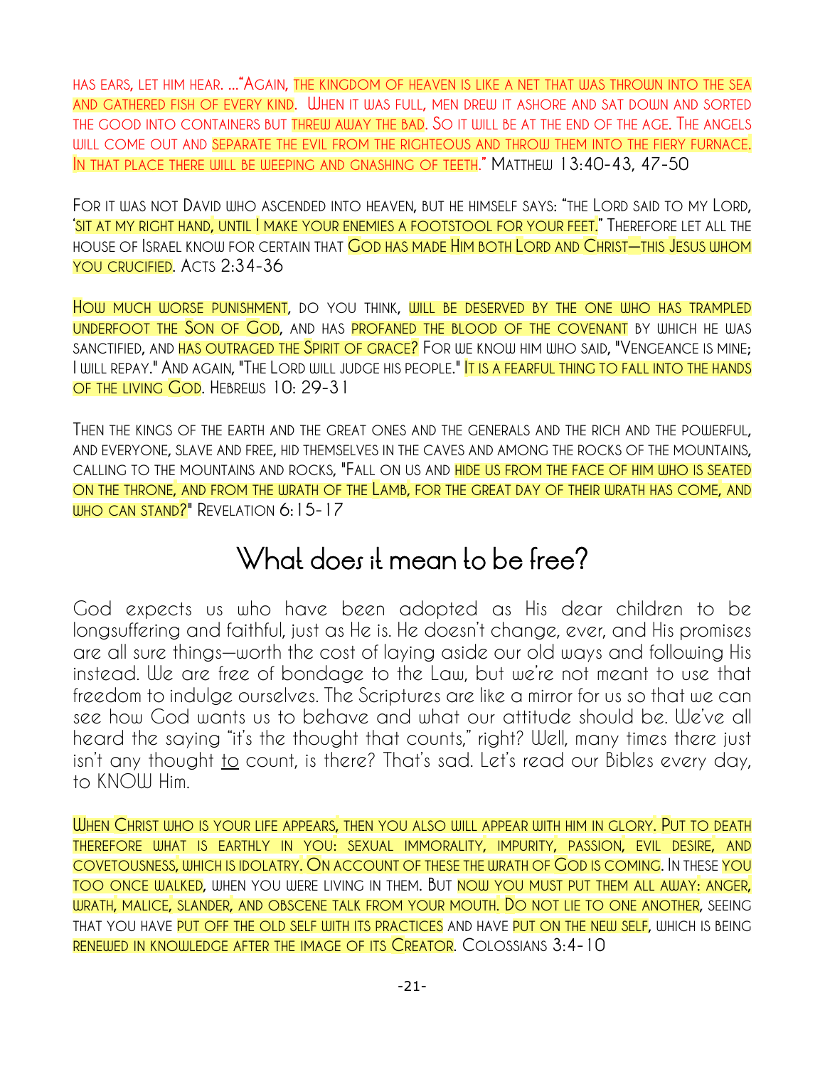has ears, let him hear. …"Again, the kingdom of heaven is like a net that was thrown into the sea and gathered fish of every kind. When it was full, men drew it ashore and sat down and sorted the good into containers but threw away the bad. So it will be at the end of the age. The angels will come out and separate the evil from the righteous and throw them into the fiery furnace. In that place there will be weeping and gnashing of teeth." Matthew 13:40-43, 47-50

For it was not David who ascended into heaven, but he himself says: "the Lord said to my Lord, 'sit at my right hand, until I make your enemies a footstool for your feet." Therefore let all the house of Israel know for certain that God has made Him both Lord and Christ—this Jesus whom you crucified. Acts 2:34-36

How much worse punishment, do you think, will be deserved by the one who has trampled underfoot the Son of God, and has profaned the blood of the covenant by which he was sanctified, and has outraged the Spirit of grace? For we know him who said, "Vengeance is mine; I will repay." And again, "The Lord will judge his people." It is a fearful thing to fall into the hands of the living God. Hebrews 10: 29-31

Then the kings of the earth and the great ones and the generals and the rich and the powerful, and everyone, slave and free, hid themselves in the caves and among the rocks of the mountains, calling to the mountains and rocks, "Fall on us and hide us from the face of him who is seated on the throne, and from the wrath of the Lamb, for the great day of their wrath has come, and who can stand?" Revelation 6:15-17

# What does it mean to be free?

God expects us who have been adopted as His dear children to be longsuffering and faithful, just as He is. He doesn't change, ever, and His promises are all sure things—worth the cost of laying aside our old ways and following His instead. We are free of bondage to the Law, but we're not meant to use that freedom to indulge ourselves. The Scriptures are like a mirror for us so that we can see how God wants us to behave and what our attitude should be. We've all heard the saying "it's the thought that counts," right? Well, many times there just isn't any thought to count, is there? That's sad. Let's read our Bibles every day, to KNOW Him.

When Christ who is your life appears, then you also will appear with him in glory. Put to death therefore what is earthly in you: sexual immorality, impurity, passion, evil desire, and covetousness, which is idolatry. On account of these the wrath of God is coming. In these you too once walked, when you were living in them. But now you must put them all away: anger, wrath, malice, slander, and obscene talk from your mouth. Do not lie to one another, seeing that you have put off the old self with its practices and have put on the new self, which is being renewed in knowledge after the image of its Creator. Colossians 3:4-10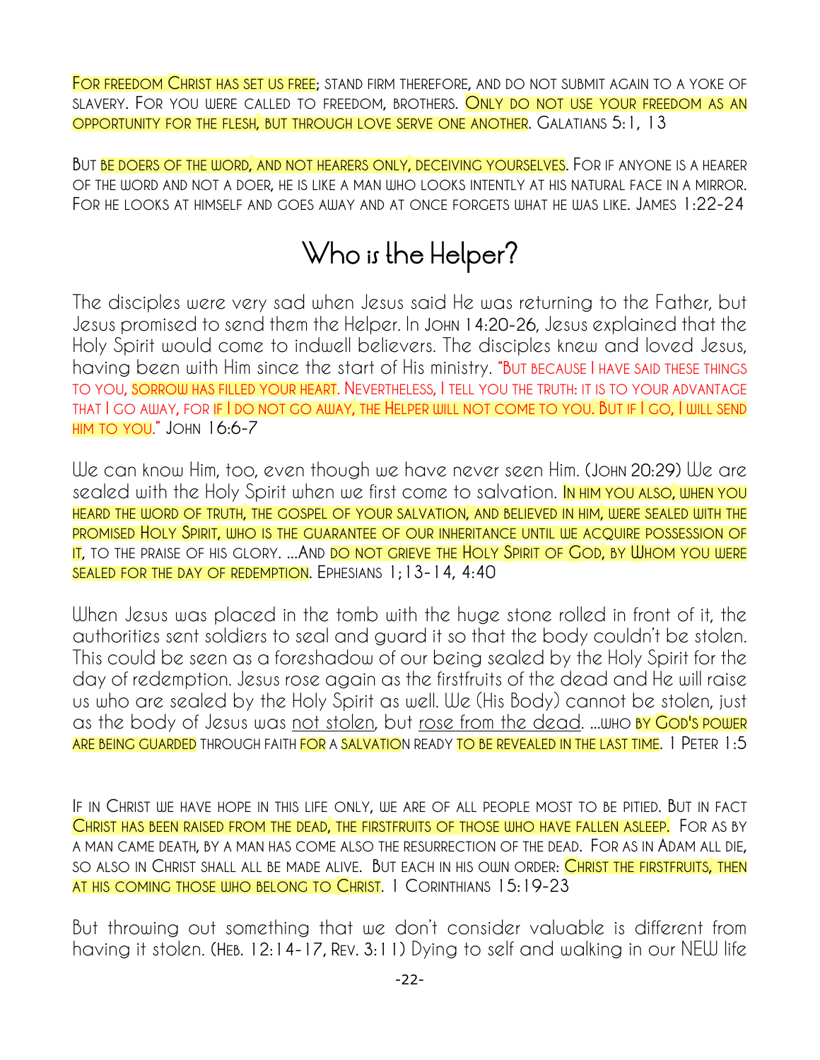For freedom Christ has set us free; stand firm therefore, and do not submit again to a yoke of slavery. For you were called to freedom, brothers. Only do not use your freedom as an opportunity for the flesh, but through love serve one another. Galatians 5:1, 13

But be doers of the word, and not hearers only, deceiving yourselves. For if anyone is a hearer of the word and not a doer, he is like a man who looks intently at his natural face in a mirror. For he looks at himself and goes away and at once forgets what he was like. James 1:22-24

# Who is the Helper?

The disciples were very sad when Jesus said He was returning to the Father, but Jesus promised to send them the Helper. In John 14:20-26, Jesus explained that the Holy Spirit would come to indwell believers. The disciples knew and loved Jesus, having been with Him since the start of His ministry. "But because I have said these things to you, sorrow has filled your heart. Nevertheless, I tell you the truth: it is to your advantage that I go away, for if I do not go away, the Helper will not come to you. But if I go, I will send him to you." John 16:6-7

We can know Him, too, even though we have never seen Him. (John 20:29) We are sealed with the Holy Spirit when we first come to salvation. In him you also, when you heard the word of truth, the gospel of your salvation, and believed in him, were sealed with the promised Holy Spirit, who is the guarantee of our inheritance until we acquire possession of it, to the praise of his glory. ...And do not grieve the Holy Spirit of God, by Whom you were sealed for the day of redemption. Ephesians 1;13-14, 4:40

When Jesus was placed in the tomb with the huge stone rolled in front of it, the authorities sent soldiers to seal and guard it so that the body couldn't be stolen. This could be seen as a foreshadow of our being sealed by the Holy Spirit for the day of redemption. Jesus rose again as the firstfruits of the dead and He will raise us who are sealed by the Holy Spirit as well. We (His Body) cannot be stolen, just as the body of Jesus was <u>not stolen</u>, but <u>rose from the dead</u>. ...who by God's power are being guarded through faith for a salvation ready to be revealed in the last time. 1 Peter 1:5

If in Christ we have hope in this life only, we are of all people most to be pitied. But in fact Christ has been raised from the dead, the firstfruits of those who have fallen asleep. For as by a man came death, by a man has come also the resurrection of the dead. For as in Adam all die, so also in Christ shall all be made alive. But each in his own order: Christ the firstfruits, then at his coming those who belong to Christ. 1 Corinthians 15:19-23

But throwing out something that we don't consider valuable is different from having it stolen. (Heb. 12:14-17, Rev. 3:11) Dying to self and walking in our NEW life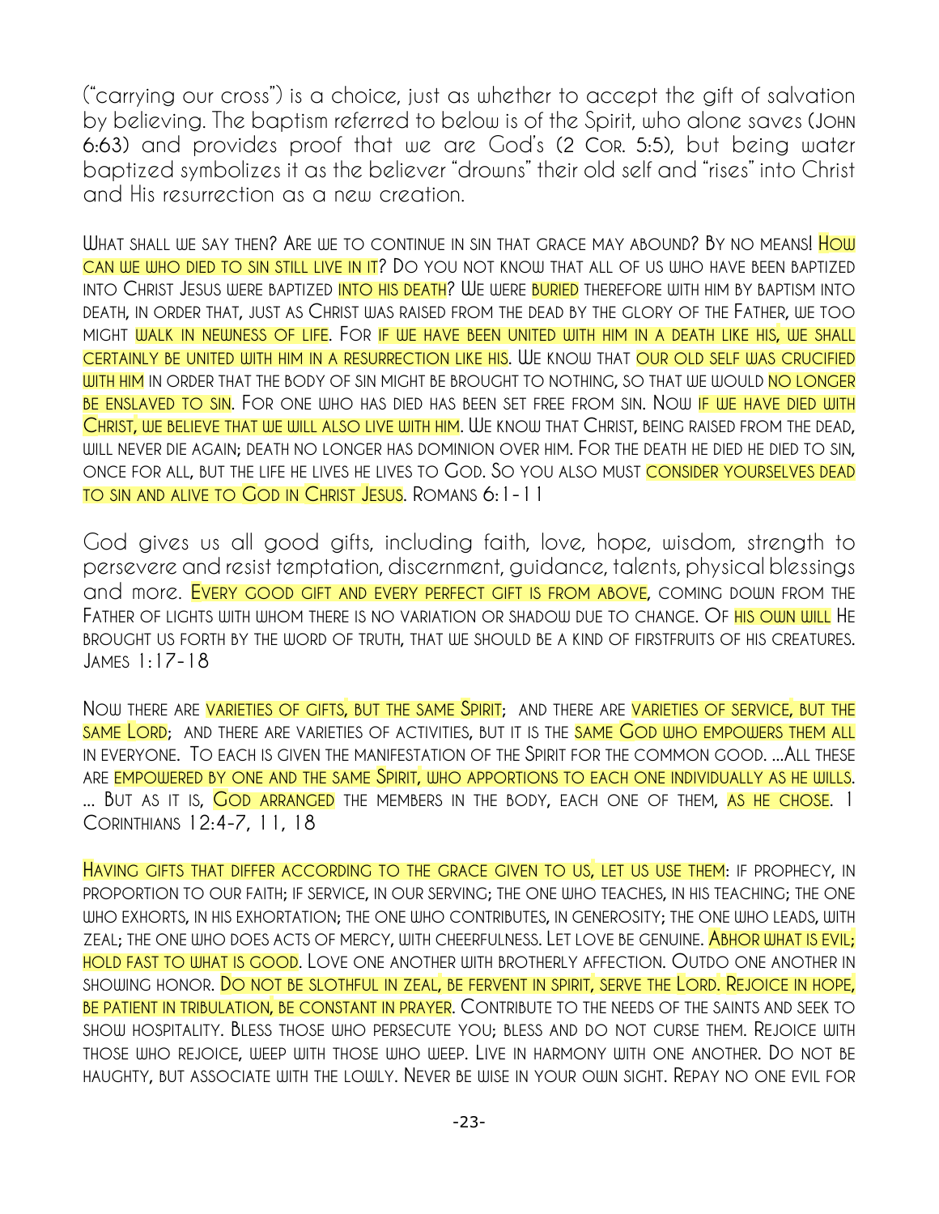("carrying our cross") is a choice, just as whether to accept the gift of salvation by believing. The baptism referred to below is of the Spirit, who alone saves (John 6:63) and provides proof that we are God's (2 Cor. 5:5), but being water baptized symbolizes it as the believer "drowns" their old self and "rises" into Christ and His resurrection as a new creation.

What shall we say then? Are we to continue in sin that grace may abound? By no means! How can we who died to sin still live in it? Do you not know that all of us who have been baptized into Christ Jesus were baptized into his death? We were buried therefore with him by baptism into death, in order that, just as Christ was raised from the dead by the glory of the Father, we too might walk in newness of life. For if we have been united with him in a death like his, we shall certainly be united with him in a resurrection like his. We know that our old self was crucified with him in order that the body of sin might be brought to nothing, so that we would no longer be enslaved to sin. For one who has died has been set free from sin. Now if we have died with Christ, we believe that we will also live with him. We know that Christ, being raised from the dead, will never die again; death no longer has dominion over him. For the death he died he died to sin, once for all, but the life he lives he lives to God. So you also must consider yourselves dead to sin and alive to God in Christ Jesus. Romans 6:1-11

God gives us all good gifts, including faith, love, hope, wisdom, strength to persevere and resist temptation, discernment, guidance, talents, physical blessings and more. Every good gift and every perfect gift is from above, coming down from the Father of lights with whom there is no variation or shadow due to change. Of his own will He brought us forth by the word of truth, that we should be a kind of firstfruits of his creatures. James 1:17-18

Now there are varieties of gifts, but the same Spirit; and there are varieties of service, but the same Lord; and there are varieties of activities, but it is the same God who empowers them all in everyone. To each is given the manifestation of the Spirit for the common good. ...All these are empowered by one and the same Spirit, who apportions to each one individually as he wills. ... But as it is, God arranged the members in the body, each one of them, as he chose. 1 Corinthians 12:4-7, 11, 18

Having gifts that differ according to the grace given to us, let us use them: if prophecy, in proportion to our faith; if service, in our serving; the one who teaches, in his teaching; the one who exhorts, in his exhortation; the one who contributes, in generosity; the one who leads, with zeal; the one who does acts of mercy, with cheerfulness. Let love be genuine. Abhor what is evil; hold fast to what is good. Love one another with brotherly affection. Outdo one another in showing honor. Do not be slothful in zeal, be fervent in spirit, serve the Lord. Rejoice in hope, be patient in tribulation, be constant in prayer. Contribute to the needs of the saints and seek to show hospitality. Bless those who persecute you; bless and do not curse them. Rejoice with those who rejoice, weep with those who weep. Live in harmony with one another. Do not be haughty, but associate with the lowly. Never be wise in your own sight. Repay no one evil for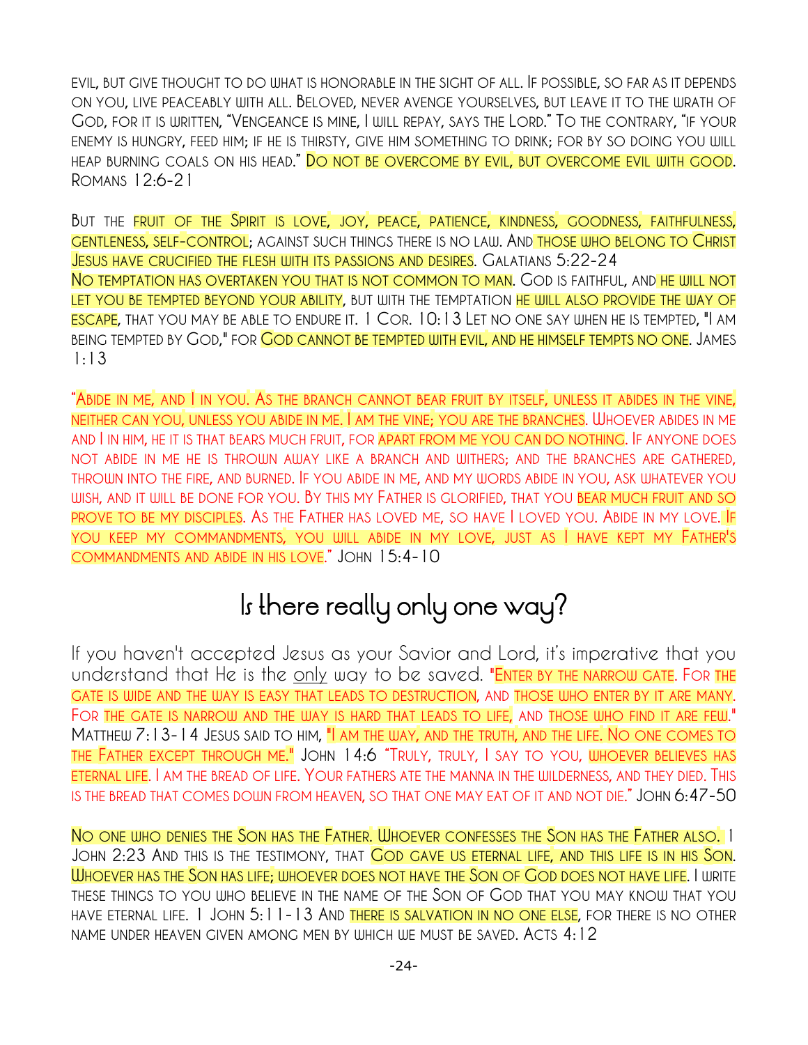evil, but give thought to do what is honorable in the sight of all. If possible, so far as it depends on you, live peaceably with all. Beloved, never avenge yourselves, but leave it to the wrath of God, for it is written, "Vengeance is mine, I will repay, says the Lord." To the contrary, "if your enemy is hungry, feed him; if he is thirsty, give him something to drink; for by so doing you will heap burning coals on his head." Do not be overcome by evil, but overcome evil with good. Romans 12:6-21

But the fruit of the Spirit is love, joy, peace, patience, kindness, goodness, faithfulness, gentleness, self-control; against such things there is no law. And those who belong to Christ Jesus have crucified the flesh with its passions and desires. Galatians 5:22-24
No temptation has overtaken you that is not common to man. God is faithful, and he will not let you be tempted beyond your ability, but with the temptation he will also provide the way of escape, that you may be able to endure it. 1 Cor. 10:13 Let no one say when he is tempted, "I am being tempted by God," for God cannot be tempted with evil, and he himself tempts no one. James 1:13

"Abide in me, and I in you. As the branch cannot bear fruit by itself, unless it abides in the vine, neither can you, unless you abide in me. I am the vine; you are the branches. Whoever abides in me and I in him, he it is that bears much fruit, for apart from me you can do nothing. If anyone does not abide in me he is thrown away like a branch and withers; and the branches are gathered, thrown into the fire, and burned. If you abide in me, and my words abide in you, ask whatever you wish, and it will be done for you. By this my Father is glorified, that you bear much fruit and so prove to be my disciples. As the Father has loved me, so have I loved you. Abide in my love. If you keep my commandments, you will abide in my love, just as I have kept my Father's commandments and abide in his love." John 15:4-10

# Is there really only one way?

If you haven't accepted Jesus as your Savior and Lord, it's imperative that you understand that He is the only way to be saved. "Enter by the narrow gate. For the gate is wide and the way is easy that leads to destruction, and those who enter by it are many. For the gate is narrow and the way is hard that leads to life, and those who find it are few." Matthew 7:13-14 Jesus said to him, "I am the way, and the truth, and the life. No one comes to the Father except through me." John 14:6 "Truly, truly, I say to you, whoever believes has eternal life. I am the bread of life. Your fathers ate the manna in the wilderness, and they died. This is the bread that comes down from heaven, so that one may eat of it and not die." John 6:47-50

No one who denies the Son has the Father. Whoever confesses the Son has the Father also. 1 John 2:23 And this is the testimony, that God gave us eternal life, and this life is in his Son. Whoever has the Son has life; whoever does not have the Son of God does not have life. I write these things to you who believe in the name of the Son of God that you may know that you have eternal life. 1 John 5:11-13 And there is salvation in no one else, for there is no other name under heaven given among men by which we must be saved. Acts 4:12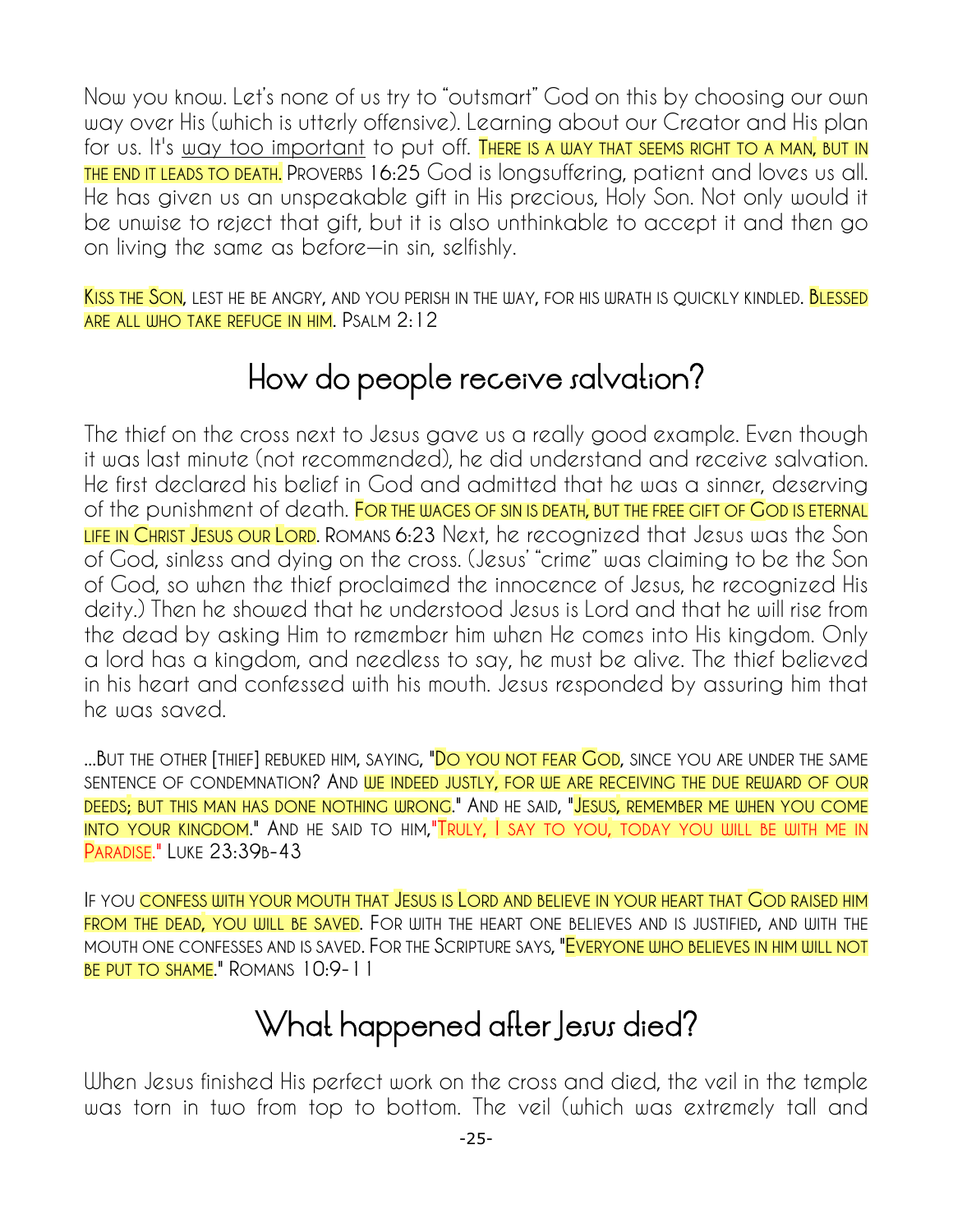Now you know. Let's none of us try to "outsmart" God on this by choosing our own way over His (which is utterly offensive). Learning about our Creator and His plan for us. It's <u>way too important</u> to put off. THERE IS A WAY THAT SEEMS RIGHT TO A MAN, BUT IN THE END IT LEADS TO DEATH. PROVERBS 16:25 God is longsuffering, patient and loves us all. He has given us an unspeakable gift in His precious, Holy Son. Not only would it be unwise to reject that gift, but it is also unthinkable to accept it and then go on living the same as before—in sin, selfishly.

KISS THE SON, LEST HE BE ANGRY, AND YOU PERISH IN THE WAY, FOR HIS WRATH IS QUICKLY KINDLED. BLESSED ARE ALL WHO TAKE REFUGE IN HIM. PSALM 2:12

# How do people receive salvation?

The thief on the cross next to Jesus gave us a really good example. Even though it was last minute (not recommended), he did understand and receive salvation. He first declared his belief in God and admitted that he was a sinner, deserving of the punishment of death. FOR THE WAGES OF SIN IS DEATH, BUT THE FREE GIFT OF GOD IS ETERNAL LIFE IN CHRIST JESUS OUR LORD. ROMANS 6:23 Next, he recognized that Jesus was the Son of God, sinless and dying on the cross. (Jesus' "crime" was claiming to be the Son of God, so when the thief proclaimed the innocence of Jesus, he recognized His deity.) Then he showed that he understood Jesus is Lord and that he will rise from the dead by asking Him to remember him when He comes into His kingdom. Only a lord has a kingdom, and needless to say, he must be alive. The thief believed in his heart and confessed with his mouth. Jesus responded by assuring him that he was saved.

...BUT THE OTHER [THIEF] REBUKED HIM, SAYING, "DO YOU NOT FEAR GOD, SINCE YOU ARE UNDER THE SAME SENTENCE OF CONDEMNATION? AND <u>WE INDEED JUSTLY, FOR WE ARE RECEIVING THE DUE REWARD OF OUR DEEDS; BUT THIS MAN HAS DONE NOTHING WRONG</u>." AND HE SAID, "<u>JESUS, REMEMBER ME WHEN YOU COME INTO YOUR KINGDOM</u>." AND HE SAID TO HIM,"<u>TRULY, I SAY TO YOU, TODAY YOU WILL BE WITH ME IN PARADISE.</u>" LUKE 23:39B-43

IF YOU <u>CONFESS WITH YOUR MOUTH THAT JESUS IS LORD AND BELIEVE IN YOUR HEART THAT GOD RAISED HIM FROM THE DEAD, YOU WILL BE SAVED</u>. FOR WITH THE HEART ONE BELIEVES AND IS JUSTIFIED, AND WITH THE MOUTH ONE CONFESSES AND IS SAVED. FOR THE SCRIPTURE SAYS, "<u>EVERYONE WHO BELIEVES IN HIM WILL NOT BE PUT TO SHAME</u>." ROMANS 10:9-11

# What happened after Jesus died?

When Jesus finished His perfect work on the cross and died, the veil in the temple was torn in two from top to bottom. The veil (which was extremely tall and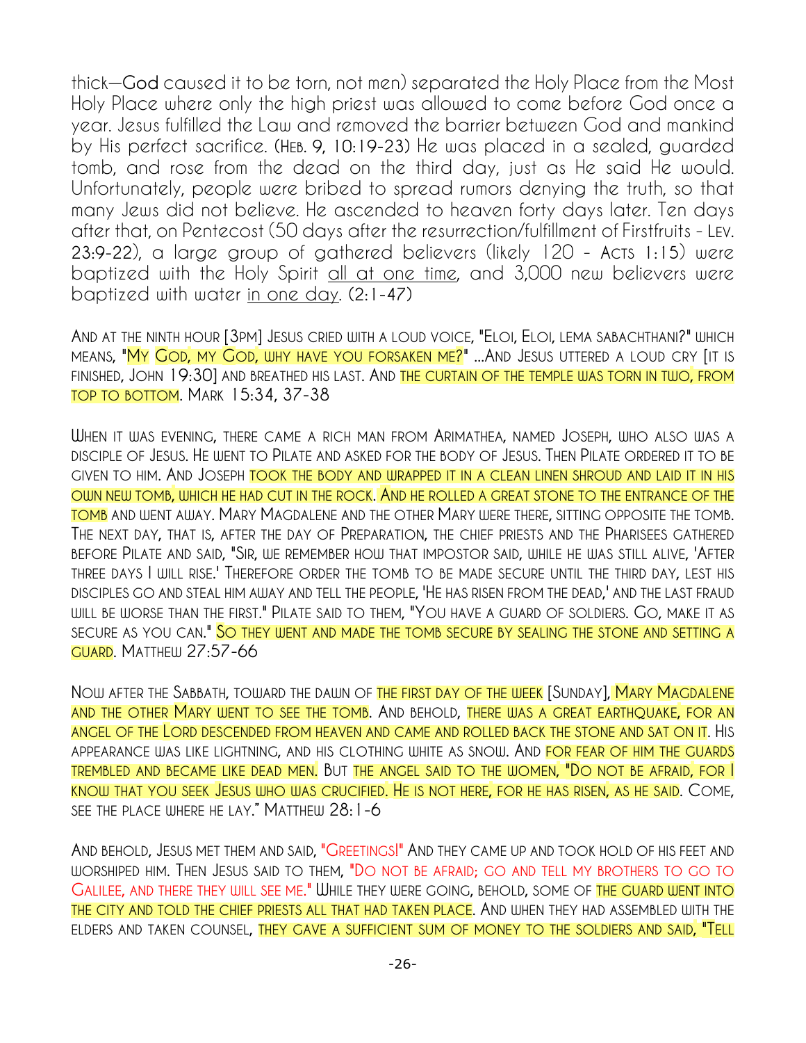thick—**God** caused it to be torn, not men) separated the Holy Place from the Most Holy Place where only the high priest was allowed to come before God once a year. Jesus fulfilled the Law and removed the barrier between God and mankind by His perfect sacrifice. (Heb. 9, 10:19-23) He was placed in a sealed, guarded tomb, and rose from the dead on the third day, just as He said He would. Unfortunately, people were bribed to spread rumors denying the truth, so that many Jews did not believe. He ascended to heaven forty days later. Ten days after that, on Pentecost (50 days after the resurrection/fulfillment of Firstfruits - Lev. 23:9-22), a large group of gathered believers (likely 120 - Acts 1:15) were baptized with the Holy Spirit <u>all at one time</u>, and 3,000 new believers were baptized with water <u>in one day</u>. (2:1-47)

And at the ninth hour [3pm] Jesus cried with a loud voice, "Eloi, Eloi, lema sabachthani?" which means, "My God, my God, why have you forsaken me?" ...And Jesus uttered a loud cry [it is finished, John 19:30] and breathed his last. And the curtain of the temple was torn in two, from top to bottom. Mark 15:34, 37-38

When it was evening, there came a rich man from Arimathea, named Joseph, who also was a disciple of Jesus. He went to Pilate and asked for the body of Jesus. Then Pilate ordered it to be given to him. And Joseph took the body and wrapped it in a clean linen shroud and laid it in his own new tomb, which he had cut in the rock. And he rolled a great stone to the entrance of the tomb and went away. Mary Magdalene and the other Mary were there, sitting opposite the tomb. The next day, that is, after the day of Preparation, the chief priests and the Pharisees gathered before Pilate and said, "Sir, we remember how that impostor said, while he was still alive, 'After three days I will rise.' Therefore order the tomb to be made secure until the third day, lest his disciples go and steal him away and tell the people, 'He has risen from the dead,' and the last fraud will be worse than the first." Pilate said to them, "You have a guard of soldiers. Go, make it as secure as you can." So they went and made the tomb secure by sealing the stone and setting a guard. Matthew 27:57-66

Now after the Sabbath, toward the dawn of the first day of the week [Sunday], Mary Magdalene and the other Mary went to see the tomb. And behold, there was a great earthquake, for an angel of the Lord descended from heaven and came and rolled back the stone and sat on it. His appearance was like lightning, and his clothing white as snow. And for fear of him the guards trembled and became like dead men. But the angel said to the women, "Do not be afraid, for I know that you seek Jesus who was crucified. He is not here, for he has risen, as he said. Come, see the place where he lay." Matthew 28:1-6

And behold, Jesus met them and said, "Greetings!" And they came up and took hold of his feet and worshiped him. Then Jesus said to them, "Do not be afraid; go and tell my brothers to go to Galilee, and there they will see me." While they were going, behold, some of the guard went into the city and told the chief priests all that had taken place. And when they had assembled with the elders and taken counsel, they gave a sufficient sum of money to the soldiers and said, "Tell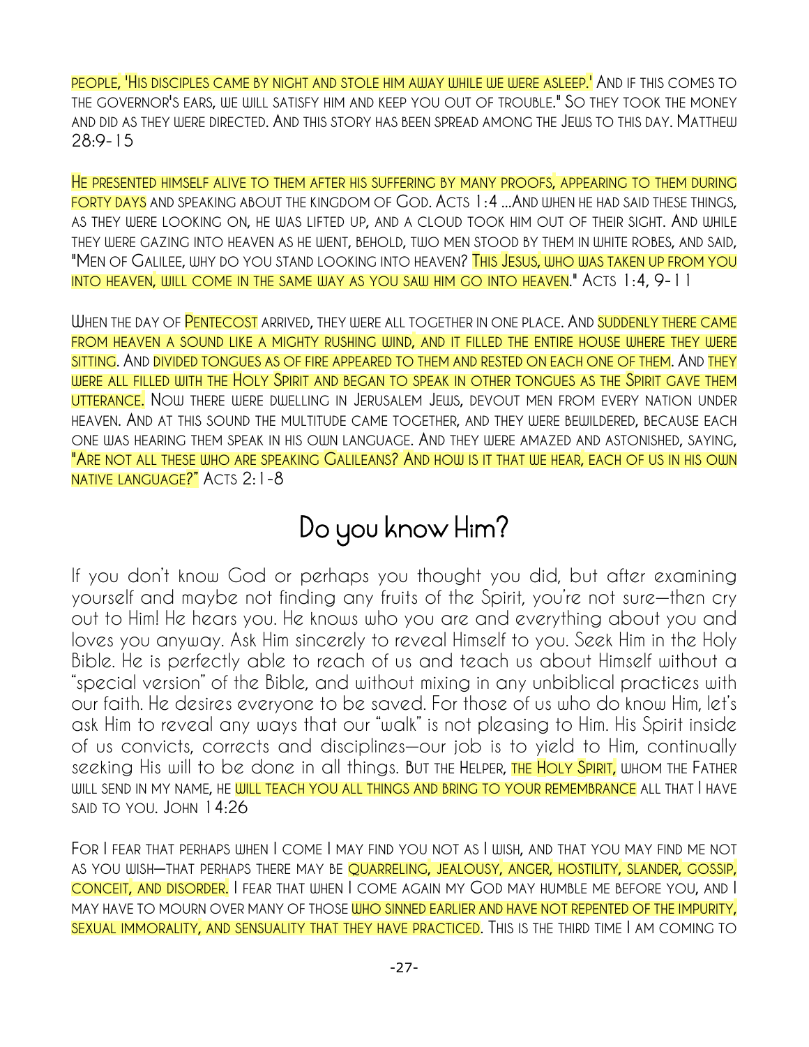people, 'His disciples came by night and stole him away while we were asleep.' And if this comes to the governor's ears, we will satisfy him and keep you out of trouble." So they took the money and did as they were directed. And this story has been spread among the Jews to this day. Matthew 28:9-15

He presented himself alive to them after his suffering by many proofs, appearing to them during forty days and speaking about the kingdom of God. Acts 1:4 …And when he had said these things, as they were looking on, he was lifted up, and a cloud took him out of their sight. And while they were gazing into heaven as he went, behold, two men stood by them in white robes, and said, "Men of Galilee, why do you stand looking into heaven? This Jesus, who was taken up from you into heaven, will come in the same way as you saw him go into heaven." Acts 1:4, 9-11

When the day of Pentecost arrived, they were all together in one place. And suddenly there came from heaven a sound like a mighty rushing wind, and it filled the entire house where they were sitting. And divided tongues as of fire appeared to them and rested on each one of them. And they were all filled with the Holy Spirit and began to speak in other tongues as the Spirit gave them utterance. Now there were dwelling in Jerusalem Jews, devout men from every nation under heaven. And at this sound the multitude came together, and they were bewildered, because each one was hearing them speak in his own language. And they were amazed and astonished, saying, "Are not all these who are speaking Galileans? And how is it that we hear, each of us in his own native language?" Acts 2:1-8

## Do you know Him?

If you don't know God or perhaps you thought you did, but after examining yourself and maybe not finding any fruits of the Spirit, you're not sure—then cry out to Him! He hears you. He knows who you are and everything about you and loves you anyway. Ask Him sincerely to reveal Himself to you. Seek Him in the Holy Bible. He is perfectly able to reach of us and teach us about Himself without a "special version" of the Bible, and without mixing in any unbiblical practices with our faith. He desires everyone to be saved. For those of us who do know Him, let's ask Him to reveal any ways that our "walk" is not pleasing to Him. His Spirit inside of us convicts, corrects and disciplines—our job is to yield to Him, continually seeking His will to be done in all things. But the Helper, the Holy Spirit, whom the Father will send in my name, he will teach you all things and bring to your remembrance all that I have said to you. John 14:26

For I fear that perhaps when I come I may find you not as I wish, and that you may find me not as you wish—that perhaps there may be quarreling, jealousy, anger, hostility, slander, gossip, conceit, and disorder. I fear that when I come again my God may humble me before you, and I may have to mourn over many of those who sinned earlier and have not repented of the impurity, sexual immorality, and sensuality that they have practiced. This is the third time I am coming to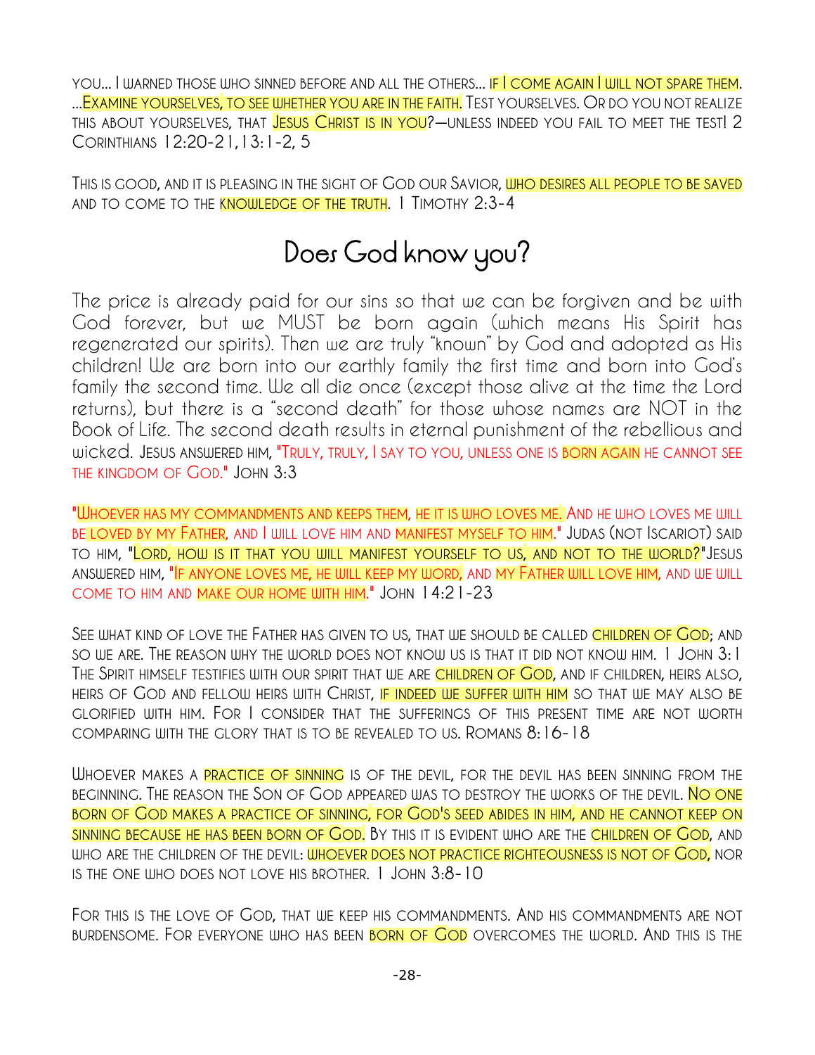you... I warned those who sinned before and all the others... if I come again I will not spare them. ...Examine yourselves, to see whether you are in the faith. Test yourselves. Or do you not realize this about yourselves, that Jesus Christ is in you?—unless indeed you fail to meet the test! 2 Corinthians 12:20-21,13:1-2, 5

This is good, and it is pleasing in the sight of God our Savior, who desires all people to be saved and to come to the knowledge of the truth. 1 Timothy 2:3-4

# Does God know you?

The price is already paid for our sins so that we can be forgiven and be with God forever, but we MUST be born again (which means His Spirit has regenerated our spirits). Then we are truly "known" by God and adopted as His children! We are born into our earthly family the first time and born into God's family the second time. We all die once (except those alive at the time the Lord returns), but there is a "second death" for those whose names are NOT in the Book of Life. The second death results in eternal punishment of the rebellious and wicked. Jesus answered him, "Truly, truly, I say to you, unless one is born again he cannot see the kingdom of God." John 3:3

"Whoever has my commandments and keeps them, he it is who loves me. And he who loves me will be loved by my Father, and I will love him and manifest myself to him." Judas (not Iscariot) said to him, "Lord, how is it that you will manifest yourself to us, and not to the world?" Jesus answered him, "If anyone loves me, he will keep my word, and my Father will love him, and we will come to him and make our home with him." John 14:21-23

See what kind of love the Father has given to us, that we should be called children of God; and so we are. The reason why the world does not know us is that it did not know him. 1 John 3:1 The Spirit himself testifies with our spirit that we are children of God, and if children, heirs also, heirs of God and fellow heirs with Christ, if indeed we suffer with him so that we may also be glorified with him. For I consider that the sufferings of this present time are not worth comparing with the glory that is to be revealed to us. Romans 8:16-18

Whoever makes a practice of sinning is of the devil, for the devil has been sinning from the beginning. The reason the Son of God appeared was to destroy the works of the devil. No one born of God makes a practice of sinning, for God's seed abides in him, and he cannot keep on sinning because he has been born of God. By this it is evident who are the children of God, and who are the children of the devil: whoever does not practice righteousness is not of God, nor is the one who does not love his brother. 1 John 3:8-10

For this is the love of God, that we keep his commandments. And his commandments are not burdensome. For everyone who has been born of God overcomes the world. And this is the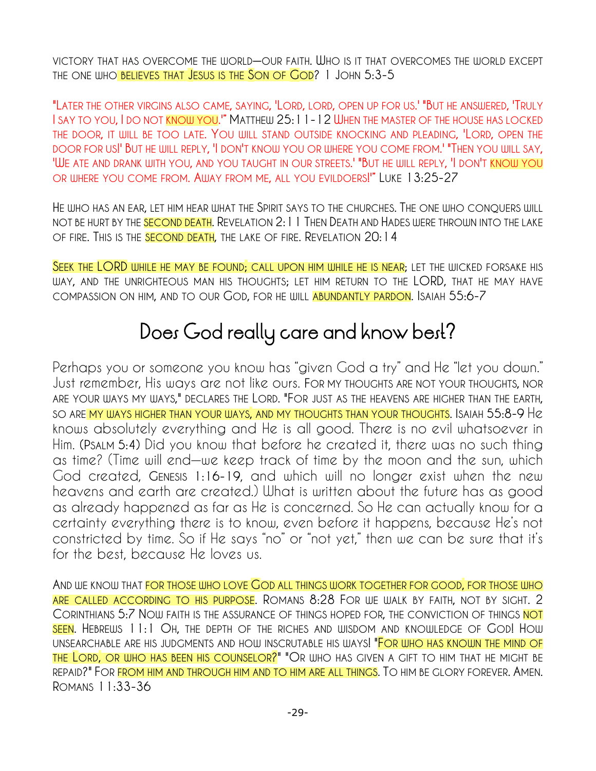victory that has overcome the world—our faith. Who is it that overcomes the world except the one who believes that Jesus is the Son of God? 1 John 5:3-5

"Later the other virgins also came, saying, 'Lord, lord, open up for us.' "But he answered, 'Truly I say to you, I do not know you.'" Matthew 25:11-12 When the master of the house has locked the door, it will be too late. You will stand outside knocking and pleading, 'Lord, open the door for us!' But he will reply, 'I don't know you or where you come from.' "Then you will say, 'We ate and drank with you, and you taught in our streets.' "But he will reply, 'I don't know you or where you come from. Away from me, all you evildoers!'" Luke 13:25-27

He who has an ear, let him hear what the Spirit says to the churches. The one who conquers will not be hurt by the second death. Revelation 2:11 Then Death and Hades were thrown into the lake of fire. This is the second death, the lake of fire. Revelation 20:14

Seek the LORD while he may be found; call upon him while he is near; let the wicked forsake his way, and the unrighteous man his thoughts; let him return to the LORD, that he may have compassion on him, and to our God, for he will abundantly pardon. Isaiah 55:6-7

# Does God really care and know best?

Perhaps you or someone you know has "given God a try" and He "let you down." Just remember, His ways are not like ours. For my thoughts are not your thoughts, nor are your ways my ways," declares the Lord. "For just as the heavens are higher than the earth, so are my ways higher than your ways, and my thoughts than your thoughts. Isaiah 55:8-9 He knows absolutely everything and He is all good. There is no evil whatsoever in Him. (Psalm 5:4) Did you know that before he created it, there was no such thing as time? (Time will end—we keep track of time by the moon and the sun, which God created, Genesis 1:16-19, and which will no longer exist when the new heavens and earth are created.) What is written about the future has as good as already happened as far as He is concerned. So He can actually know for a certainty everything there is to know, even before it happens, because He's not constricted by time. So if He says "no" or "not yet," then we can be sure that it's for the best, because He loves us.

And we know that for those who love God all things work together for good, for those who are called according to his purpose. Romans 8:28 For we walk by faith, not by sight. 2 Corinthians 5:7 Now faith is the assurance of things hoped for, the conviction of things not seen. Hebrews 11:1 Oh, the depth of the riches and wisdom and knowledge of God! How unsearchable are his judgments and how inscrutable his ways! "For who has known the mind of the Lord, or who has been his counselor?" "Or who has given a gift to him that he might be repaid?" For from him and through him and to him are all things. To him be glory forever. Amen. Romans 11:33-36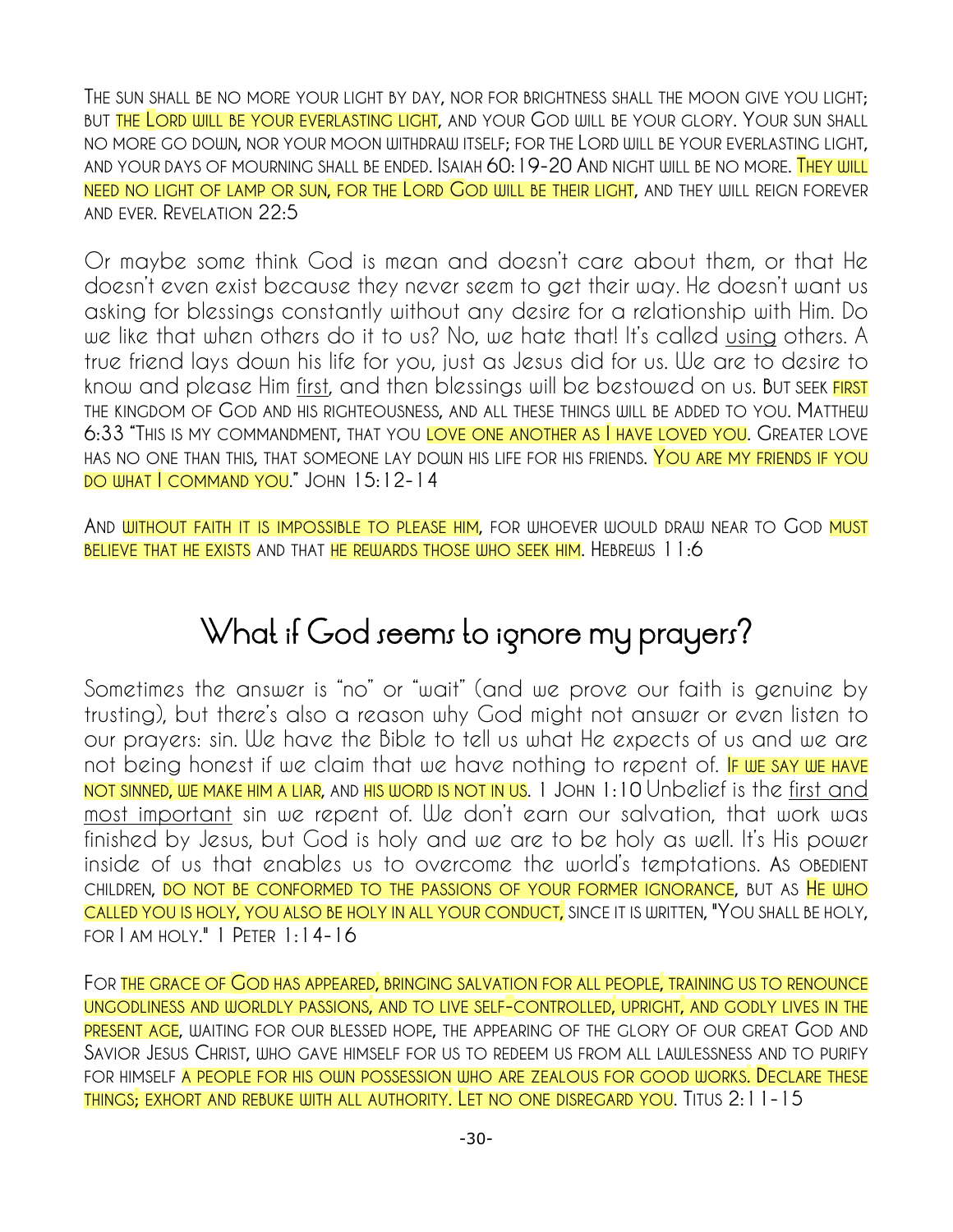The sun shall be no more your light by day, nor for brightness shall the moon give you light; but the Lord will be your everlasting light, and your God will be your glory. Your sun shall no more go down, nor your moon withdraw itself; for the Lord will be your everlasting light, and your days of mourning shall be ended. Isaiah 60:19-20 And night will be no more. They will need no light of lamp or sun, for the Lord God will be their light, and they will reign forever and ever. Revelation 22:5

Or maybe some think God is mean and doesn't care about them, or that He doesn't even exist because they never seem to get their way. He doesn't want us asking for blessings constantly without any desire for a relationship with Him. Do we like that when others do it to us? No, we hate that! It's called using others. A true friend lays down his life for you, just as Jesus did for us. We are to desire to know and please Him first, and then blessings will be bestowed on us. But seek first the kingdom of God and his righteousness, and all these things will be added to you. Matthew 6:33 "This is my commandment, that you love one another as I have loved you. Greater love has no one than this, that someone lay down his life for his friends. You are my friends if you do what I command you." John 15:12-14

And without faith it is impossible to please him, for whoever would draw near to God must believe that he exists and that he rewards those who seek him. Hebrews 11:6

## What if God seems to ignore my prayers?

Sometimes the answer is "no" or "wait" (and we prove our faith is genuine by trusting), but there's also a reason why God might not answer or even listen to our prayers: sin. We have the Bible to tell us what He expects of us and we are not being honest if we claim that we have nothing to repent of. If we say we have not sinned, we make him a liar, and his word is not in us. 1 John 1:10 Unbelief is the first and most important sin we repent of. We don't earn our salvation, that work was finished by Jesus, but God is holy and we are to be holy as well. It's His power inside of us that enables us to overcome the world's temptations. As obedient children, do not be conformed to the passions of your former ignorance, but as He who called you is holy, you also be holy in all your conduct, since it is written, "You shall be holy, for I am holy." 1 Peter 1:14-16

For the grace of God has appeared, bringing salvation for all people, training us to renounce ungodliness and worldly passions, and to live self-controlled, upright, and godly lives in the present age, waiting for our blessed hope, the appearing of the glory of our great God and Savior Jesus Christ, who gave himself for us to redeem us from all lawlessness and to purify for himself a people for his own possession who are zealous for good works. Declare these things; exhort and rebuke with all authority. Let no one disregard you. Titus 2:11-15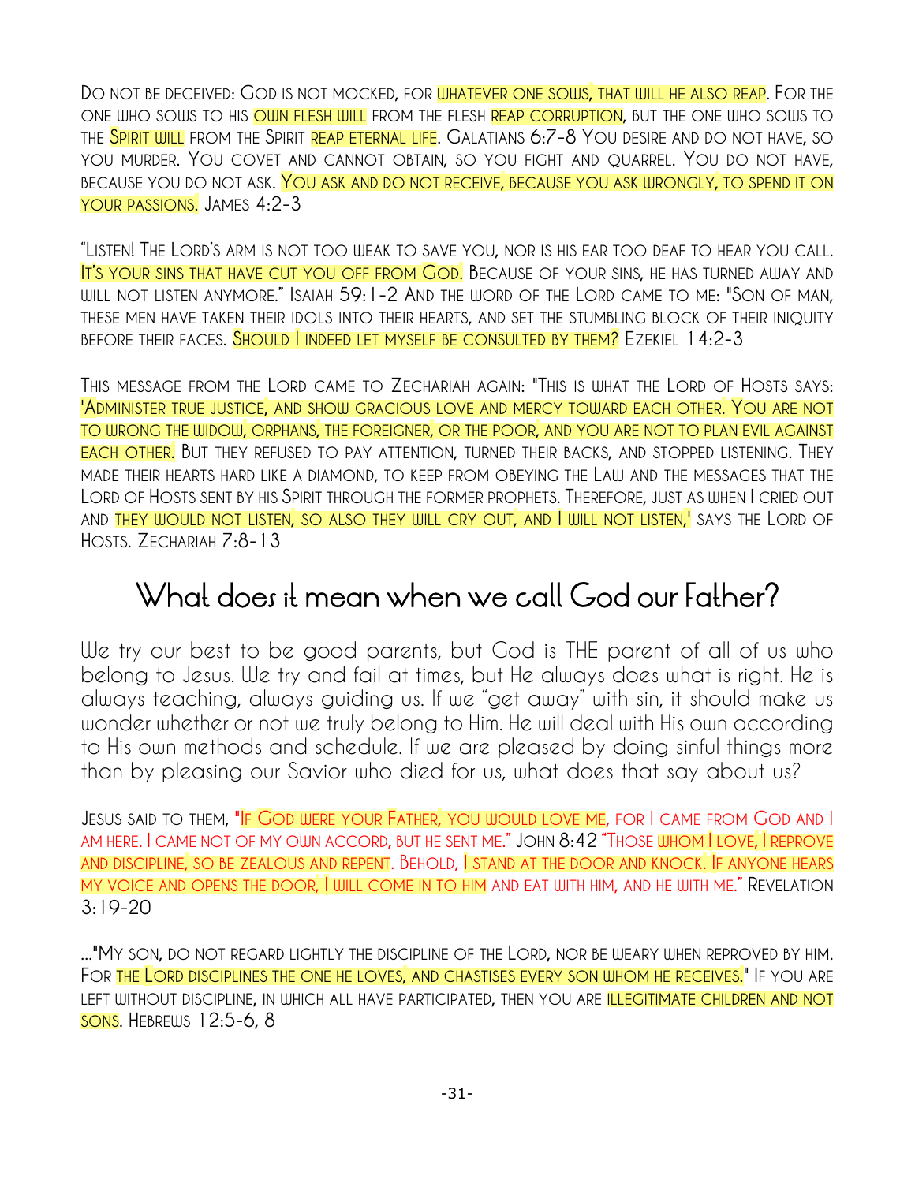Do not be deceived: God is not mocked, for whatever one sows, that will he also reap. For the one who sows to his own flesh will from the flesh reap corruption, but the one who sows to the Spirit will from the Spirit reap eternal life. Galatians 6:7-8 You desire and do not have, so you murder. You covet and cannot obtain, so you fight and quarrel. You do not have, because you do not ask. You ask and do not receive, because you ask wrongly, to spend it on your passions. James 4:2-3

"Listen! The Lord's arm is not too weak to save you, nor is his ear too deaf to hear you call. It's your sins that have cut you off from God. Because of your sins, he has turned away and will not listen anymore." Isaiah 59:1-2 And the word of the Lord came to me: "Son of man, these men have taken their idols into their hearts, and set the stumbling block of their iniquity before their faces. Should I indeed let myself be consulted by them? Ezekiel 14:2-3

This message from the Lord came to Zechariah again: "This is what the Lord of Hosts says: 'Administer true justice, and show gracious love and mercy toward each other. You are not to wrong the widow, orphans, the foreigner, or the poor, and you are not to plan evil against each other. But they refused to pay attention, turned their backs, and stopped listening. They made their hearts hard like a diamond, to keep from obeying the Law and the messages that the Lord of Hosts sent by his Spirit through the former prophets. Therefore, just as when I cried out and they would not listen, so also they will cry out, and I will not listen,' says the Lord of Hosts. Zechariah 7:8-13

## What does it mean when we call God our Father?

We try our best to be good parents, but God is THE parent of all of us who belong to Jesus. We try and fail at times, but He always does what is right. He is always teaching, always guiding us. If we "get away" with sin, it should make us wonder whether or not we truly belong to Him. He will deal with His own according to His own methods and schedule. If we are pleased by doing sinful things more than by pleasing our Savior who died for us, what does that say about us?

Jesus said to them, "If God were your Father, you would love me, for I came from God and I am here. I came not of my own accord, but he sent me." John 8:42 "Those whom I love, I reprove and discipline, so be zealous and repent. Behold, I stand at the door and knock. If anyone hears my voice and opens the door, I will come in to him and eat with him, and he with me." Revelation 3:19-20

..."My son, do not regard lightly the discipline of the Lord, nor be weary when reproved by him. For the Lord disciplines the one he loves, and chastises every son whom he receives." If you are left without discipline, in which all have participated, then you are illegitimate children and not sons. Hebrews 12:5-6, 8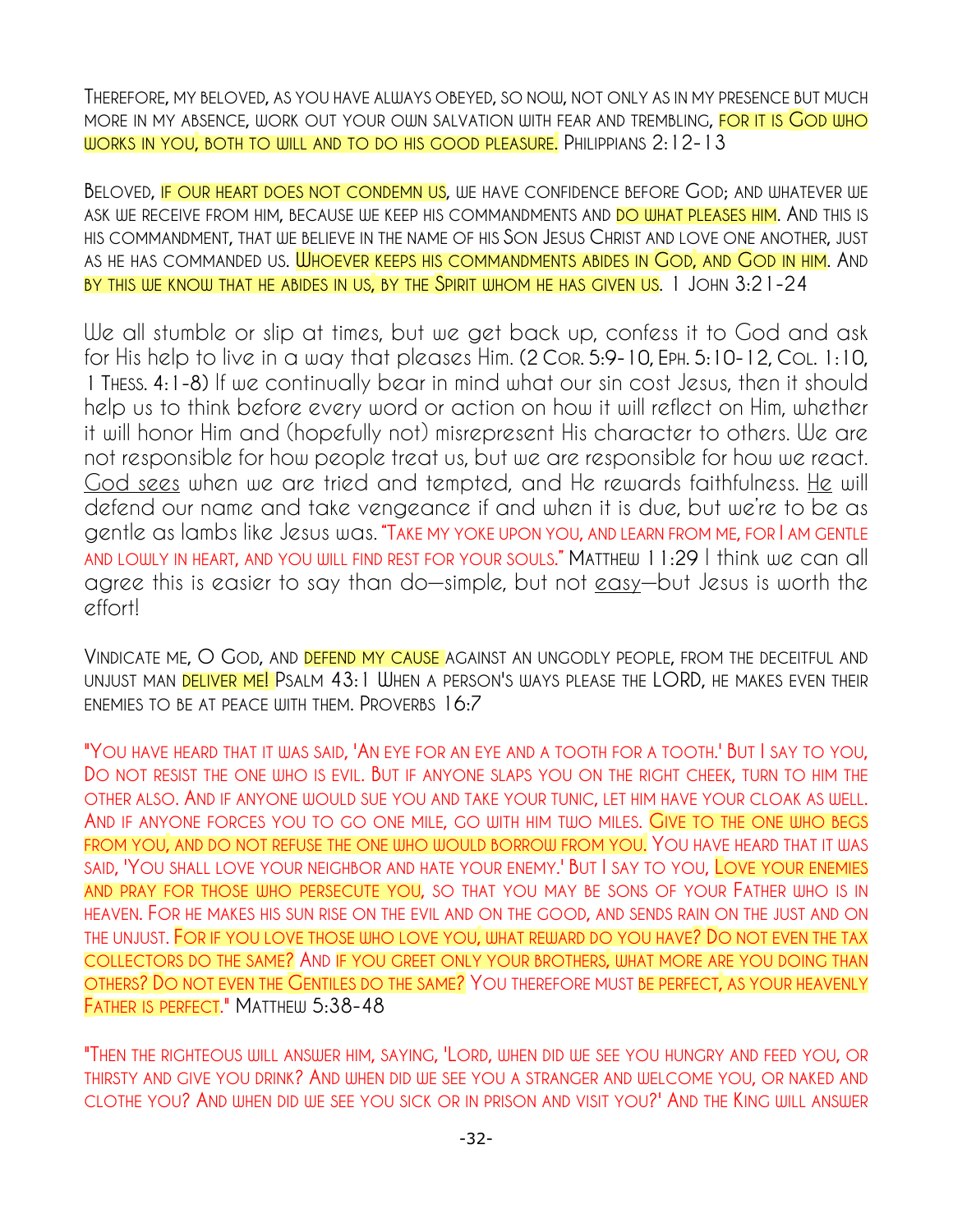Therefore, my beloved, as you have always obeyed, so now, not only as in my presence but much more in my absence, work out your own salvation with fear and trembling, for it is God who works in you, both to will and to do his good pleasure. Philippians 2:12-13

Beloved, if our heart does not condemn us, we have confidence before God; and whatever we ask we receive from him, because we keep his commandments and do what pleases him. And this is his commandment, that we believe in the name of his Son Jesus Christ and love one another, just as he has commanded us. Whoever keeps his commandments abides in God, and God in him. And by this we know that he abides in us, by the Spirit whom he has given us. 1 John 3:21-24

We all stumble or slip at times, but we get back up, confess it to God and ask for His help to live in a way that pleases Him. (2 Cor. 5:9-10, Eph. 5:10-12, Col. 1:10, 1 Thess. 4:1-8) If we continually bear in mind what our sin cost Jesus, then it should help us to think before every word or action on how it will reflect on Him, whether it will honor Him and (hopefully not) misrepresent His character to others. We are not responsible for how people treat us, but we are responsible for how we react. God sees when we are tried and tempted, and He rewards faithfulness. He will defend our name and take vengeance if and when it is due, but we're to be as gentle as lambs like Jesus was. "Take my yoke upon you, and learn from me, for I am gentle and lowly in heart, and you will find rest for your souls." Matthew 11:29 I think we can all agree this is easier to say than do—simple, but not easy—but Jesus is worth the effort!

Vindicate me, O God, and defend my cause against an ungodly people, from the deceitful and unjust man deliver me! Psalm 43:1 When a person's ways please the LORD, he makes even their enemies to be at peace with them. Proverbs 16:7

"You have heard that it was said, 'An eye for an eye and a tooth for a tooth.' But I say to you, Do not resist the one who is evil. But if anyone slaps you on the right cheek, turn to him the other also. And if anyone would sue you and take your tunic, let him have your cloak as well. And if anyone forces you to go one mile, go with him two miles. Give to the one who begs from you, and do not refuse the one who would borrow from you. You have heard that it was said, 'You shall love your neighbor and hate your enemy.' But I say to you, Love your enemies and pray for those who persecute you, so that you may be sons of your Father who is in heaven. For he makes his sun rise on the evil and on the good, and sends rain on the just and on the unjust. For if you love those who love you, what reward do you have? Do not even the tax collectors do the same? And if you greet only your brothers, what more are you doing than others? Do not even the Gentiles do the same? You therefore must be perfect, as your heavenly Father is perfect." Matthew 5:38-48

"Then the righteous will answer him, saying, 'Lord, when did we see you hungry and feed you, or thirsty and give you drink? And when did we see you a stranger and welcome you, or naked and clothe you? And when did we see you sick or in prison and visit you?' And the King will answer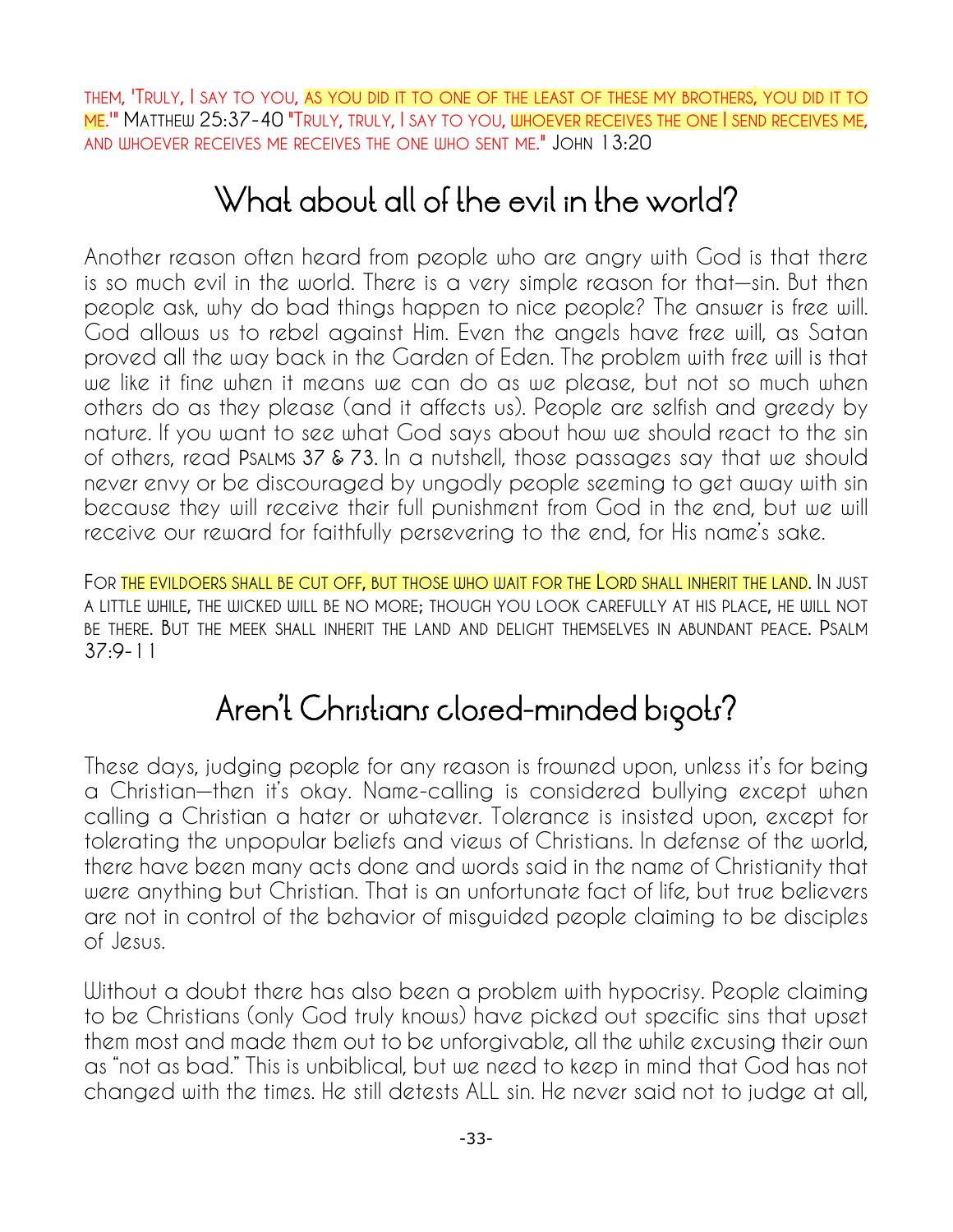THEM, 'TRULY, I SAY TO YOU, AS YOU DID IT TO ONE OF THE LEAST OF THESE MY BROTHERS, YOU DID IT TO ME.'" MATTHEW 25:37-40 "TRULY, TRULY, I SAY TO YOU, WHOEVER RECEIVES THE ONE I SEND RECEIVES ME, AND WHOEVER RECEIVES ME RECEIVES THE ONE WHO SENT ME." JOHN 13:20

## What about all of the evil in the world?

Another reason often heard from people who are angry with God is that there is so much evil in the world. There is a very simple reason for that—sin. But then people ask, why do bad things happen to nice people? The answer is free will. God allows us to rebel against Him. Even the angels have free will, as Satan proved all the way back in the Garden of Eden. The problem with free will is that we like it fine when it means we can do as we please, but not so much when others do as they please (and it affects us). People are selfish and greedy by nature. If you want to see what God says about how we should react to the sin of others, read PSALMS 37 & 73. In a nutshell, those passages say that we should never envy or be discouraged by ungodly people seeming to get away with sin because they will receive their full punishment from God in the end, but we will receive our reward for faithfully persevering to the end, for His name's sake.

FOR THE EVILDOERS SHALL BE CUT OFF, BUT THOSE WHO WAIT FOR THE LORD SHALL INHERIT THE LAND. IN JUST A LITTLE WHILE, THE WICKED WILL BE NO MORE; THOUGH YOU LOOK CAREFULLY AT HIS PLACE, HE WILL NOT BE THERE. BUT THE MEEK SHALL INHERIT THE LAND AND DELIGHT THEMSELVES IN ABUNDANT PEACE. PSALM 37:9-11

## Aren't Christians closed-minded bigots?

These days, judging people for any reason is frowned upon, unless it's for being a Christian—then it's okay. Name-calling is considered bullying except when calling a Christian a hater or whatever. Tolerance is insisted upon, except for tolerating the unpopular beliefs and views of Christians. In defense of the world, there have been many acts done and words said in the name of Christianity that were anything but Christian. That is an unfortunate fact of life, but true believers are not in control of the behavior of misguided people claiming to be disciples of Jesus.

Without a doubt there has also been a problem with hypocrisy. People claiming to be Christians (only God truly knows) have picked out specific sins that upset them most and made them out to be unforgivable, all the while excusing their own as "not as bad." This is unbiblical, but we need to keep in mind that God has not changed with the times. He still detests ALL sin. He never said not to judge at all,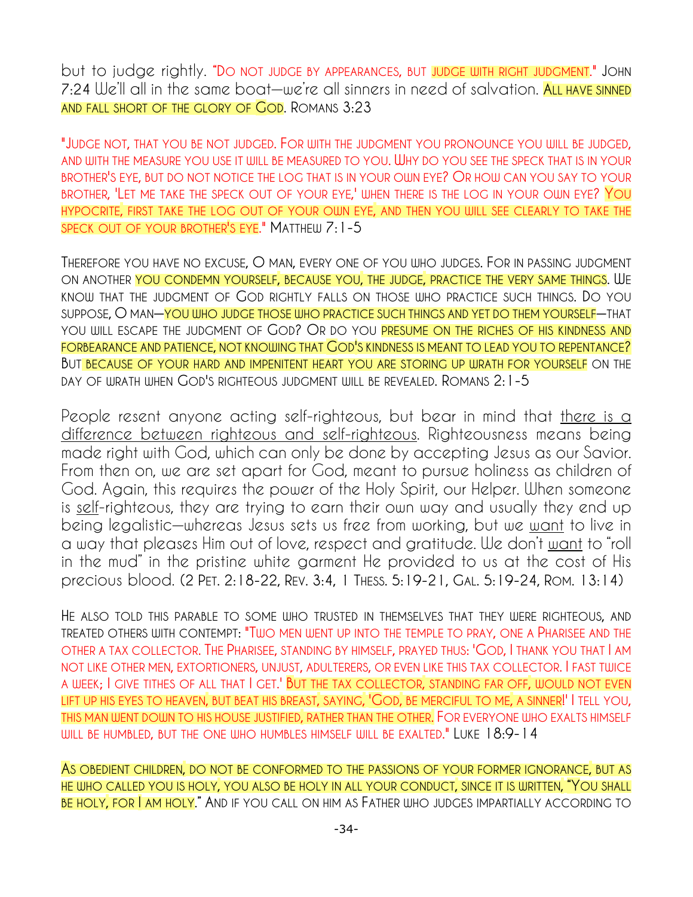but to judge rightly. "Do not judge by appearances, but judge with right judgment." John 7:24 We'll all in the same boat—we're all sinners in need of salvation. All have sinned and fall short of the glory of God. Romans 3:23

"Judge not, that you be not judged. For with the judgment you pronounce you will be judged, and with the measure you use it will be measured to you. Why do you see the speck that is in your brother's eye, but do not notice the log that is in your own eye? Or how can you say to your brother, 'Let me take the speck out of your eye,' when there is the log in your own eye? You hypocrite, first take the log out of your own eye, and then you will see clearly to take the speck out of your brother's eye." Matthew 7:1-5

Therefore you have no excuse, O man, every one of you who judges. For in passing judgment on another you condemn yourself, because you, the judge, practice the very same things. We know that the judgment of God rightly falls on those who practice such things. Do you suppose, O man—you who judge those who practice such things and yet do them yourself—that you will escape the judgment of God? Or do you presume on the riches of his kindness and forbearance and patience, not knowing that God's kindness is meant to lead you to repentance? But because of your hard and impenitent heart you are storing up wrath for yourself on the day of wrath when God's righteous judgment will be revealed. Romans 2:1-5

People resent anyone acting self-righteous, but bear in mind that there is a difference between righteous and self-righteous. Righteousness means being made right with God, which can only be done by accepting Jesus as our Savior. From then on, we are set apart for God, meant to pursue holiness as children of God. Again, this requires the power of the Holy Spirit, our Helper. When someone is *self*-righteous, they are trying to earn their own way and usually they end up being legalistic—whereas Jesus sets us free from working, but we *want* to live in a way that pleases Him out of love, respect and gratitude. We don't *want* to "roll in the mud" in the pristine white garment He provided to us at the cost of His precious blood. (2 Pet. 2:18-22, Rev. 3:4, 1 Thess. 5:19-21, Gal. 5:19-24, Rom. 13:14)

He also told this parable to some who trusted in themselves that they were righteous, and treated others with contempt: "Two men went up into the temple to pray, one a Pharisee and the other a tax collector. The Pharisee, standing by himself, prayed thus: 'God, I thank you that I am not like other men, extortioners, unjust, adulterers, or even like this tax collector. I fast twice a week; I give tithes of all that I get.' But the tax collector, standing far off, would not even lift up his eyes to heaven, but beat his breast, saying, 'God, be merciful to me, a sinner!' I tell you, this man went down to his house justified, rather than the other. For everyone who exalts himself will be humbled, but the one who humbles himself will be exalted." Luke 18:9-14

As obedient children, do not be conformed to the passions of your former ignorance, but as he who called you is holy, you also be holy in all your conduct, since it is written, "You shall be holy, for I am holy." And if you call on him as Father who judges impartially according to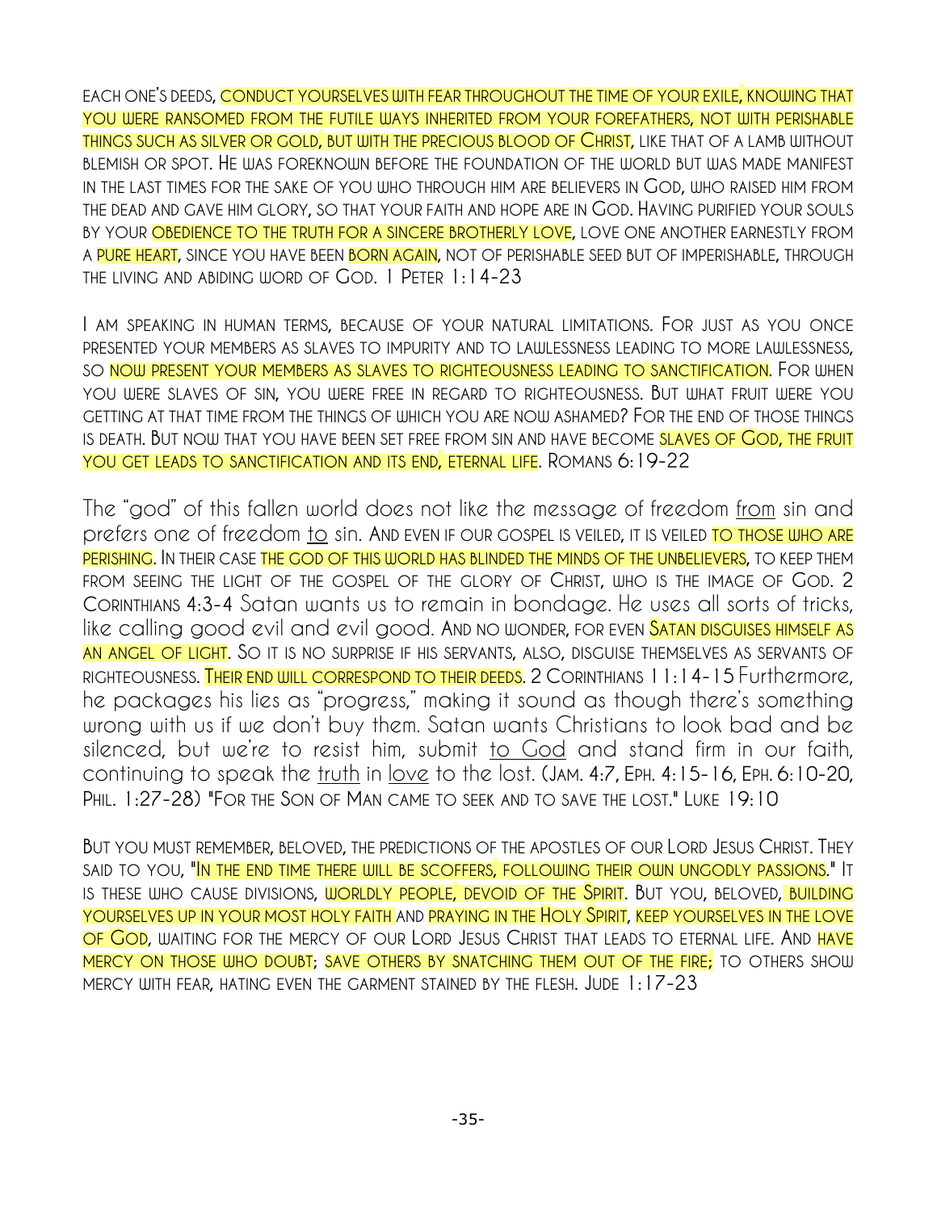each one's deeds, conduct yourselves with fear throughout the time of your exile, knowing that you were ransomed from the futile ways inherited from your forefathers, not with perishable things such as silver or gold, but with the precious blood of Christ, like that of a lamb without blemish or spot. He was foreknown before the foundation of the world but was made manifest in the last times for the sake of you who through him are believers in God, who raised him from the dead and gave him glory, so that your faith and hope are in God. Having purified your souls by your obedience to the truth for a sincere brotherly love, love one another earnestly from a pure heart, since you have been born again, not of perishable seed but of imperishable, through the living and abiding word of God. 1 Peter 1:14-23

I am speaking in human terms, because of your natural limitations. For just as you once presented your members as slaves to impurity and to lawlessness leading to more lawlessness, so now present your members as slaves to righteousness leading to sanctification. For when you were slaves of sin, you were free in regard to righteousness. But what fruit were you getting at that time from the things of which you are now ashamed? For the end of those things is death. But now that you have been set free from sin and have become slaves of God, the fruit you get leads to sanctification and its end, eternal life. Romans 6:19-22

The "god" of this fallen world does not like the message of freedom <u>from</u> sin and prefers one of freedom <u>to</u> sin. And even if our gospel is veiled, it is veiled to those who are perishing. In their case the god of this world has blinded the minds of the unbelievers, to keep them from seeing the light of the gospel of the glory of Christ, who is the image of God. 2 Corinthians 4:3-4 Satan wants us to remain in bondage. He uses all sorts of tricks, like calling good evil and evil good. And no wonder, for even Satan disguises himself as an angel of light. So it is no surprise if his servants, also, disguise themselves as servants of righteousness. Their end will correspond to their deeds. 2 Corinthians 11:14-15 Furthermore, he packages his lies as "progress," making it sound as though there's something wrong with us if we don't buy them. Satan wants Christians to look bad and be silenced, but we're to resist him, submit <u>to God</u> and stand firm in our faith, continuing to speak the <u>truth</u> in <u>love</u> to the lost. (Jam. 4:7, Eph. 4:15-16, Eph. 6:10-20, Phil. 1:27-28) "For the Son of Man came to seek and to save the lost." Luke 19:10

But you must remember, beloved, the predictions of the apostles of our Lord Jesus Christ. They said to you, "In the end time there will be scoffers, following their own ungodly passions." It is these who cause divisions, worldly people, devoid of the Spirit. But you, beloved, building yourselves up in your most holy faith and praying in the Holy Spirit, keep yourselves in the love of God, waiting for the mercy of our Lord Jesus Christ that leads to eternal life. And have mercy on those who doubt; save others by snatching them out of the fire; to others show mercy with fear, hating even the garment stained by the flesh. Jude 1:17-23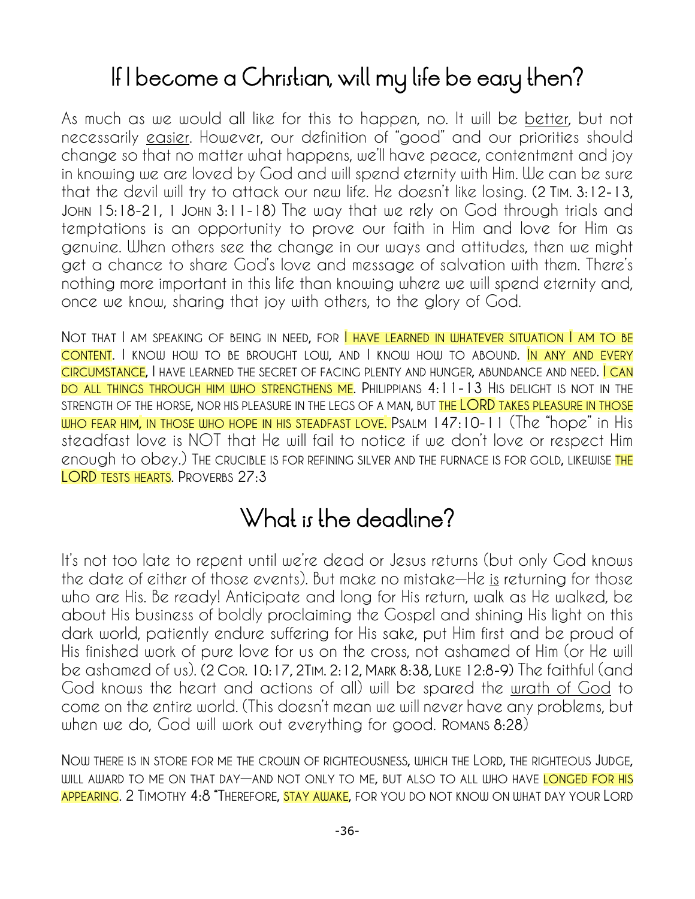## If I become a Christian, will my life be easy then?

As much as we would all like for this to happen, no. It will be <u>better</u>, but not necessarily <u>easier</u>. However, our definition of "good" and our priorities should change so that no matter what happens, we'll have peace, contentment and joy in knowing we are loved by God and will spend eternity with Him. We can be sure that the devil will try to attack our new life. He doesn't like losing. (2 Tim. 3:12-13, John 15:18-21, 1 John 3:11-18) The way that we rely on God through trials and temptations is an opportunity to prove our faith in Him and love for Him as genuine. When others see the change in our ways and attitudes, then we might get a chance to share God's love and message of salvation with them. There's nothing more important in this life than knowing where we will spend eternity and, once we know, sharing that joy with others, to the glory of God.

Not that I am speaking of being in need, for I have learned in whatever situation I am to be content. I know how to be brought low, and I know how to abound. In any and every circumstance, I have learned the secret of facing plenty and hunger, abundance and need. I can do all things through him who strengthens me. Philippians 4:11-13 His delight is not in the strength of the horse, nor his pleasure in the legs of a man, but the LORD takes pleasure in those who fear him, in those who hope in his steadfast love. Psalm 147:10-11 (The "hope" in His steadfast love is NOT that He will fail to notice if we don't love or respect Him enough to obey.) The crucible is for refining silver and the furnace is for gold, likewise the LORD tests hearts. Proverbs 27:3

## What is the deadline?

It's not too late to repent until we're dead or Jesus returns (but only God knows the date of either of those events). But make no mistake—He <u>is</u> returning for those who are His. Be ready! Anticipate and long for His return, walk as He walked, be about His business of boldly proclaiming the Gospel and shining His light on this dark world, patiently endure suffering for His sake, put Him first and be proud of His finished work of pure love for us on the cross, not ashamed of Him (or He will be ashamed of us). (2 Cor. 10:17, 2Tim. 2:12, Mark 8:38, Luke 12:8-9) The faithful (and God knows the heart and actions of all) will be spared the <u>wrath of God</u> to come on the entire world. (This doesn't mean we will never have any problems, but when we do, God will work out everything for good. Romans 8:28)

Now there is in store for me the crown of righteousness, which the Lord, the righteous Judge, will award to me on that day—and not only to me, but also to all who have longed for his appearing. 2 Timothy 4:8 "Therefore, stay awake, for you do not know on what day your Lord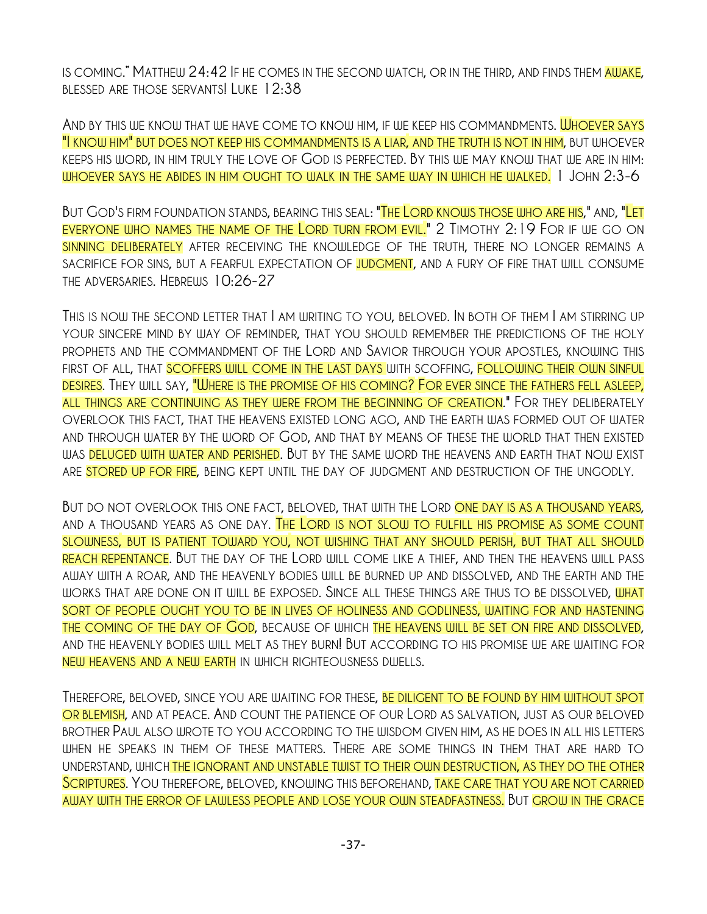is coming." Matthew 24:42 If he comes in the second watch, or in the third, and finds them awake, blessed are those servants! Luke 12:38

And by this we know that we have come to know him, if we keep his commandments. Whoever says "I know him" but does not keep his commandments is a liar, and the truth is not in him, but whoever keeps his word, in him truly the love of God is perfected. By this we may know that we are in him: whoever says he abides in him ought to walk in the same way in which he walked. 1 John 2:3-6

But God's firm foundation stands, bearing this seal: "The Lord knows those who are his," and, "Let everyone who names the name of the Lord turn from evil." 2 Timothy 2:19 For if we go on sinning deliberately after receiving the knowledge of the truth, there no longer remains a sacrifice for sins, but a fearful expectation of judgment, and a fury of fire that will consume the adversaries. Hebrews 10:26-27

This is now the second letter that I am writing to you, beloved. In both of them I am stirring up your sincere mind by way of reminder, that you should remember the predictions of the holy prophets and the commandment of the Lord and Savior through your apostles, knowing this first of all, that scoffers will come in the last days with scoffing, following their own sinful desires. They will say, "Where is the promise of his coming? For ever since the fathers fell asleep, all things are continuing as they were from the beginning of creation." For they deliberately overlook this fact, that the heavens existed long ago, and the earth was formed out of water and through water by the word of God, and that by means of these the world that then existed was deluged with water and perished. But by the same word the heavens and earth that now exist are stored up for fire, being kept until the day of judgment and destruction of the ungodly.

But do not overlook this one fact, beloved, that with the Lord one day is as a thousand years, and a thousand years as one day. The Lord is not slow to fulfill his promise as some count slowness, but is patient toward you, not wishing that any should perish, but that all should reach repentance. But the day of the Lord will come like a thief, and then the heavens will pass away with a roar, and the heavenly bodies will be burned up and dissolved, and the earth and the works that are done on it will be exposed. Since all these things are thus to be dissolved, what sort of people ought you to be in lives of holiness and godliness, waiting for and hastening the coming of the day of God, because of which the heavens will be set on fire and dissolved, and the heavenly bodies will melt as they burn! But according to his promise we are waiting for new heavens and a new earth in which righteousness dwells.

Therefore, beloved, since you are waiting for these, be diligent to be found by him without spot or blemish, and at peace. And count the patience of our Lord as salvation, just as our beloved brother Paul also wrote to you according to the wisdom given him, as he does in all his letters when he speaks in them of these matters. There are some things in them that are hard to understand, which the ignorant and unstable twist to their own destruction, as they do the other Scriptures. You therefore, beloved, knowing this beforehand, take care that you are not carried away with the error of lawless people and lose your own steadfastness. But grow in the grace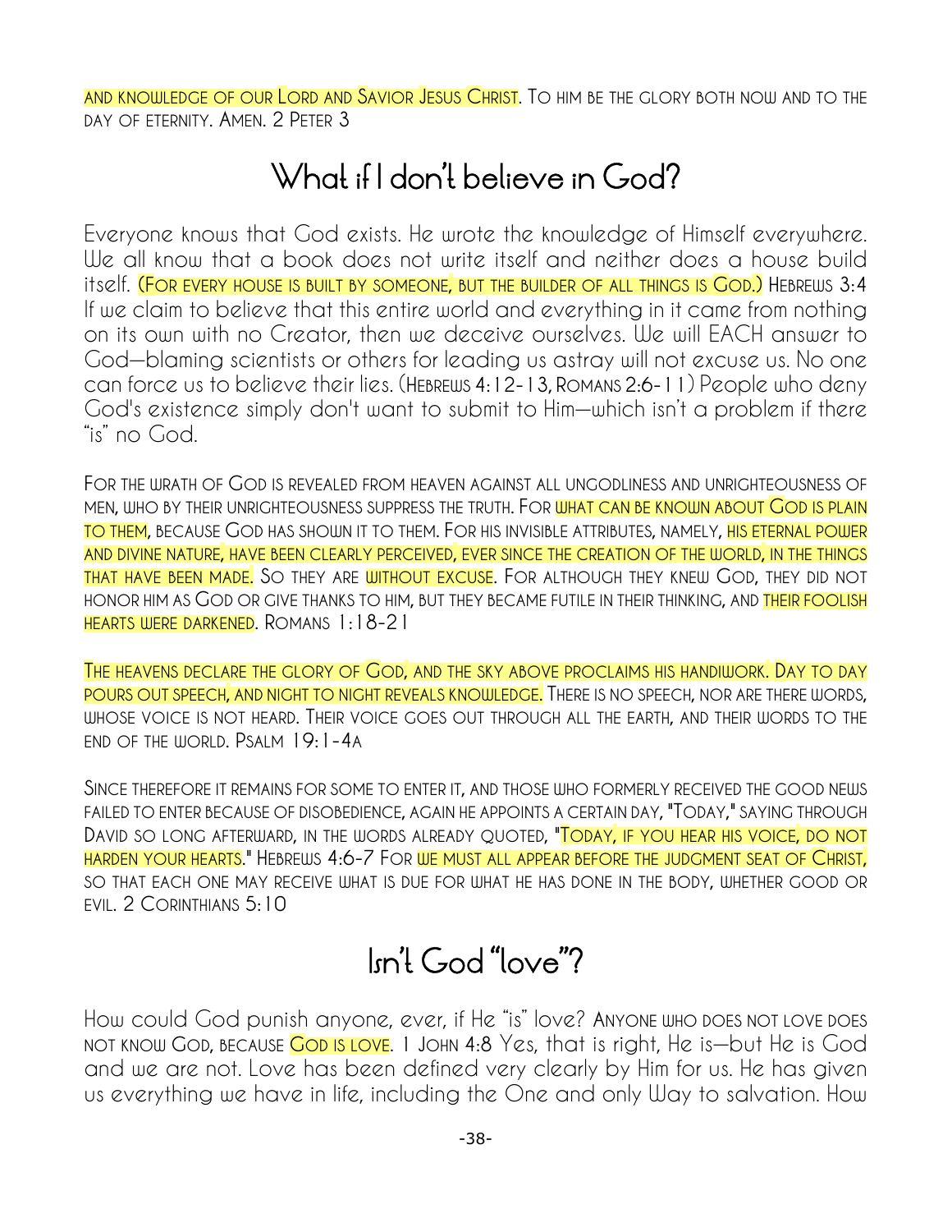and knowledge of our Lord and Savior Jesus Christ. To him be the glory both now and to the day of eternity. Amen. 2 Peter 3

## What if I don't believe in God?

Everyone knows that God exists. He wrote the knowledge of Himself everywhere. We all know that a book does not write itself and neither does a house build itself. (For every house is built by someone, but the builder of all things is God.) Hebrews 3:4 If we claim to believe that this entire world and everything in it came from nothing on its own with no Creator, then we deceive ourselves. We will EACH answer to God—blaming scientists or others for leading us astray will not excuse us. No one can force us to believe their lies. (Hebrews 4:12-13, Romans 2:6-11) People who deny God's existence simply don't want to submit to Him—which isn't a problem if there "is" no God.

For the wrath of God is revealed from heaven against all ungodliness and unrighteousness of men, who by their unrighteousness suppress the truth. For what can be known about God is plain to them, because God has shown it to them. For his invisible attributes, namely, his eternal power and divine nature, have been clearly perceived, ever since the creation of the world, in the things that have been made. So they are without excuse. For although they knew God, they did not honor him as God or give thanks to him, but they became futile in their thinking, and their foolish hearts were darkened. Romans 1:18-21

The heavens declare the glory of God, and the sky above proclaims his handiwork. Day to day pours out speech, and night to night reveals knowledge. There is no speech, nor are there words, whose voice is not heard. Their voice goes out through all the earth, and their words to the end of the world. Psalm 19:1-4a

Since therefore it remains for some to enter it, and those who formerly received the good news failed to enter because of disobedience, again he appoints a certain day, "Today," saying through David so long afterward, in the words already quoted, "Today, if you hear his voice, do not harden your hearts." Hebrews 4:6-7 For we must all appear before the judgment seat of Christ, so that each one may receive what is due for what he has done in the body, whether good or evil. 2 Corinthians 5:10

## Isn't God "love"?

How could God punish anyone, ever, if He "is" love? Anyone who does not love does not know God, because God is love. 1 John 4:8 Yes, that is right, He is—but He is God and we are not. Love has been defined very clearly by Him for us. He has given us everything we have in life, including the One and only Way to salvation. How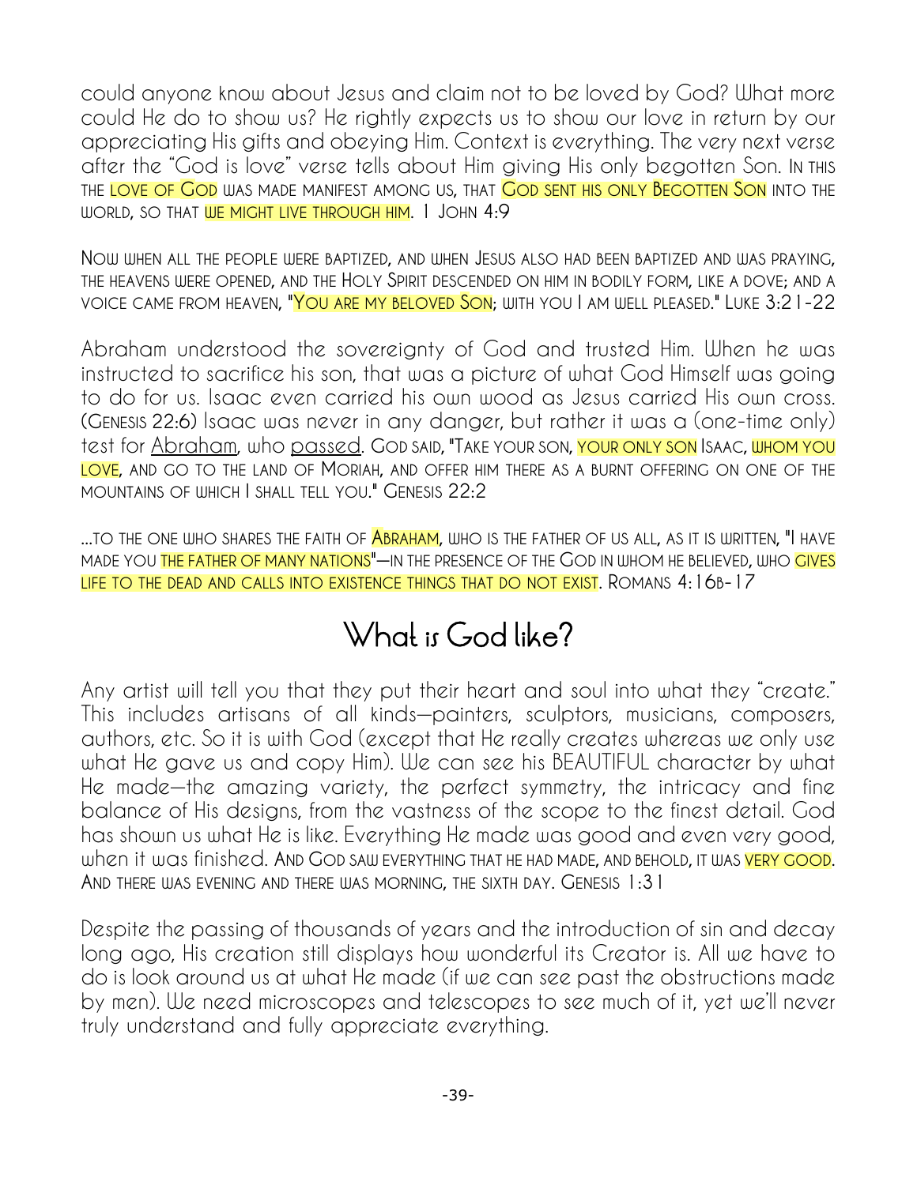could anyone know about Jesus and claim not to be loved by God? What more could He do to show us? He rightly expects us to show our love in return by our appreciating His gifts and obeying Him. Context is everything. The very next verse after the "God is love" verse tells about Him giving His only begotten Son. IN THIS THE LOVE OF GOD WAS MADE MANIFEST AMONG US, THAT GOD SENT HIS ONLY BEGOTTEN SON INTO THE WORLD, SO THAT WE MIGHT LIVE THROUGH HIM. 1 JOHN 4:9

NOW WHEN ALL THE PEOPLE WERE BAPTIZED, AND WHEN JESUS ALSO HAD BEEN BAPTIZED AND WAS PRAYING, THE HEAVENS WERE OPENED, AND THE HOLY SPIRIT DESCENDED ON HIM IN BODILY FORM, LIKE A DOVE; AND A VOICE CAME FROM HEAVEN, "YOU ARE MY BELOVED SON; WITH YOU I AM WELL PLEASED." LUKE 3:21-22

Abraham understood the sovereignty of God and trusted Him. When he was instructed to sacrifice his son, that was a picture of what God Himself was going to do for us. Isaac even carried his own wood as Jesus carried His own cross. (GENESIS 22:6) Isaac was never in any danger, but rather it was a (one-time only) test for Abraham, who passed. GOD SAID, "TAKE YOUR SON, YOUR ONLY SON ISAAC, WHOM YOU LOVE, AND GO TO THE LAND OF MORIAH, AND OFFER HIM THERE AS A BURNT OFFERING ON ONE OF THE MOUNTAINS OF WHICH I SHALL TELL YOU." GENESIS 22:2

...TO THE ONE WHO SHARES THE FAITH OF ABRAHAM, WHO IS THE FATHER OF US ALL, AS IT IS WRITTEN, "I HAVE MADE YOU THE FATHER OF MANY NATIONS"—IN THE PRESENCE OF THE GOD IN WHOM HE BELIEVED, WHO GIVES LIFE TO THE DEAD AND CALLS INTO EXISTENCE THINGS THAT DO NOT EXIST. ROMANS 4:16B-17

## What is God like?

Any artist will tell you that they put their heart and soul into what they "create." This includes artisans of all kinds—painters, sculptors, musicians, composers, authors, etc. So it is with God (except that He really creates whereas we only use what He gave us and copy Him). We can see his BEAUTIFUL character by what He made—the amazing variety, the perfect symmetry, the intricacy and fine balance of His designs, from the vastness of the scope to the finest detail. God has shown us what He is like. Everything He made was good and even very good, when it was finished. AND GOD SAW EVERYTHING THAT HE HAD MADE, AND BEHOLD, IT WAS VERY GOOD. AND THERE WAS EVENING AND THERE WAS MORNING, THE SIXTH DAY. GENESIS 1:31

Despite the passing of thousands of years and the introduction of sin and decay long ago, His creation still displays how wonderful its Creator is. All we have to do is look around us at what He made (if we can see past the obstructions made by men). We need microscopes and telescopes to see much of it, yet we'll never truly understand and fully appreciate everything.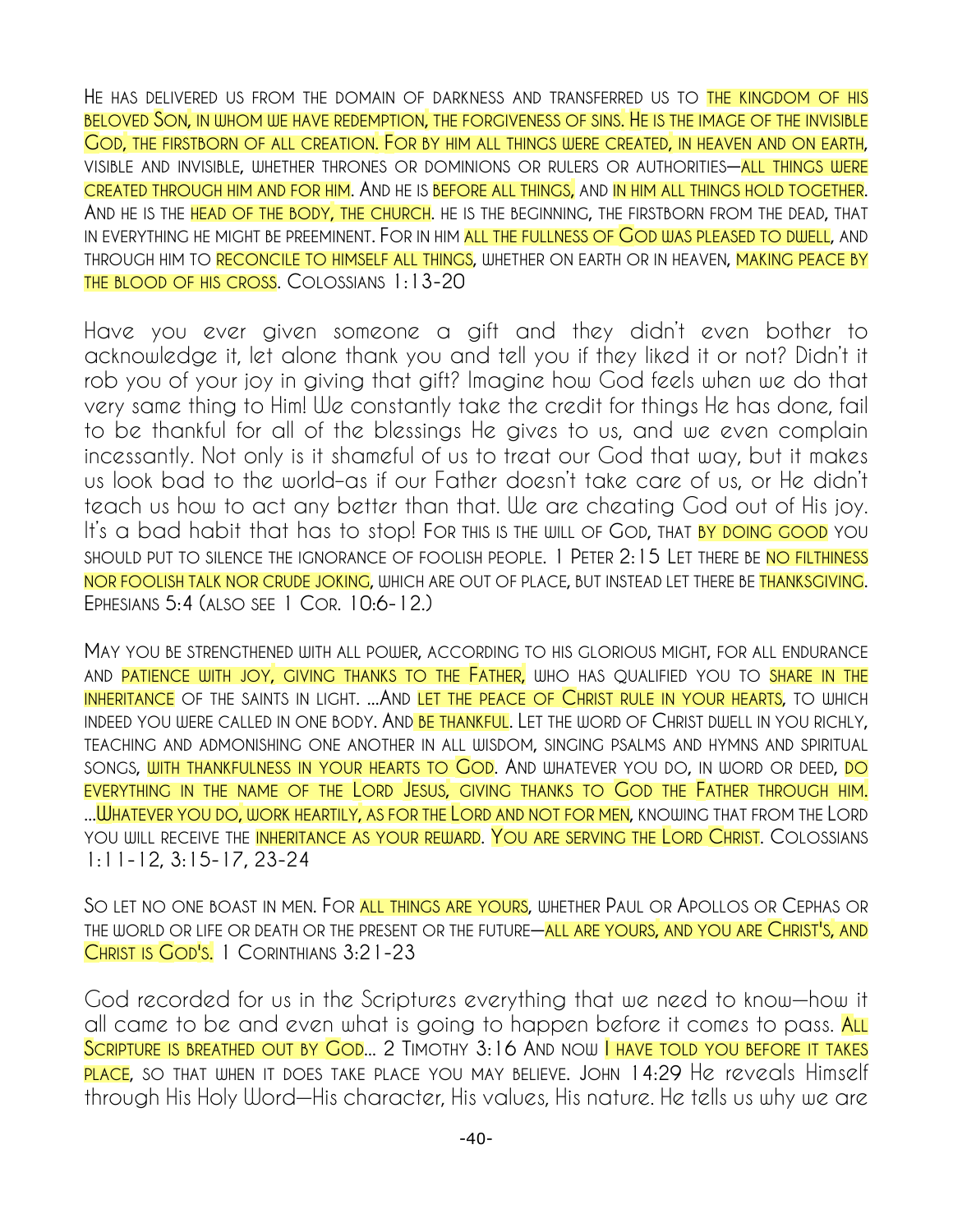HE HAS DELIVERED US FROM THE DOMAIN OF DARKNESS AND TRANSFERRED US TO THE KINGDOM OF HIS BELOVED SON, IN WHOM WE HAVE REDEMPTION, THE FORGIVENESS OF SINS. HE IS THE IMAGE OF THE INVISIBLE GOD, THE FIRSTBORN OF ALL CREATION. FOR BY HIM ALL THINGS WERE CREATED, IN HEAVEN AND ON EARTH, VISIBLE AND INVISIBLE, WHETHER THRONES OR DOMINIONS OR RULERS OR AUTHORITIES—ALL THINGS WERE CREATED THROUGH HIM AND FOR HIM. AND HE IS BEFORE ALL THINGS, AND IN HIM ALL THINGS HOLD TOGETHER. AND HE IS THE HEAD OF THE BODY, THE CHURCH. HE IS THE BEGINNING, THE FIRSTBORN FROM THE DEAD, THAT IN EVERYTHING HE MIGHT BE PREEMINENT. FOR IN HIM ALL THE FULLNESS OF GOD WAS PLEASED TO DWELL, AND THROUGH HIM TO RECONCILE TO HIMSELF ALL THINGS, WHETHER ON EARTH OR IN HEAVEN, MAKING PEACE BY THE BLOOD OF HIS CROSS. COLOSSIANS 1:13-20

Have you ever given someone a gift and they didn't even bother to acknowledge it, let alone thank you and tell you if they liked it or not? Didn't it rob you of your joy in giving that gift? Imagine how God feels when we do that very same thing to Him! We constantly take the credit for things He has done, fail to be thankful for all of the blessings He gives to us, and we even complain incessantly. Not only is it shameful of us to treat our God that way, but it makes us look bad to the world–as if our Father doesn't take care of us, or He didn't teach us how to act any better than that. We are cheating God out of His joy. It's a bad habit that has to stop! FOR THIS IS THE WILL OF GOD, THAT BY DOING GOOD YOU SHOULD PUT TO SILENCE THE IGNORANCE OF FOOLISH PEOPLE. 1 PETER 2:15 LET THERE BE NO FILTHINESS NOR FOOLISH TALK NOR CRUDE JOKING, WHICH ARE OUT OF PLACE, BUT INSTEAD LET THERE BE THANKSGIVING. EPHESIANS 5:4 (ALSO SEE 1 COR. 10:6-12.)

MAY YOU BE STRENGTHENED WITH ALL POWER, ACCORDING TO HIS GLORIOUS MIGHT, FOR ALL ENDURANCE AND PATIENCE WITH JOY, GIVING THANKS TO THE FATHER, WHO HAS QUALIFIED YOU TO SHARE IN THE INHERITANCE OF THE SAINTS IN LIGHT. ...AND LET THE PEACE OF CHRIST RULE IN YOUR HEARTS, TO WHICH INDEED YOU WERE CALLED IN ONE BODY. AND BE THANKFUL. LET THE WORD OF CHRIST DWELL IN YOU RICHLY, TEACHING AND ADMONISHING ONE ANOTHER IN ALL WISDOM, SINGING PSALMS AND HYMNS AND SPIRITUAL SONGS, WITH THANKFULNESS IN YOUR HEARTS TO GOD. AND WHATEVER YOU DO, IN WORD OR DEED, DO EVERYTHING IN THE NAME OF THE LORD JESUS, GIVING THANKS TO GOD THE FATHER THROUGH HIM. ...WHATEVER YOU DO, WORK HEARTILY, AS FOR THE LORD AND NOT FOR MEN, KNOWING THAT FROM THE LORD YOU WILL RECEIVE THE INHERITANCE AS YOUR REWARD. YOU ARE SERVING THE LORD CHRIST. COLOSSIANS 1:11-12, 3:15-17, 23-24

SO LET NO ONE BOAST IN MEN. FOR ALL THINGS ARE YOURS, WHETHER PAUL OR APOLLOS OR CEPHAS OR THE WORLD OR LIFE OR DEATH OR THE PRESENT OR THE FUTURE—ALL ARE YOURS, AND YOU ARE CHRIST'S, AND CHRIST IS GOD'S. 1 CORINTHIANS 3:21-23

God recorded for us in the Scriptures everything that we need to know—how it all came to be and even what is going to happen before it comes to pass. ALL SCRIPTURE IS BREATHED OUT BY GOD... 2 TIMOTHY 3:16 AND NOW I HAVE TOLD YOU BEFORE IT TAKES PLACE, SO THAT WHEN IT DOES TAKE PLACE YOU MAY BELIEVE. JOHN 14:29 He reveals Himself through His Holy Word—His character, His values, His nature. He tells us why we are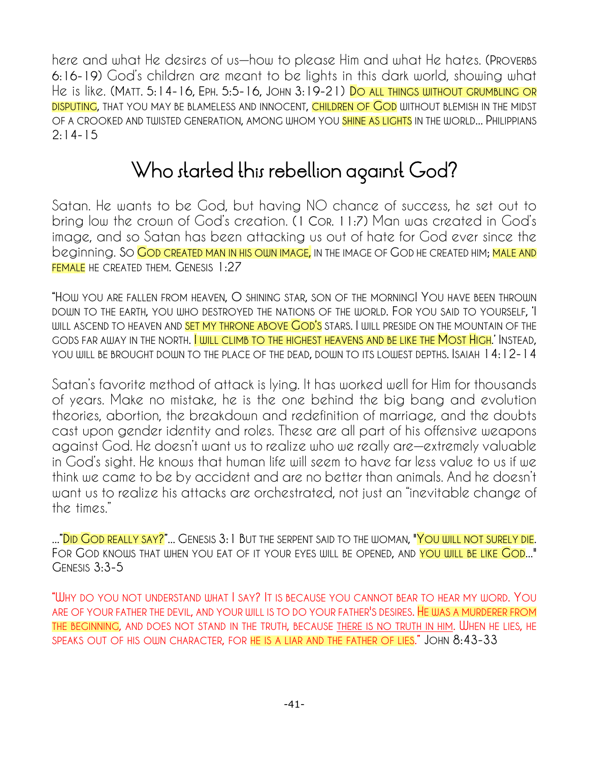here and what He desires of us—how to please Him and what He hates. (PROVERBS 6:16-19) God's children are meant to be lights in this dark world, showing what He is like. (MATT. 5:14-16, EPH. 5:5-16, JOHN 3:19-21) DO ALL THINGS WITHOUT GRUMBLING OR DISPUTING, THAT YOU MAY BE BLAMELESS AND INNOCENT, CHILDREN OF GOD WITHOUT BLEMISH IN THE MIDST OF A CROOKED AND TWISTED GENERATION, AMONG WHOM YOU SHINE AS LIGHTS IN THE WORLD... PHILIPPIANS 2:14-15

## Who started this rebellion against God?

Satan. He wants to be God, but having NO chance of success, he set out to bring low the crown of God's creation. (1 COR. 11:7) Man was created in God's image, and so Satan has been attacking us out of hate for God ever since the beginning. SO GOD CREATED MAN IN HIS OWN IMAGE, IN THE IMAGE OF GOD HE CREATED HIM; MALE AND FEMALE HE CREATED THEM. GENESIS 1:27

"HOW YOU ARE FALLEN FROM HEAVEN, O SHINING STAR, SON OF THE MORNING! YOU HAVE BEEN THROWN DOWN TO THE EARTH, YOU WHO DESTROYED THE NATIONS OF THE WORLD. FOR YOU SAID TO YOURSELF, 'I WILL ASCEND TO HEAVEN AND SET MY THRONE ABOVE GOD'S STARS. I WILL PRESIDE ON THE MOUNTAIN OF THE GODS FAR AWAY IN THE NORTH. I WILL CLIMB TO THE HIGHEST HEAVENS AND BE LIKE THE MOST HIGH.' INSTEAD, YOU WILL BE BROUGHT DOWN TO THE PLACE OF THE DEAD, DOWN TO ITS LOWEST DEPTHS. ISAIAH 14:12-14

Satan's favorite method of attack is lying. It has worked well for Him for thousands of years. Make no mistake, he is the one behind the big bang and evolution theories, abortion, the breakdown and redefinition of marriage, and the doubts cast upon gender identity and roles. These are all part of his offensive weapons against God. He doesn't want us to realize who we really are—extremely valuable in God's sight. He knows that human life will seem to have far less value to us if we think we came to be by accident and are no better than animals. And he doesn't want us to realize his attacks are orchestrated, not just an "inevitable change of the times."

..."DID GOD REALLY SAY?"... GENESIS 3:1 BUT THE SERPENT SAID TO THE WOMAN, "YOU WILL NOT SURELY DIE. FOR GOD KNOWS THAT WHEN YOU EAT OF IT YOUR EYES WILL BE OPENED, AND YOU WILL BE LIKE GOD..." GENESIS 3:3-5

"WHY DO YOU NOT UNDERSTAND WHAT I SAY? IT IS BECAUSE YOU CANNOT BEAR TO HEAR MY WORD. YOU ARE OF YOUR FATHER THE DEVIL, AND YOUR WILL IS TO DO YOUR FATHER'S DESIRES. HE WAS A MURDERER FROM THE BEGINNING, AND DOES NOT STAND IN THE TRUTH, BECAUSE THERE IS NO TRUTH IN HIM. WHEN HE LIES, HE SPEAKS OUT OF HIS OWN CHARACTER, FOR HE IS A LIAR AND THE FATHER OF LIES." JOHN 8:43-33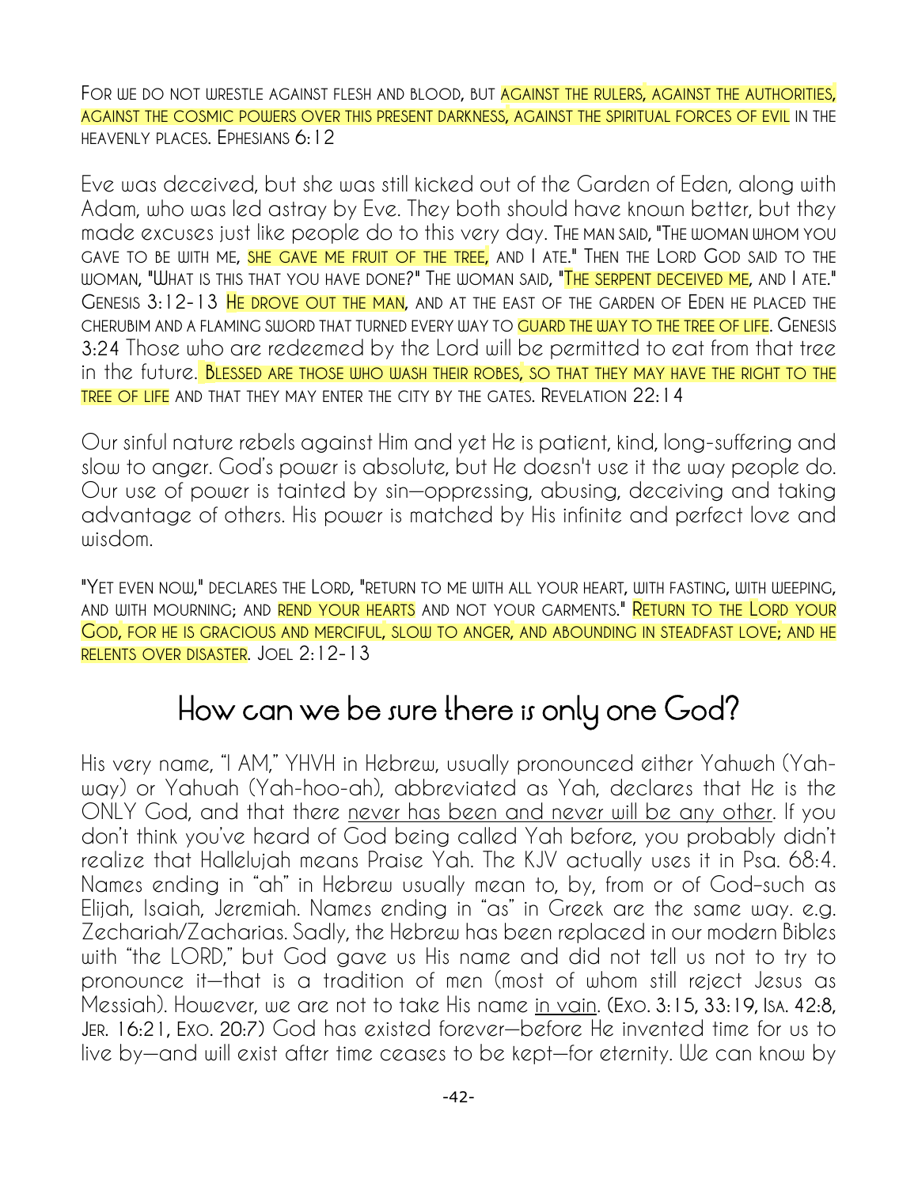For we do not wrestle against flesh and blood, but against the rulers, against the authorities, against the cosmic powers over this present darkness, against the spiritual forces of evil in the heavenly places. Ephesians 6:12

Eve was deceived, but she was still kicked out of the Garden of Eden, along with Adam, who was led astray by Eve. They both should have known better, but they made excuses just like people do to this very day. The man said, "The woman whom you gave to be with me, she gave me fruit of the tree, and I ate." Then the Lord God said to the woman, "What is this that you have done?" The woman said, "The serpent deceived me, and I ate." Genesis 3:12-13 He drove out the man, and at the east of the garden of Eden he placed the cherubim and a flaming sword that turned every way to guard the way to the tree of life. Genesis 3:24 Those who are redeemed by the Lord will be permitted to eat from that tree in the future. Blessed are those who wash their robes, so that they may have the right to the tree of life and that they may enter the city by the gates. Revelation 22:14

Our sinful nature rebels against Him and yet He is patient, kind, long-suffering and slow to anger. God's power is absolute, but He doesn't use it the way people do. Our use of power is tainted by sin—oppressing, abusing, deceiving and taking advantage of others. His power is matched by His infinite and perfect love and wisdom.

"Yet even now," declares the Lord, "return to me with all your heart, with fasting, with weeping, and with mourning; and rend your hearts and not your garments." Return to the Lord your God, for he is gracious and merciful, slow to anger, and abounding in steadfast love; and he relents over disaster. Joel 2:12-13

## How can we be sure there is only one God?

His very name, "I AM," YHVH in Hebrew, usually pronounced either Yahweh (Yah-way) or Yahuah (Yah-hoo-ah), abbreviated as Yah, declares that He is the ONLY God, and that there <u>never has been and never will be any other</u>. If you don't think you've heard of God being called Yah before, you probably didn't realize that Hallelujah means Praise Yah. The KJV actually uses it in Psa. 68:4. Names ending in "ah" in Hebrew usually mean to, by, from or of God–such as Elijah, Isaiah, Jeremiah. Names ending in "as" in Greek are the same way. e.g. Zechariah/Zacharias. Sadly, the Hebrew has been replaced in our modern Bibles with "the LORD," but God gave us His name and did not tell us not to try to pronounce it—that is a tradition of men (most of whom still reject Jesus as Messiah). However, we are not to take His name <u>in vain</u>. (Exo. 3:15, 33:19, Isa. 42:8, Jer. 16:21, Exo. 20:7) God has existed forever—before He invented time for us to live by—and will exist after time ceases to be kept—for eternity. We can know by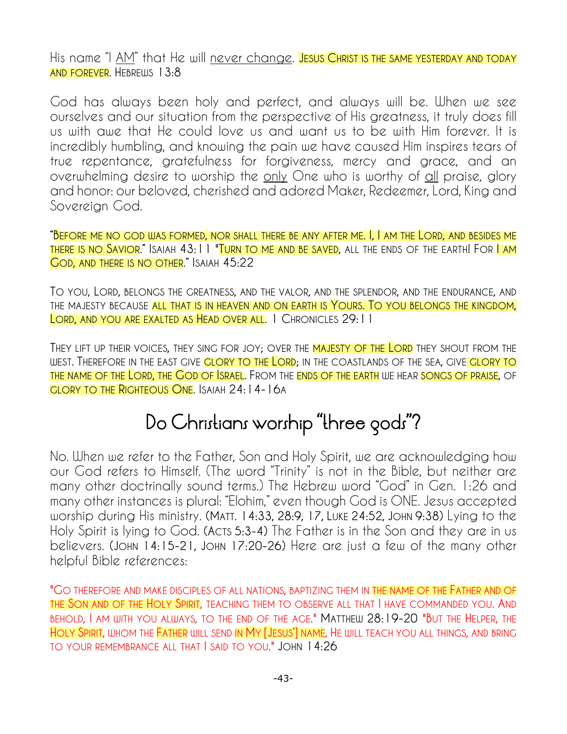His name "I AM" that He will never change. Jesus Christ is the same yesterday and today and forever. Hebrews 13:8

God has always been holy and perfect, and always will be. When we see ourselves and our situation from the perspective of His greatness, it truly does fill us with awe that He could love us and want us to be with Him forever. It is incredibly humbling, and knowing the pain we have caused Him inspires tears of true repentance, gratefulness for forgiveness, mercy and grace, and an overwhelming desire to worship the only One who is worthy of all praise, glory and honor: our beloved, cherished and adored Maker, Redeemer, Lord, King and Sovereign God.

"Before me no god was formed, nor shall there be any after me. I, I am the Lord, and besides me there is no Savior." Isaiah 43:11 "Turn to me and be saved, all the ends of the earth! For I am God, and there is no other." Isaiah 45:22

To you, Lord, belongs the greatness, and the valor, and the splendor, and the endurance, and the majesty because all that is in heaven and on earth is Yours. To you belongs the kingdom, Lord, and you are exalted as Head over all. 1 Chronicles 29:11

They lift up their voices, they sing for joy; over the majesty of the Lord they shout from the west. Therefore in the east give glory to the Lord; in the coastlands of the sea, give glory to the name of the Lord, the God of Israel. From the ends of the earth we hear songs of praise, of glory to the Righteous One. Isaiah 24:14-16a

# Do Christians worship "three gods"?

No. When we refer to the Father, Son and Holy Spirit, we are acknowledging how our God refers to Himself. (The word "Trinity" is not in the Bible, but neither are many other doctrinally sound terms.) The Hebrew word "God" in Gen. 1:26 and many other instances is plural: "Elohim," even though God is ONE. Jesus accepted worship during His ministry. (Matt. 14:33, 28:9, 17, Luke 24:52, John 9:38) Lying to the Holy Spirit is lying to God. (Acts 5:3-4) The Father is in the Son and they are in us believers. (John 14:15-21, John 17:20-26) Here are just a few of the many other helpful Bible references:

"Go therefore and make disciples of all nations, baptizing them in the name of the Father and of the Son and of the Holy Spirit, teaching them to observe all that I have commanded you. And behold, I am with you always, to the end of the age." Matthew 28:19-20 "But the Helper, the Holy Spirit, whom the Father will send in My [Jesus'] name, He will teach you all things, and bring to your remembrance all that I said to you." John 14:26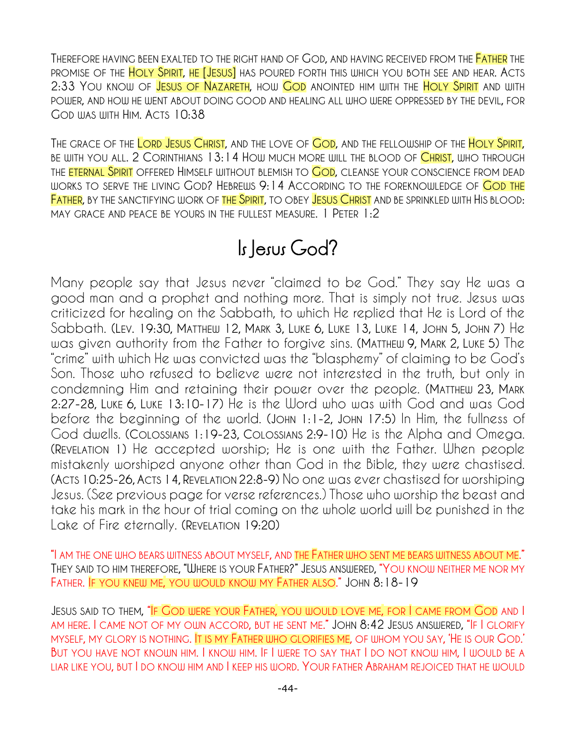Therefore having been exalted to the right hand of God, and having received from the Father the promise of the Holy Spirit, he [Jesus] has poured forth this which you both see and hear. Acts 2:33 You know of Jesus of Nazareth, how God anointed him with the Holy Spirit and with power, and how he went about doing good and healing all who were oppressed by the devil, for God was with Him. Acts 10:38

The grace of the Lord Jesus Christ, and the love of God, and the fellowship of the Holy Spirit, be with you all. 2 Corinthians 13:14 How much more will the blood of Christ, who through the eternal Spirit offered Himself without blemish to God, cleanse your conscience from dead works to serve the living God? Hebrews 9:14 According to the foreknowledge of God the Father, by the sanctifying work of the Spirit, to obey Jesus Christ and be sprinkled with His blood: may grace and peace be yours in the fullest measure. 1 Peter 1:2

# Is Jesus God?

Many people say that Jesus never "claimed to be God." They say He was a good man and a prophet and nothing more. That is simply not true. Jesus was criticized for healing on the Sabbath, to which He replied that He is Lord of the Sabbath. (Lev. 19:30, Matthew 12, Mark 3, Luke 6, Luke 13, Luke 14, John 5, John 7) He was given authority from the Father to forgive sins. (Matthew 9, Mark 2, Luke 5) The "crime" with which He was convicted was the "blasphemy" of claiming to be God's Son. Those who refused to believe were not interested in the truth, but only in condemning Him and retaining their power over the people. (Matthew 23, Mark 2:27-28, Luke 6, Luke 13:10-17) He is the Word who was with God and was God before the beginning of the world. (John 1:1-2, John 17:5) In Him, the fullness of God dwells. (Colossians 1:19-23, Colossians 2:9-10) He is the Alpha and Omega. (Revelation 1) He accepted worship; He is one with the Father. When people mistakenly worshiped anyone other than God in the Bible, they were chastised. (Acts 10:25-26, Acts 14, Revelation 22:8-9) No one was ever chastised for worshiping Jesus. (See previous page for verse references.) Those who worship the beast and take his mark in the hour of trial coming on the whole world will be punished in the Lake of Fire eternally. (Revelation 19:20)

"I am the one who bears witness about myself, and the Father who sent me bears witness about me." They said to him therefore, "Where is your Father?" Jesus answered, "You know neither me nor my Father. If you knew me, you would know my Father also." John 8:18-19

Jesus said to them, "If God were your Father, you would love me, for I came from God and I am here. I came not of my own accord, but he sent me." John 8:42 Jesus answered, "If I glorify myself, my glory is nothing. It is my Father who glorifies me, of whom you say, 'He is our God.' But you have not known him. I know him. If I were to say that I do not know him, I would be a liar like you, but I do know him and I keep his word. Your father Abraham rejoiced that he would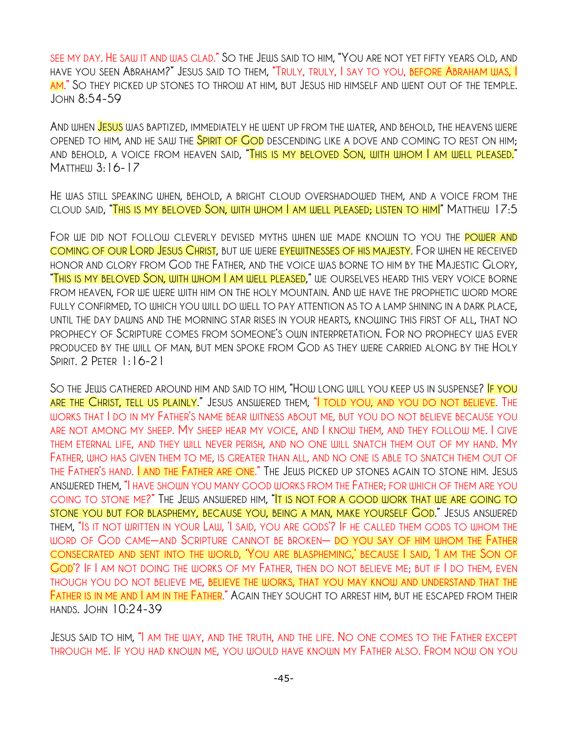see my day. He saw it and was glad." So the Jews said to him, "You are not yet fifty years old, and have you seen Abraham?" Jesus said to them, "Truly, truly, I say to you, before Abraham was, I am." So they picked up stones to throw at him, but Jesus hid himself and went out of the temple. John 8:54-59

And when Jesus was baptized, immediately he went up from the water, and behold, the heavens were opened to him, and he saw the Spirit of God descending like a dove and coming to rest on him; and behold, a voice from heaven said, "This is my beloved Son, with whom I am well pleased." Matthew 3:16-17

He was still speaking when, behold, a bright cloud overshadowed them, and a voice from the cloud said, "This is my beloved Son, with whom I am well pleased; listen to him!" Matthew 17:5

For we did not follow cleverly devised myths when we made known to you the power and coming of our Lord Jesus Christ, but we were eyewitnesses of his majesty. For when he received honor and glory from God the Father, and the voice was borne to him by the Majestic Glory, "This is my beloved Son, with whom I am well pleased," we ourselves heard this very voice borne from heaven, for we were with him on the holy mountain. And we have the prophetic word more fully confirmed, to which you will do well to pay attention as to a lamp shining in a dark place, until the day dawns and the morning star rises in your hearts, knowing this first of all, that no prophecy of Scripture comes from someone's own interpretation. For no prophecy was ever produced by the will of man, but men spoke from God as they were carried along by the Holy Spirit. 2 Peter 1:16-21

So the Jews gathered around him and said to him, "How long will you keep us in suspense? If you are the Christ, tell us plainly." Jesus answered them, "I told you, and you do not believe. The works that I do in my Father's name bear witness about me, but you do not believe because you are not among my sheep. My sheep hear my voice, and I know them, and they follow me. I give them eternal life, and they will never perish, and no one will snatch them out of my hand. My Father, who has given them to me, is greater than all, and no one is able to snatch them out of the Father's hand. I and the Father are one." The Jews picked up stones again to stone him. Jesus answered them, "I have shown you many good works from the Father; for which of them are you going to stone me?" The Jews answered him, "It is not for a good work that we are going to stone you but for blasphemy, because you, being a man, make yourself God." Jesus answered them, "Is it not written in your Law, 'I said, you are gods'? If he called them gods to whom the word of God came—and Scripture cannot be broken— do you say of him whom the Father consecrated and sent into the world, 'You are blaspheming,' because I said, 'I am the Son of God'? If I am not doing the works of my Father, then do not believe me; but if I do them, even though you do not believe me, believe the works, that you may know and understand that the Father is in me and I am in the Father." Again they sought to arrest him, but he escaped from their hands. John 10:24-39

Jesus said to him, "I am the way, and the truth, and the life. No one comes to the Father except through me. If you had known me, you would have known my Father also. From now on you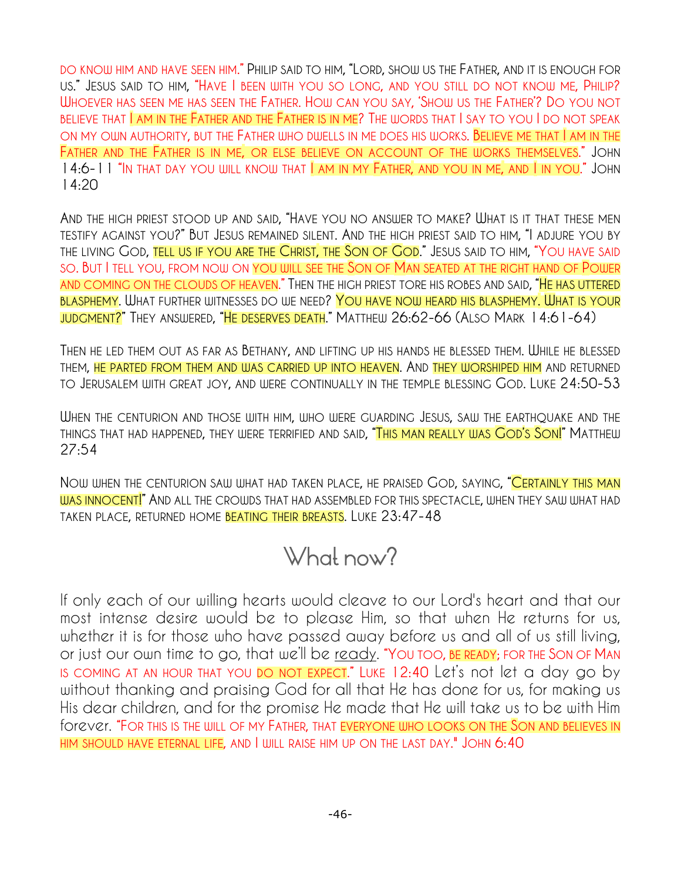do know him and have seen him." Philip said to him, "Lord, show us the Father, and it is enough for us." Jesus said to him, "Have I been with you so long, and you still do not know me, Philip? Whoever has seen me has seen the Father. How can you say, 'Show us the Father'? Do you not believe that I am in the Father and the Father is in me? The words that I say to you I do not speak on my own authority, but the Father who dwells in me does his works. Believe me that I am in the Father and the Father is in me, or else believe on account of the works themselves." John 14:6-11 "In that day you will know that I am in my Father, and you in me, and I in you." John 14:20

And the high priest stood up and said, "Have you no answer to make? What is it that these men testify against you?" But Jesus remained silent. And the high priest said to him, "I adjure you by the living God, tell us if you are the Christ, the Son of God." Jesus said to him, "You have said so. But I tell you, from now on you will see the Son of Man seated at the right hand of Power and coming on the clouds of heaven." Then the high priest tore his robes and said, "He has uttered blasphemy. What further witnesses do we need? You have now heard his blasphemy. What is your judgment?" They answered, "He deserves death." Matthew 26:62-66 (Also Mark 14:61-64)

Then he led them out as far as Bethany, and lifting up his hands he blessed them. While he blessed them, he parted from them and was carried up into heaven. And they worshiped him and returned to Jerusalem with great joy, and were continually in the temple blessing God. Luke 24:50-53

When the centurion and those with him, who were guarding Jesus, saw the earthquake and the things that had happened, they were terrified and said, "This man really was God's Son!" Matthew 27:54

Now when the centurion saw what had taken place, he praised God, saying, "Certainly this man was innocent!" And all the crowds that had assembled for this spectacle, when they saw what had taken place, returned home beating their breasts. Luke 23:47-48

## What now?

If only each of our willing hearts would cleave to our Lord's heart and that our most intense desire would be to please Him, so that when He returns for us, whether it is for those who have passed away before us and all of us still living, or just our own time to go, that we'll be ready. "You too, be ready; for the Son of Man is coming at an hour that you do not expect." Luke 12:40 Let's not let a day go by without thanking and praising God for all that He has done for us, for making us His dear children, and for the promise He made that He will take us to be with Him forever. "For this is the will of my Father, that everyone who looks on the Son and believes in him should have eternal life, and I will raise him up on the last day." John 6:40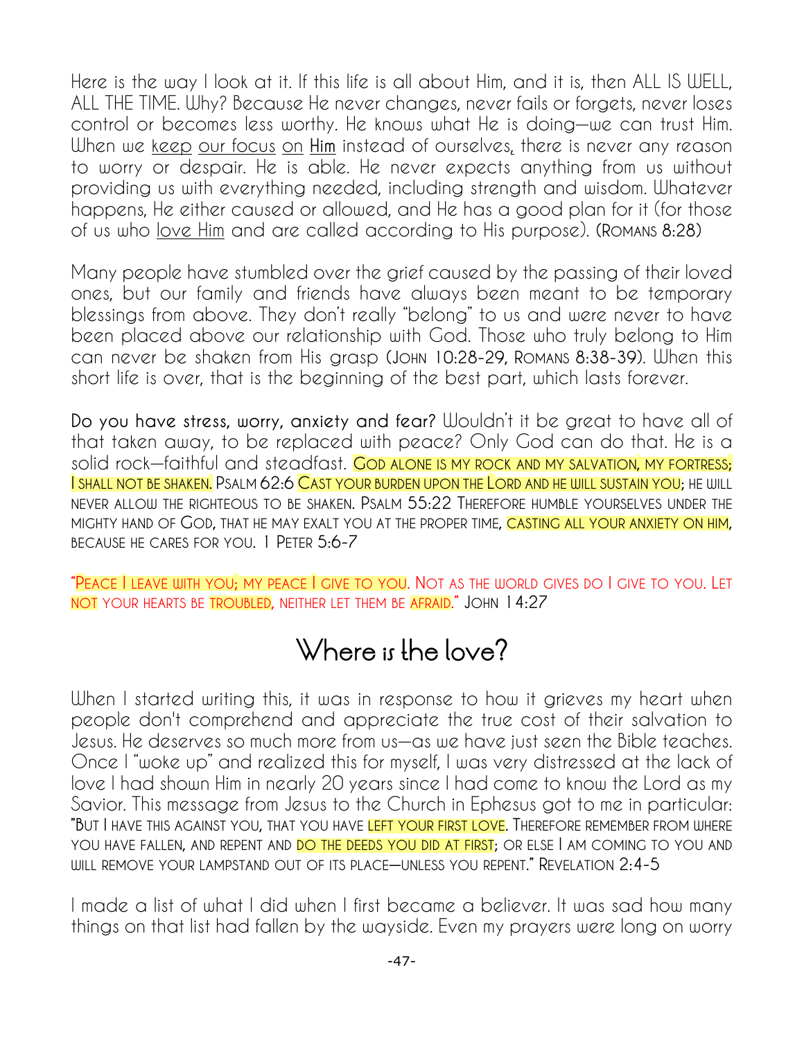Here is the way I look at it. If this life is all about Him, and it is, then ALL IS WELL, ALL THE TIME. Why? Because He never changes, never fails or forgets, never loses control or becomes less worthy. He knows what He is doing—we can trust Him. When we keep our focus on **Him** instead of ourselves, there is never any reason to worry or despair. He is able. He never expects anything from us without providing us with everything needed, including strength and wisdom. Whatever happens, He either caused or allowed, and He has a good plan for it (for those of us who love Him and are called according to His purpose). (ROMANS 8:28)

Many people have stumbled over the grief caused by the passing of their loved ones, but our family and friends have always been meant to be temporary blessings from above. They don't really "belong" to us and were never to have been placed above our relationship with God. Those who truly belong to Him can never be shaken from His grasp (JOHN 10:28-29, ROMANS 8:38-39). When this short life is over, that is the beginning of the best part, which lasts forever.

**Do you have stress, worry, anxiety and fear?** Wouldn't it be great to have all of that taken away, to be replaced with peace? Only God can do that. He is a solid rock—faithful and steadfast. GOD ALONE IS MY ROCK AND MY SALVATION, MY FORTRESS; I SHALL NOT BE SHAKEN. PSALM 62:6 CAST YOUR BURDEN UPON THE LORD AND HE WILL SUSTAIN YOU; HE WILL NEVER ALLOW THE RIGHTEOUS TO BE SHAKEN. PSALM 55:22 THEREFORE HUMBLE YOURSELVES UNDER THE MIGHTY HAND OF GOD, THAT HE MAY EXALT YOU AT THE PROPER TIME, CASTING ALL YOUR ANXIETY ON HIM, BECAUSE HE CARES FOR YOU. 1 PETER 5:6-7

"PEACE I LEAVE WITH YOU; MY PEACE I GIVE TO YOU. NOT AS THE WORLD GIVES DO I GIVE TO YOU. LET NOT YOUR HEARTS BE TROUBLED, NEITHER LET THEM BE AFRAID." JOHN 14:27

## Where is the love?

When I started writing this, it was in response to how it grieves my heart when people don't comprehend and appreciate the true cost of their salvation to Jesus. He deserves so much more from us—as we have just seen the Bible teaches. Once I "woke up" and realized this for myself, I was very distressed at the lack of love I had shown Him in nearly 20 years since I had come to know the Lord as my Savior. This message from Jesus to the Church in Ephesus got to me in particular: "BUT I HAVE THIS AGAINST YOU, THAT YOU HAVE LEFT YOUR FIRST LOVE. THEREFORE REMEMBER FROM WHERE YOU HAVE FALLEN, AND REPENT AND DO THE DEEDS YOU DID AT FIRST; OR ELSE I AM COMING TO YOU AND WILL REMOVE YOUR LAMPSTAND OUT OF ITS PLACE—UNLESS YOU REPENT." REVELATION 2:4-5

I made a list of what I did when I first became a believer. It was sad how many things on that list had fallen by the wayside. Even my prayers were long on worry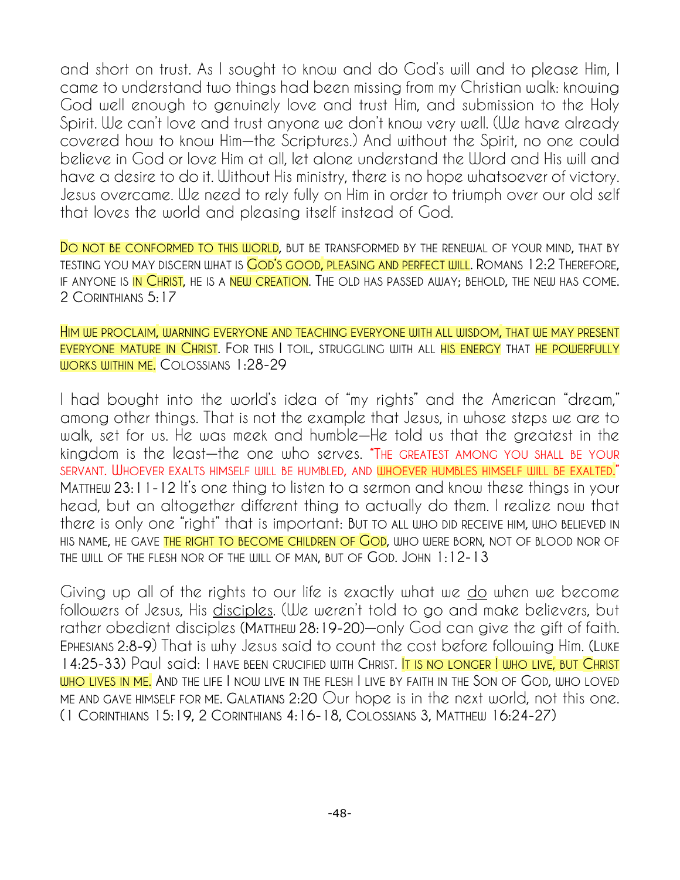and short on trust. As I sought to know and do God's will and to please Him, I came to understand two things had been missing from my Christian walk: knowing God well enough to genuinely love and trust Him, and submission to the Holy Spirit. We can't love and trust anyone we don't know very well. (We have already covered how to know Him—the Scriptures.) And without the Spirit, no one could believe in God or love Him at all, let alone understand the Word and His will and have a desire to do it. Without His ministry, there is no hope whatsoever of victory. Jesus overcame. We need to rely fully on Him in order to triumph over our old self that loves the world and pleasing itself instead of God.

DO NOT BE CONFORMED TO THIS WORLD, BUT BE TRANSFORMED BY THE RENEWAL OF YOUR MIND, THAT BY TESTING YOU MAY DISCERN WHAT IS GOD'S GOOD, PLEASING AND PERFECT WILL. ROMANS 12:2 THEREFORE, IF ANYONE IS IN CHRIST, HE IS A NEW CREATION. THE OLD HAS PASSED AWAY; BEHOLD, THE NEW HAS COME. 2 CORINTHIANS 5:17

HIM WE PROCLAIM, WARNING EVERYONE AND TEACHING EVERYONE WITH ALL WISDOM, THAT WE MAY PRESENT EVERYONE MATURE IN CHRIST. FOR THIS I TOIL, STRUGGLING WITH ALL HIS ENERGY THAT HE POWERFULLY WORKS WITHIN ME. COLOSSIANS 1:28-29

I had bought into the world's idea of "my rights" and the American "dream," among other things. That is not the example that Jesus, in whose steps we are to walk, set for us. He was meek and humble—He told us that the greatest in the kingdom is the least—the one who serves. "THE GREATEST AMONG YOU SHALL BE YOUR SERVANT. WHOEVER EXALTS HIMSELF WILL BE HUMBLED, AND WHOEVER HUMBLES HIMSELF WILL BE EXALTED." MATTHEW 23:11-12 It's one thing to listen to a sermon and know these things in your head, but an altogether different thing to actually do them. I realize now that there is only one "right" that is important: BUT TO ALL WHO DID RECEIVE HIM, WHO BELIEVED IN HIS NAME, HE GAVE THE RIGHT TO BECOME CHILDREN OF GOD, WHO WERE BORN, NOT OF BLOOD NOR OF THE WILL OF THE FLESH NOR OF THE WILL OF MAN, BUT OF GOD. JOHN 1:12-13

Giving up all of the rights to our life is exactly what we <u>do</u> when we become followers of Jesus, His <u>disciples</u>. (We weren't told to go and make believers, but rather obedient disciples (MATTHEW 28:19-20)—only God can give the gift of faith. EPHESIANS 2:8-9) That is why Jesus said to count the cost before following Him. (LUKE 14:25-33) Paul said: I HAVE BEEN CRUCIFIED WITH CHRIST. IT IS NO LONGER I WHO LIVE, BUT CHRIST WHO LIVES IN ME. AND THE LIFE I NOW LIVE IN THE FLESH I LIVE BY FAITH IN THE SON OF GOD, WHO LOVED ME AND GAVE HIMSELF FOR ME. GALATIANS 2:20 Our hope is in the next world, not this one. (1 CORINTHIANS 15:19, 2 CORINTHIANS 4:16-18, COLOSSIANS 3, MATTHEW 16:24-27)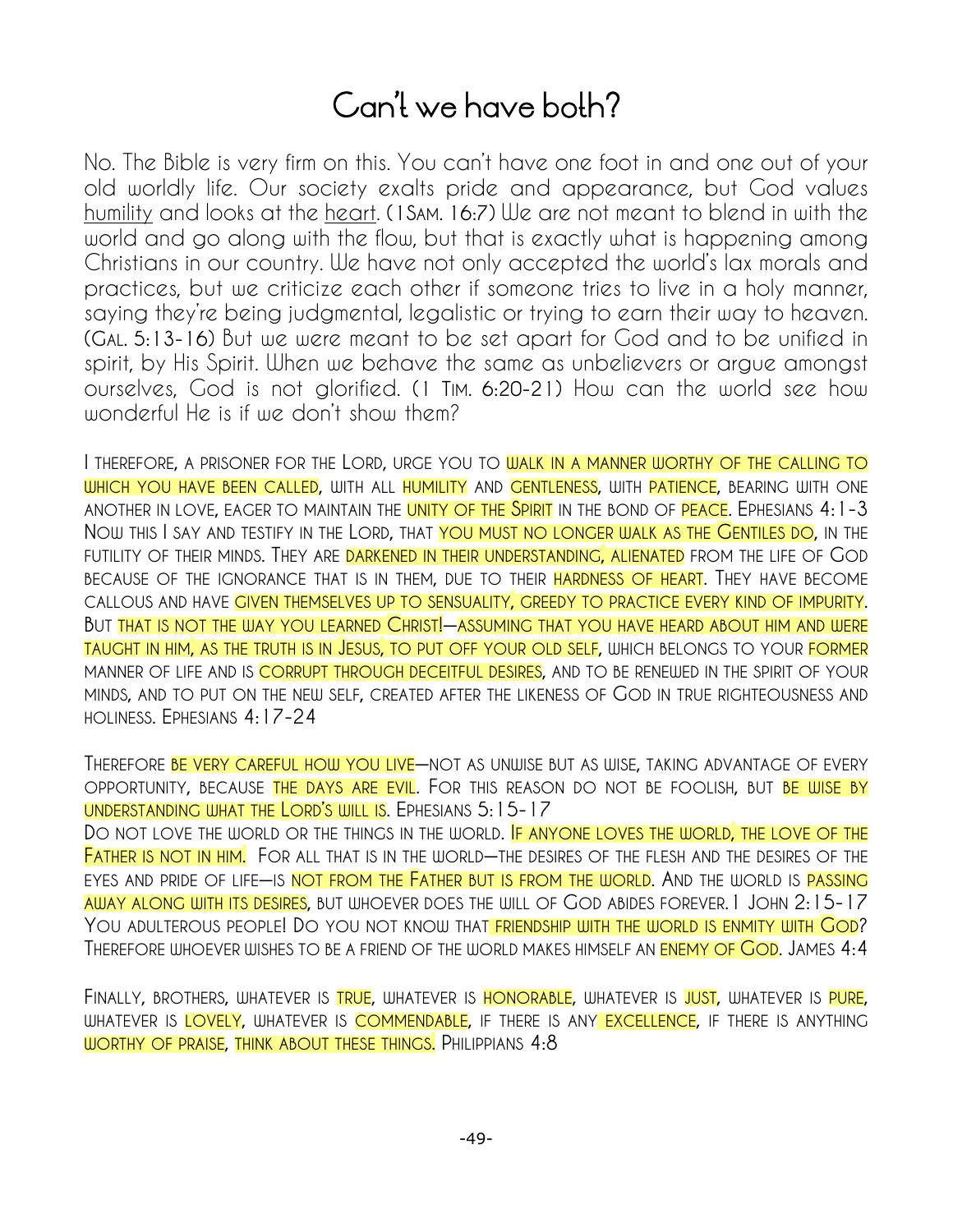# Can't we have both?

No. The Bible is very firm on this. You can't have one foot in and one out of your old worldly life. Our society exalts pride and appearance, but God values humility and looks at the heart. (1Sam. 16:7) We are not meant to blend in with the world and go along with the flow, but that is exactly what is happening among Christians in our country. We have not only accepted the world's lax morals and practices, but we criticize each other if someone tries to live in a holy manner, saying they're being judgmental, legalistic or trying to earn their way to heaven. (Gal. 5:13-16) But we were meant to be set apart for God and to be unified in spirit, by His Spirit. When we behave the same as unbelievers or argue amongst ourselves, God is not glorified. (1 Tim. 6:20-21) How can the world see how wonderful He is if we don't show them?

I therefore, a prisoner for the Lord, urge you to walk in a manner worthy of the calling to which you have been called, with all humility and gentleness, with patience, bearing with one another in love, eager to maintain the unity of the Spirit in the bond of peace. Ephesians 4:1-3
Now this I say and testify in the Lord, that you must no longer walk as the Gentiles do, in the futility of their minds. They are darkened in their understanding, alienated from the life of God because of the ignorance that is in them, due to their hardness of heart. They have become callous and have given themselves up to sensuality, greedy to practice every kind of impurity. But that is not the way you learned Christ!—assuming that you have heard about him and were taught in him, as the truth is in Jesus, to put off your old self, which belongs to your former manner of life and is corrupt through deceitful desires, and to be renewed in the spirit of your minds, and to put on the new self, created after the likeness of God in true righteousness and holiness. Ephesians 4:17-24

Therefore be very careful how you live—not as unwise but as wise, taking advantage of every opportunity, because the days are evil. For this reason do not be foolish, but be wise by understanding what the Lord's will is. Ephesians 5:15-17
Do not love the world or the things in the world. If anyone loves the world, the love of the Father is not in him. For all that is in the world—the desires of the flesh and the desires of the eyes and pride of life—is not from the Father but is from the world. And the world is passing away along with its desires, but whoever does the will of God abides forever. 1 John 2:15-17
You adulterous people! Do you not know that friendship with the world is enmity with God? Therefore whoever wishes to be a friend of the world makes himself an enemy of God. James 4:4

Finally, brothers, whatever is true, whatever is honorable, whatever is just, whatever is pure, whatever is lovely, whatever is commendable, if there is any excellence, if there is anything worthy of praise, think about these things. Philippians 4:8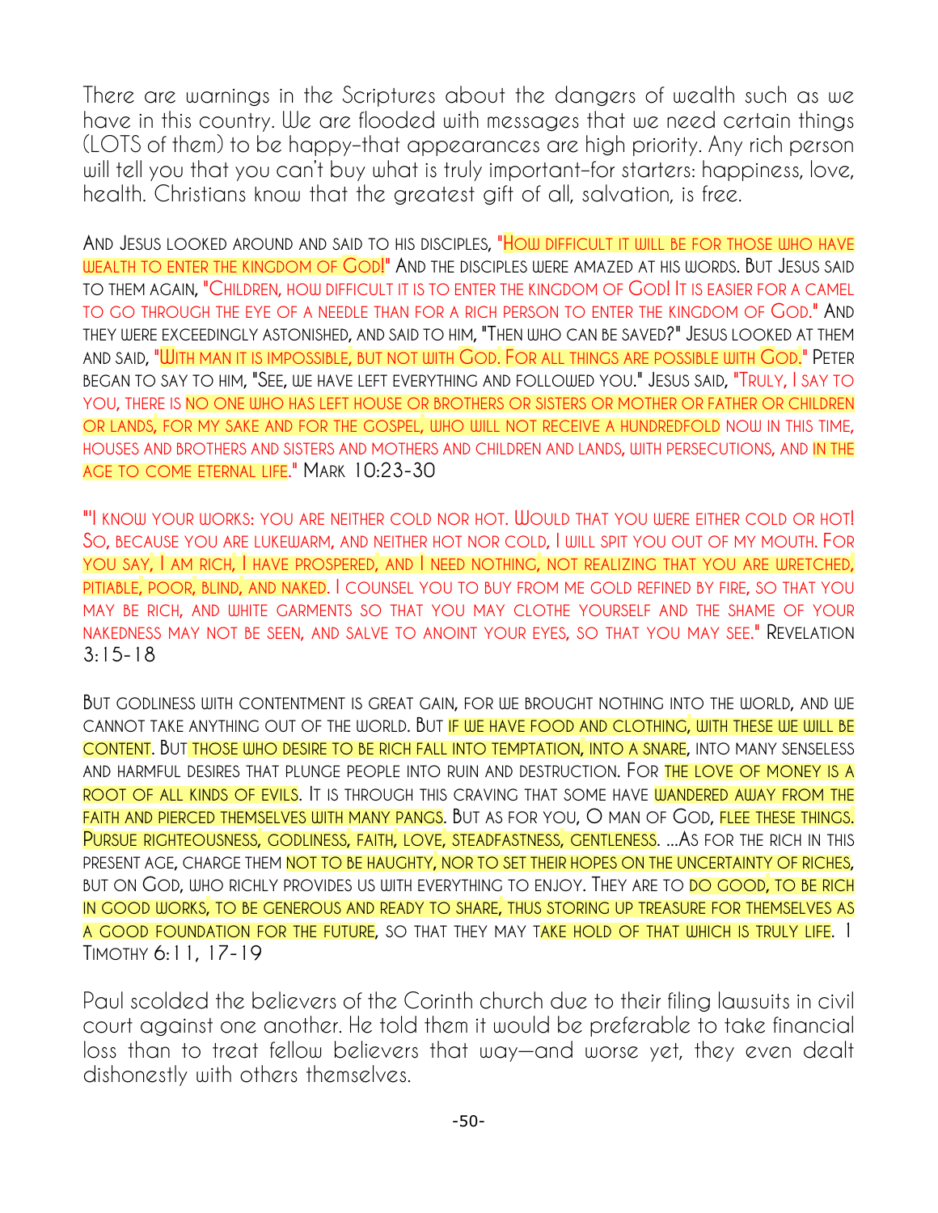There are warnings in the Scriptures about the dangers of wealth such as we have in this country. We are flooded with messages that we need certain things (LOTS of them) to be happy–that appearances are high priority. Any rich person will tell you that you can't buy what is truly important–for starters: happiness, love, health. Christians know that the greatest gift of all, salvation, is free.

And Jesus looked around and said to his disciples, "How difficult it will be for those who have wealth to enter the kingdom of God!" And the disciples were amazed at his words. But Jesus said to them again, "Children, how difficult it is to enter the kingdom of God! It is easier for a camel to go through the eye of a needle than for a rich person to enter the kingdom of God." And they were exceedingly astonished, and said to him, "Then who can be saved?" Jesus looked at them and said, "With man it is impossible, but not with God. For all things are possible with God." Peter began to say to him, "See, we have left everything and followed you." Jesus said, "Truly, I say to you, there is no one who has left house or brothers or sisters or mother or father or children or lands, for my sake and for the gospel, who will not receive a hundredfold now in this time, houses and brothers and sisters and mothers and children and lands, with persecutions, and in the age to come eternal life." Mark 10:23-30

"'I know your works: you are neither cold nor hot. Would that you were either cold or hot! So, because you are lukewarm, and neither hot nor cold, I will spit you out of my mouth. For you say, I am rich, I have prospered, and I need nothing, not realizing that you are wretched, pitiable, poor, blind, and naked. I counsel you to buy from me gold refined by fire, so that you may be rich, and white garments so that you may clothe yourself and the shame of your nakedness may not be seen, and salve to anoint your eyes, so that you may see." Revelation 3:15-18

But godliness with contentment is great gain, for we brought nothing into the world, and we cannot take anything out of the world. But if we have food and clothing, with these we will be content. But those who desire to be rich fall into temptation, into a snare, into many senseless and harmful desires that plunge people into ruin and destruction. For the love of money is a root of all kinds of evils. It is through this craving that some have wandered away from the faith and pierced themselves with many pangs. But as for you, O man of God, flee these things. Pursue righteousness, godliness, faith, love, steadfastness, gentleness. ...As for the rich in this present age, charge them not to be haughty, nor to set their hopes on the uncertainty of riches, but on God, who richly provides us with everything to enjoy. They are to do good, to be rich in good works, to be generous and ready to share, thus storing up treasure for themselves as a good foundation for the future, so that they may take hold of that which is truly life. 1 Timothy 6:11, 17-19

Paul scolded the believers of the Corinth church due to their filing lawsuits in civil court against one another. He told them it would be preferable to take financial loss than to treat fellow believers that way—and worse yet, they even dealt dishonestly with others themselves.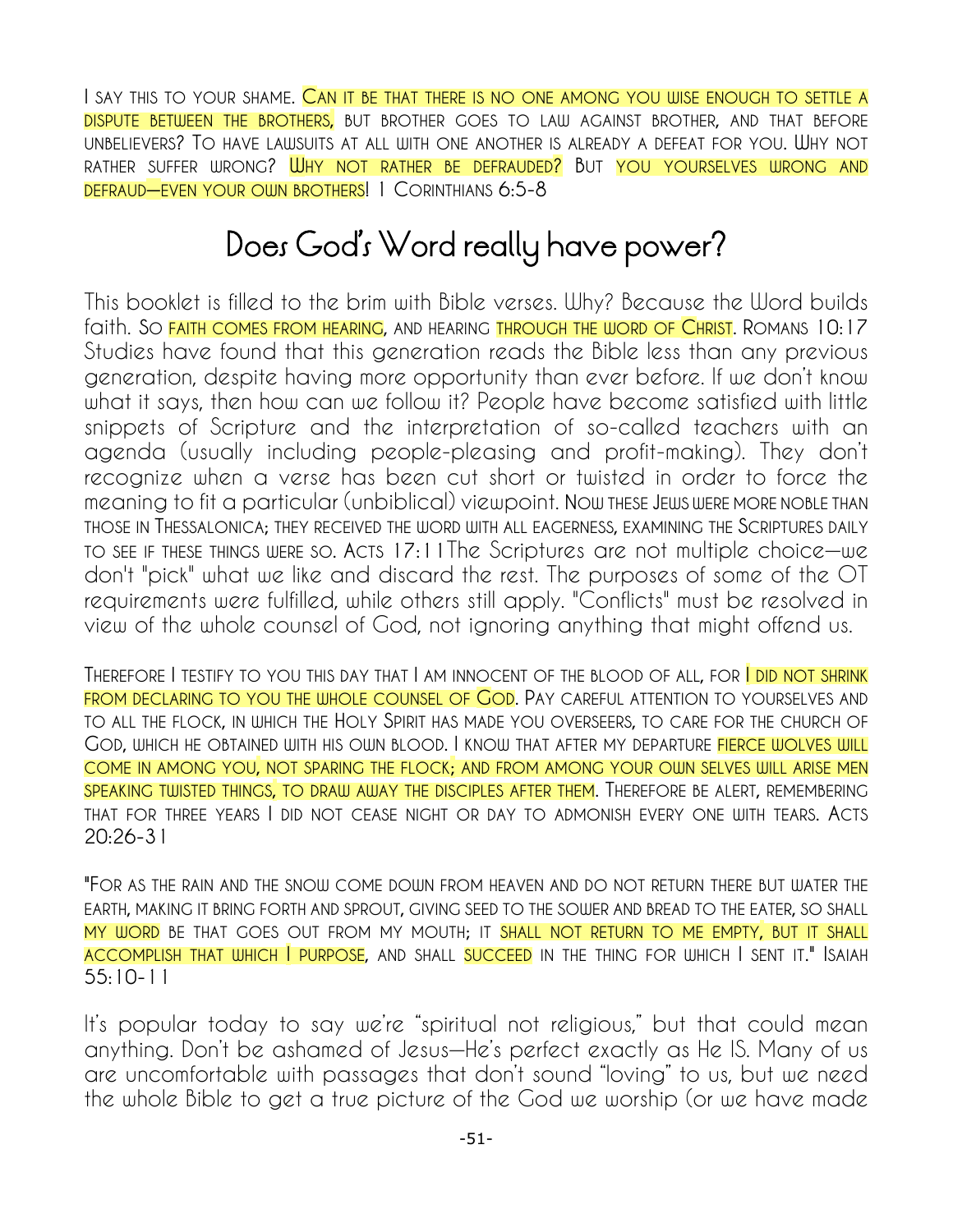I say this to your shame. Can it be that there is no one among you wise enough to settle a dispute between the brothers, but brother goes to law against brother, and that before unbelievers? To have lawsuits at all with one another is already a defeat for you. Why not rather suffer wrong? Why not rather be defrauded? But you yourselves wrong and defraud—even your own brothers! 1 Corinthians 6:5-8

## Does God's Word really have power?

This booklet is filled to the brim with Bible verses. Why? Because the Word builds faith. So faith comes from hearing, and hearing through the word of Christ. Romans 10:17 Studies have found that this generation reads the Bible less than any previous generation, despite having more opportunity than ever before. If we don't know what it says, then how can we follow it? People have become satisfied with little snippets of Scripture and the interpretation of so-called teachers with an agenda (usually including people-pleasing and profit-making). They don't recognize when a verse has been cut short or twisted in order to force the meaning to fit a particular (unbiblical) viewpoint. Now these Jews were more noble than those in Thessalonica; they received the word with all eagerness, examining the Scriptures daily to see if these things were so. Acts 17:11The Scriptures are not multiple choice—we don't "pick" what we like and discard the rest. The purposes of some of the OT requirements were fulfilled, while others still apply. "Conflicts" must be resolved in view of the whole counsel of God, not ignoring anything that might offend us.

Therefore I testify to you this day that I am innocent of the blood of all, for I did not shrink from declaring to you the whole counsel of God. Pay careful attention to yourselves and to all the flock, in which the Holy Spirit has made you overseers, to care for the church of God, which he obtained with his own blood. I know that after my departure fierce wolves will come in among you, not sparing the flock; and from among your own selves will arise men speaking twisted things, to draw away the disciples after them. Therefore be alert, remembering that for three years I did not cease night or day to admonish every one with tears. Acts 20:26-31

"For as the rain and the snow come down from heaven and do not return there but water the earth, making it bring forth and sprout, giving seed to the sower and bread to the eater, so shall my word be that goes out from my mouth; it shall not return to me empty, but it shall accomplish that which I purpose, and shall succeed in the thing for which I sent it." Isaiah 55:10-11

It's popular today to say we're "spiritual not religious," but that could mean anything. Don't be ashamed of Jesus—He's perfect exactly as He IS. Many of us are uncomfortable with passages that don't sound "loving" to us, but we need the whole Bible to get a true picture of the God we worship (or we have made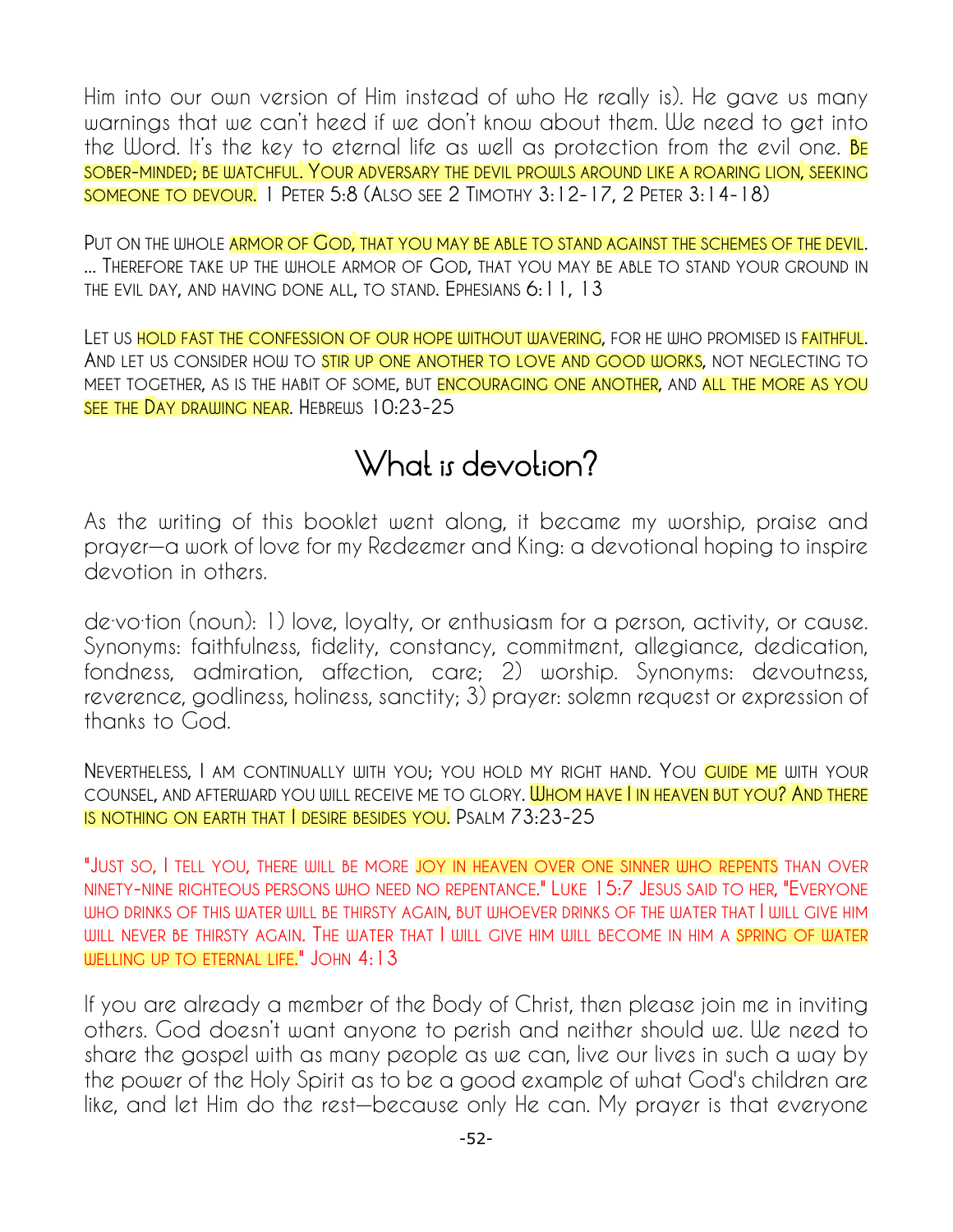Him into our own version of Him instead of who He really is). He gave us many warnings that we can't heed if we don't know about them. We need to get into the Word. It's the key to eternal life as well as protection from the evil one. BE SOBER-MINDED; BE WATCHFUL. YOUR ADVERSARY THE DEVIL PROWLS AROUND LIKE A ROARING LION, SEEKING SOMEONE TO DEVOUR. 1 PETER 5:8 (ALSO SEE 2 TIMOTHY 3:12-17, 2 PETER 3:14-18)

PUT ON THE WHOLE ARMOR OF GOD, THAT YOU MAY BE ABLE TO STAND AGAINST THE SCHEMES OF THE DEVIL. … THEREFORE TAKE UP THE WHOLE ARMOR OF GOD, THAT YOU MAY BE ABLE TO STAND YOUR GROUND IN THE EVIL DAY, AND HAVING DONE ALL, TO STAND. EPHESIANS 6:11, 13

LET US HOLD FAST THE CONFESSION OF OUR HOPE WITHOUT WAVERING, FOR HE WHO PROMISED IS FAITHFUL. AND LET US CONSIDER HOW TO STIR UP ONE ANOTHER TO LOVE AND GOOD WORKS, NOT NEGLECTING TO MEET TOGETHER, AS IS THE HABIT OF SOME, BUT ENCOURAGING ONE ANOTHER, AND ALL THE MORE AS YOU SEE THE DAY DRAWING NEAR. HEBREWS 10:23-25

# What is devotion?

As the writing of this booklet went along, it became my worship, praise and prayer—a work of love for my Redeemer and King: a devotional hoping to inspire devotion in others.

de·vo·tion (noun): 1) love, loyalty, or enthusiasm for a person, activity, or cause. Synonyms: faithfulness, fidelity, constancy, commitment, allegiance, dedication, fondness, admiration, affection, care; 2) worship. Synonyms: devoutness, reverence, godliness, holiness, sanctity; 3) prayer: solemn request or expression of thanks to God.

NEVERTHELESS, I AM CONTINUALLY WITH YOU; YOU HOLD MY RIGHT HAND. YOU GUIDE ME WITH YOUR COUNSEL, AND AFTERWARD YOU WILL RECEIVE ME TO GLORY. WHOM HAVE I IN HEAVEN BUT YOU? AND THERE IS NOTHING ON EARTH THAT I DESIRE BESIDES YOU. PSALM 73:23-25

"JUST SO, I TELL YOU, THERE WILL BE MORE JOY IN HEAVEN OVER ONE SINNER WHO REPENTS THAN OVER NINETY-NINE RIGHTEOUS PERSONS WHO NEED NO REPENTANCE." LUKE 15:7 JESUS SAID TO HER, "EVERYONE WHO DRINKS OF THIS WATER WILL BE THIRSTY AGAIN, BUT WHOEVER DRINKS OF THE WATER THAT I WILL GIVE HIM WILL NEVER BE THIRSTY AGAIN. THE WATER THAT I WILL GIVE HIM WILL BECOME IN HIM A SPRING OF WATER WELLING UP TO ETERNAL LIFE." JOHN 4:13

If you are already a member of the Body of Christ, then please join me in inviting others. God doesn't want anyone to perish and neither should we. We need to share the gospel with as many people as we can, live our lives in such a way by the power of the Holy Spirit as to be a good example of what God's children are like, and let Him do the rest—because only He can. My prayer is that everyone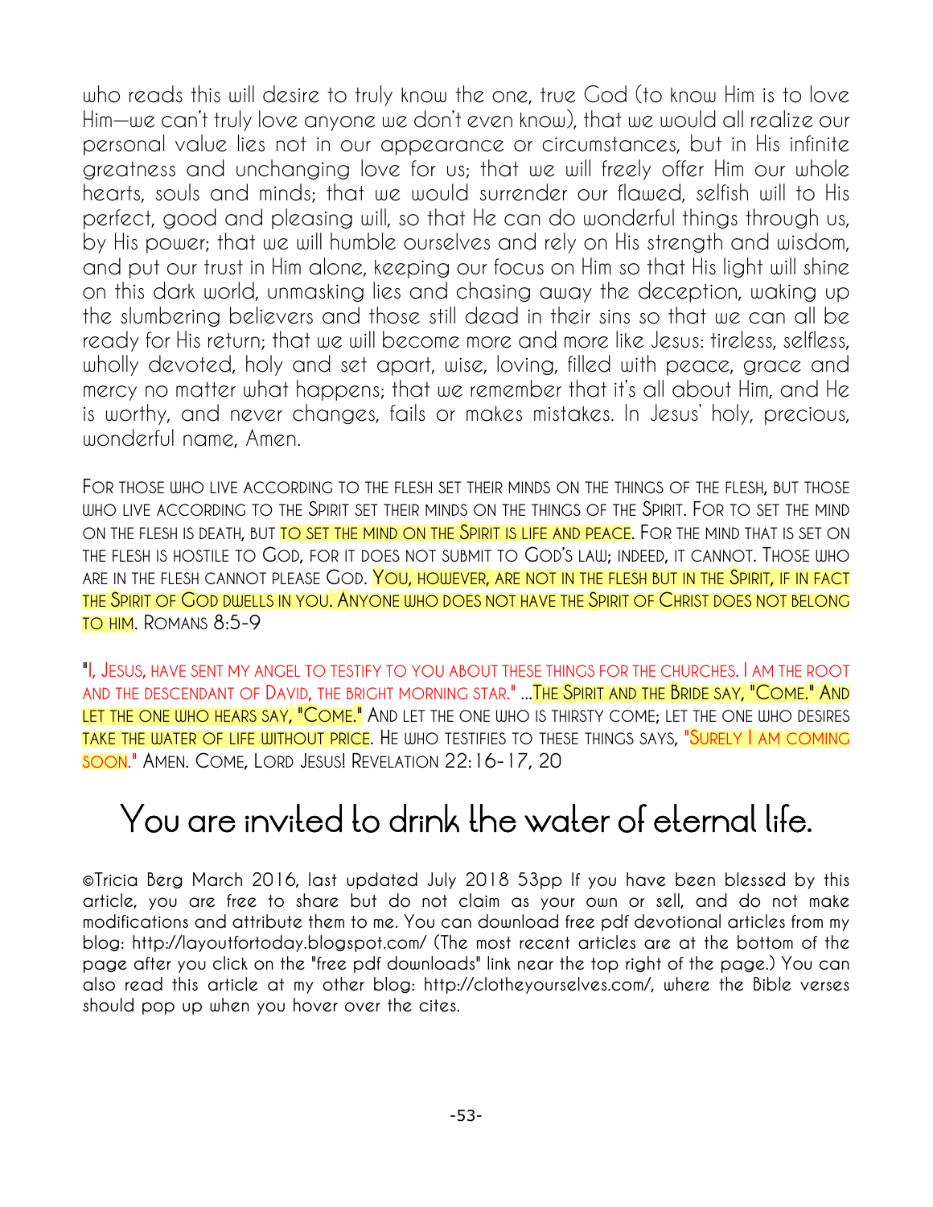who reads this will desire to truly know the one, true God (to know Him is to love Him—we can't truly love anyone we don't even know), that we would all realize our personal value lies not in our appearance or circumstances, but in His infinite greatness and unchanging love for us; that we will freely offer Him our whole hearts, souls and minds; that we would surrender our flawed, selfish will to His perfect, good and pleasing will, so that He can do wonderful things through us, by His power; that we will humble ourselves and rely on His strength and wisdom, and put our trust in Him alone, keeping our focus on Him so that His light will shine on this dark world, unmasking lies and chasing away the deception, waking up the slumbering believers and those still dead in their sins so that we can all be ready for His return; that we will become more and more like Jesus: tireless, selfless, wholly devoted, holy and set apart, wise, loving, filled with peace, grace and mercy no matter what happens; that we remember that it's all about Him, and He is worthy, and never changes, fails or makes mistakes. In Jesus' holy, precious, wonderful name, Amen.

For those who live according to the flesh set their minds on the things of the flesh, but those who live according to the Spirit set their minds on the things of the Spirit. For to set the mind on the flesh is death, but to set the mind on the Spirit is life and peace. For the mind that is set on the flesh is hostile to God, for it does not submit to God's law; indeed, it cannot. Those who are in the flesh cannot please God. You, however, are not in the flesh but in the Spirit, if in fact the Spirit of God dwells in you. Anyone who does not have the Spirit of Christ does not belong to him. Romans 8:5-9

"I, Jesus, have sent my angel to testify to you about these things for the churches. I am the root and the descendant of David, the bright morning star." ...The Spirit and the Bride say, "Come." And let the one who hears say, "Come." And let the one who is thirsty come; let the one who desires take the water of life without price. He who testifies to these things says, "Surely I am coming soon." Amen. Come, Lord Jesus! Revelation 22:16-17, 20

# You are invited to drink the water of eternal life.

©Tricia Berg March 2016, last updated July 2018 53pp If you have been blessed by this article, you are free to share but do not claim as your own or sell, and do not make modifications and attribute them to me. You can download free pdf devotional articles from my blog: http://layoutfortoday.blogspot.com/ (The most recent articles are at the bottom of the page after you click on the "free pdf downloads" link near the top right of the page.) You can also read this article at my other blog: http://clotheyourselves.com/, where the Bible verses should pop up when you hover over the cites.